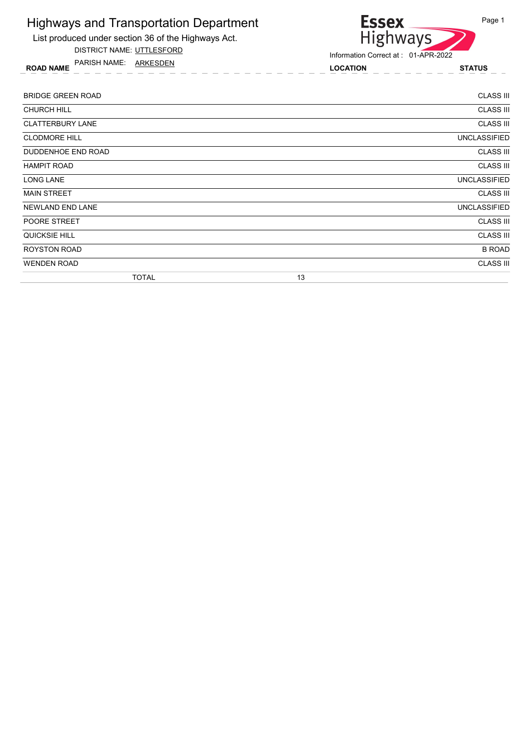# Highways and Transportation Department

List produced under section 36 of the Highways Act.

DISTRICT NAME: UTTLESFORD

PARISH NAME: ARKESDEN

Information Correct at : 01-APR-2022

| ROAD NAME | LOCATION | STATUS |
|---|---|---|
| BRIDGE GREEN ROAD | | CLASS III |
| CHURCH HILL | | CLASS III |
| CLATTERBURY LANE | | CLASS III |
| CLODMORE HILL | | UNCLASSIFIED |
| DUDDENHOE END ROAD | | CLASS III |
| HAMPIT ROAD | | CLASS III |
| LONG LANE | | UNCLASSIFIED |
| MAIN STREET | | CLASS III |
| NEWLAND END LANE | | UNCLASSIFIED |
| POORE STREET | | CLASS III |
| QUICKSIE HILL | | CLASS III |
| ROYSTON ROAD | | B ROAD |
| WENDEN ROAD | | CLASS III |
| TOTAL | 13 | |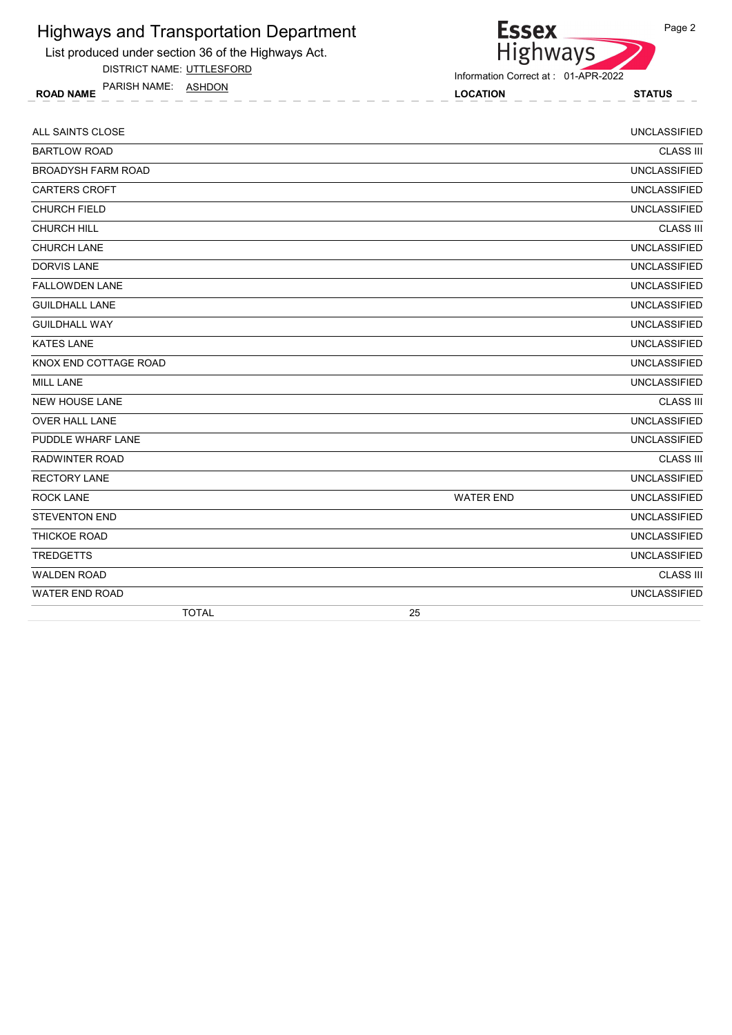# Highways and Transportation Department

List produced under section 36 of the Highways Act.

DISTRICT NAME: UTTLESFORD

PARISH NAME: ASHDON

Essex Highways

Information Correct at : 01-APR-2022

| ROAD NAME | LOCATION | STATUS |
|---|---|---|
| ALL SAINTS CLOSE | | UNCLASSIFIED |
| BARTLOW ROAD | | CLASS III |
| BROADYSH FARM ROAD | | UNCLASSIFIED |
| CARTERS CROFT | | UNCLASSIFIED |
| CHURCH FIELD | | UNCLASSIFIED |
| CHURCH HILL | | CLASS III |
| CHURCH LANE | | UNCLASSIFIED |
| DORVIS LANE | | UNCLASSIFIED |
| FALLOWDEN LANE | | UNCLASSIFIED |
| GUILDHALL LANE | | UNCLASSIFIED |
| GUILDHALL WAY | | UNCLASSIFIED |
| KATES LANE | | UNCLASSIFIED |
| KNOX END COTTAGE ROAD | | UNCLASSIFIED |
| MILL LANE | | UNCLASSIFIED |
| NEW HOUSE LANE | | CLASS III |
| OVER HALL LANE | | UNCLASSIFIED |
| PUDDLE WHARF LANE | | UNCLASSIFIED |
| RADWINTER ROAD | | CLASS III |
| RECTORY LANE | | UNCLASSIFIED |
| ROCK LANE | WATER END | UNCLASSIFIED |
| STEVENTON END | | UNCLASSIFIED |
| THICKOE ROAD | | UNCLASSIFIED |
| TREDGETTS | | UNCLASSIFIED |
| WALDEN ROAD | | CLASS III |
| WATER END ROAD | | UNCLASSIFIED |
| TOTAL | 25 | |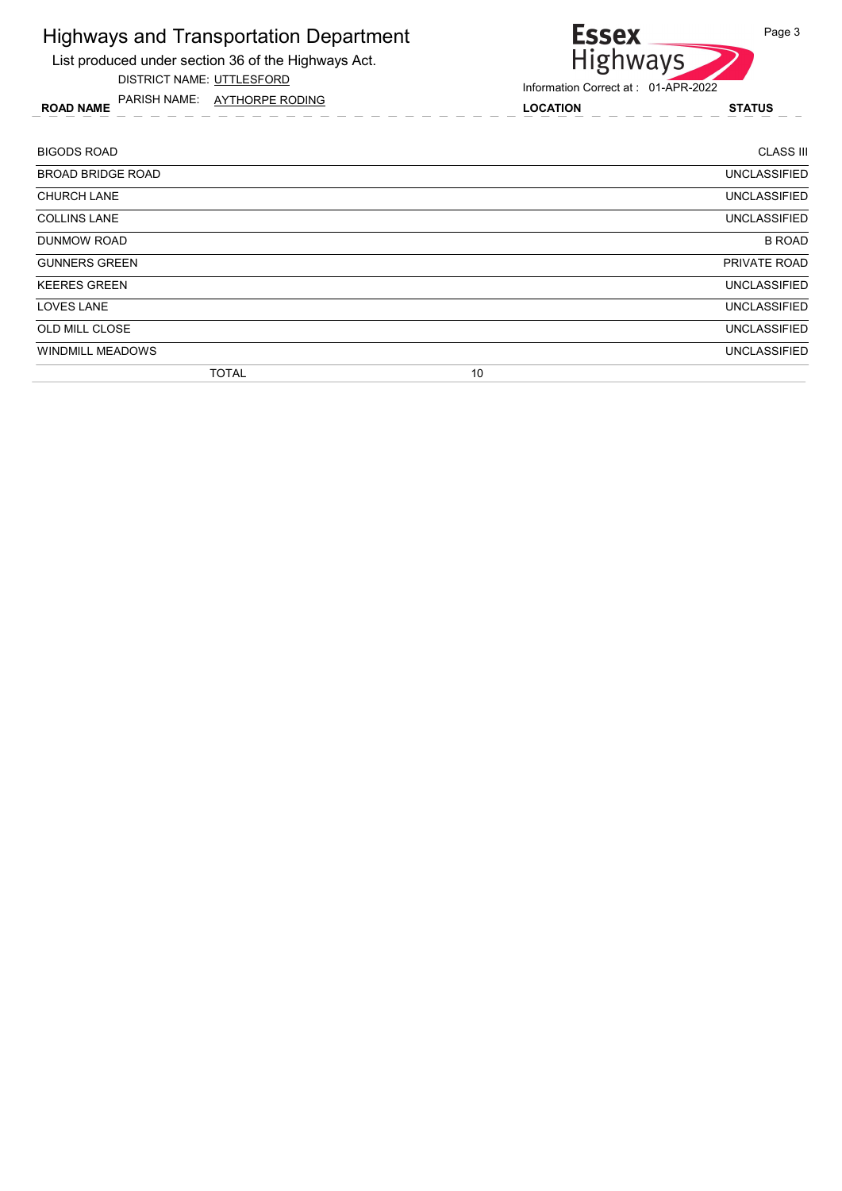# Highways and Transportation Department

List produced under section 36 of the Highways Act.

DISTRICT NAME: UTTLESFORD

PARISH NAME: AYTHORPE RODING

Information Correct at : 01-APR-2022

| ROAD NAME | LOCATION | STATUS |
|---|---|---|
| BIGODS ROAD | | CLASS III |
| BROAD BRIDGE ROAD | | UNCLASSIFIED |
| CHURCH LANE | | UNCLASSIFIED |
| COLLINS LANE | | UNCLASSIFIED |
| DUNMOW ROAD | | B ROAD |
| GUNNERS GREEN | | PRIVATE ROAD |
| KEERES GREEN | | UNCLASSIFIED |
| LOVES LANE | | UNCLASSIFIED |
| OLD MILL CLOSE | | UNCLASSIFIED |
| WINDMILL MEADOWS | | UNCLASSIFIED |
| TOTAL | 10 | |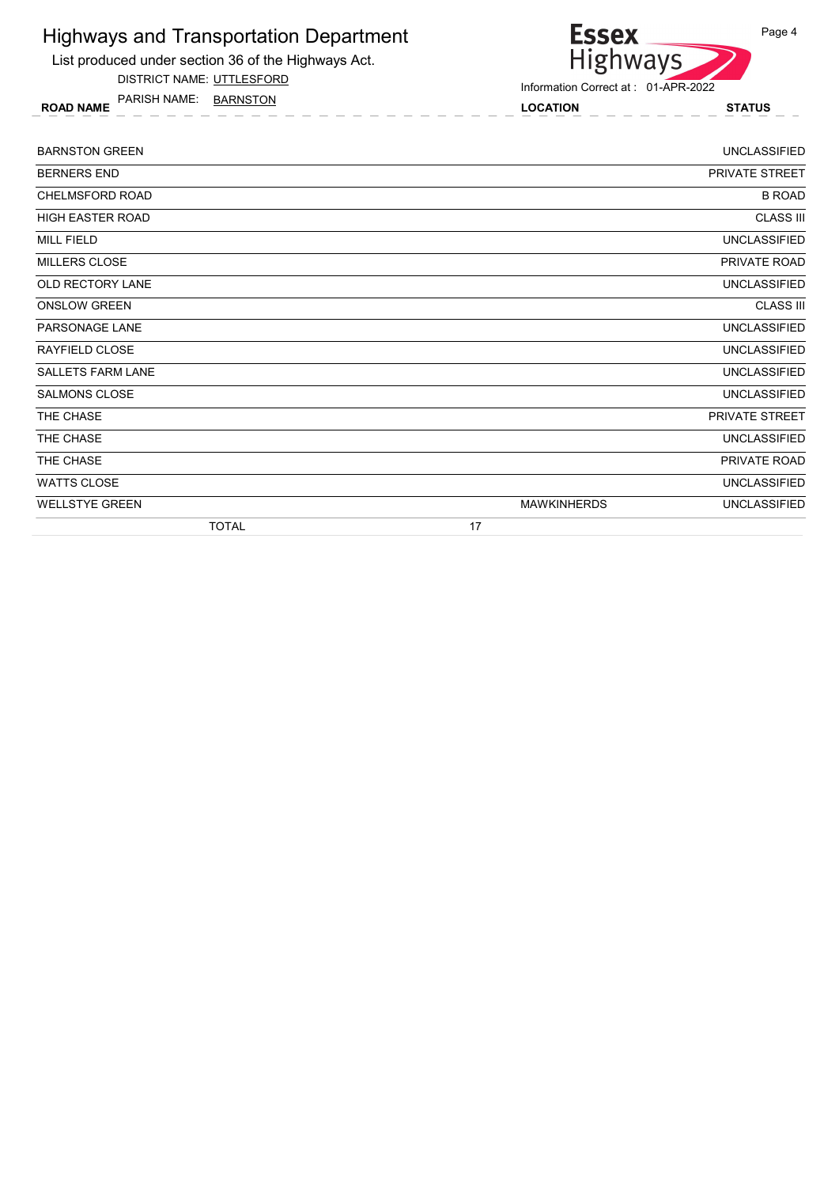# Highways and Transportation Department

List produced under section 36 of the Highways Act.

DISTRICT NAME: UTTLESFORD

PARISH NAME: BARNSTON

Information Correct at : 01-APR-2022

| ROAD NAME | LOCATION | STATUS |
|---|---|---|
| BARNSTON GREEN | | UNCLASSIFIED |
| BERNERS END | | PRIVATE STREET |
| CHELMSFORD ROAD | | B ROAD |
| HIGH EASTER ROAD | | CLASS III |
| MILL FIELD | | UNCLASSIFIED |
| MILLERS CLOSE | | PRIVATE ROAD |
| OLD RECTORY LANE | | UNCLASSIFIED |
| ONSLOW GREEN | | CLASS III |
| PARSONAGE LANE | | UNCLASSIFIED |
| RAYFIELD CLOSE | | UNCLASSIFIED |
| SALLETS FARM LANE | | UNCLASSIFIED |
| SALMONS CLOSE | | UNCLASSIFIED |
| THE CHASE | | PRIVATE STREET |
| THE CHASE | | UNCLASSIFIED |
| THE CHASE | | PRIVATE ROAD |
| WATTS CLOSE | | UNCLASSIFIED |
| WELLSTYE GREEN | MAWKINHERDS | UNCLASSIFIED |
| TOTAL 17 | | |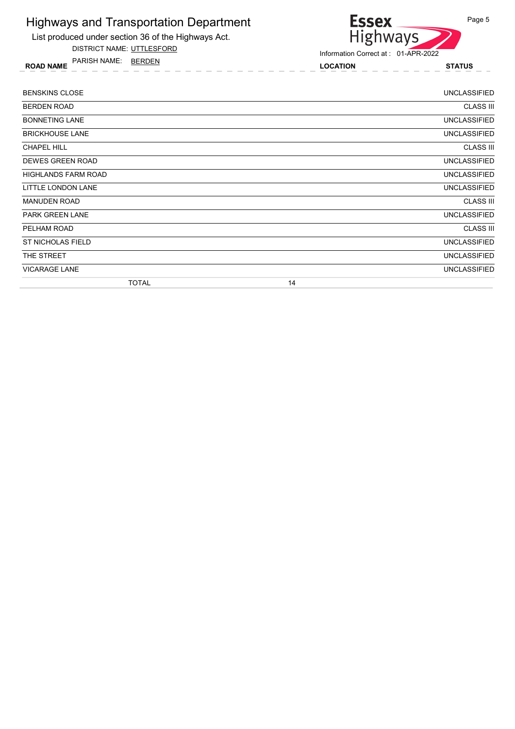# Highways and Transportation Department

List produced under section 36 of the Highways Act.

DISTRICT NAME: UTTLESFORD

PARISH NAME: BERDEN

Information Correct at : 01-APR-2022

| ROAD NAME | LOCATION | STATUS |
|---|---|---|
| BENSKINS CLOSE | | UNCLASSIFIED |
| BERDEN ROAD | | CLASS III |
| BONNETING LANE | | UNCLASSIFIED |
| BRICKHOUSE LANE | | UNCLASSIFIED |
| CHAPEL HILL | | CLASS III |
| DEWES GREEN ROAD | | UNCLASSIFIED |
| HIGHLANDS FARM ROAD | | UNCLASSIFIED |
| LITTLE LONDON LANE | | UNCLASSIFIED |
| MANUDEN ROAD | | CLASS III |
| PARK GREEN LANE | | UNCLASSIFIED |
| PELHAM ROAD | | CLASS III |
| ST NICHOLAS FIELD | | UNCLASSIFIED |
| THE STREET | | UNCLASSIFIED |
| VICARAGE LANE | | UNCLASSIFIED |
| TOTAL | 14 | |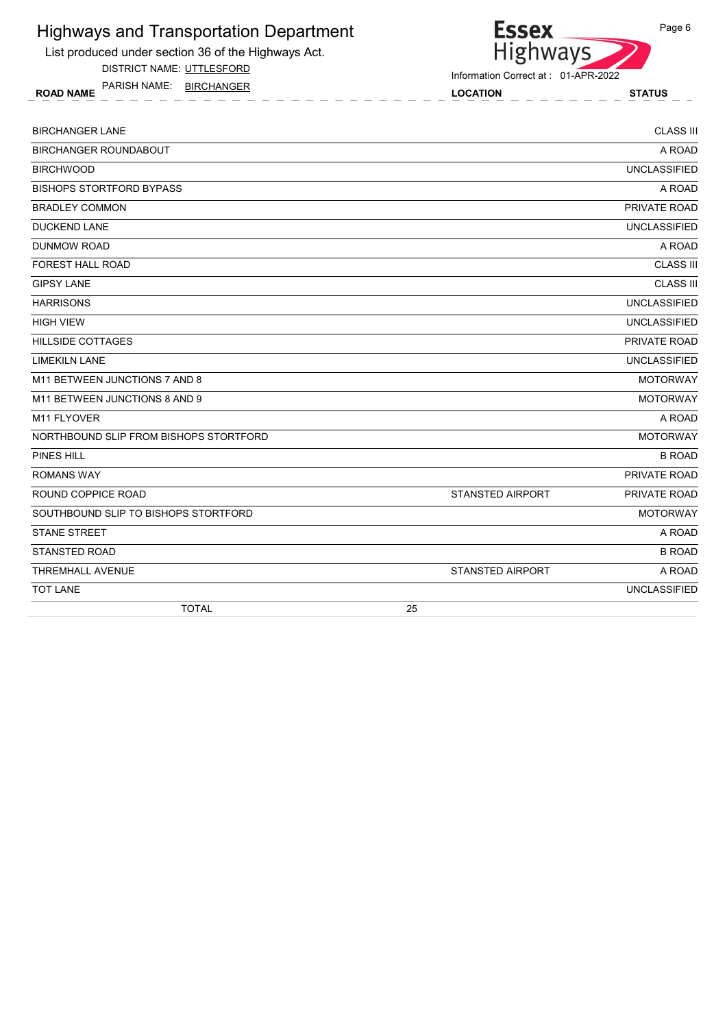# Highways and Transportation Department

List produced under section 36 of the Highways Act.

DISTRICT NAME: UTTLESFORD

PARISH NAME: BIRCHANGER

Information Correct at : 01-APR-2022

| ROAD NAME | LOCATION | STATUS |
|---|---|---|
| BIRCHANGER LANE | | CLASS III |
| BIRCHANGER ROUNDABOUT | | A ROAD |
| BIRCHWOOD | | UNCLASSIFIED |
| BISHOPS STORTFORD BYPASS | | A ROAD |
| BRADLEY COMMON | | PRIVATE ROAD |
| DUCKEND LANE | | UNCLASSIFIED |
| DUNMOW ROAD | | A ROAD |
| FOREST HALL ROAD | | CLASS III |
| GIPSY LANE | | CLASS III |
| HARRISONS | | UNCLASSIFIED |
| HIGH VIEW | | UNCLASSIFIED |
| HILLSIDE COTTAGES | | PRIVATE ROAD |
| LIMEKILN LANE | | UNCLASSIFIED |
| M11 BETWEEN JUNCTIONS 7 AND 8 | | MOTORWAY |
| M11 BETWEEN JUNCTIONS 8 AND 9 | | MOTORWAY |
| M11 FLYOVER | | A ROAD |
| NORTHBOUND SLIP FROM BISHOPS STORTFORD | | MOTORWAY |
| PINES HILL | | B ROAD |
| ROMANS WAY | | PRIVATE ROAD |
| ROUND COPPICE ROAD | STANSTED AIRPORT | PRIVATE ROAD |
| SOUTHBOUND SLIP TO BISHOPS STORTFORD | | MOTORWAY |
| STANE STREET | | A ROAD |
| STANSTED ROAD | | B ROAD |
| THREMHALL AVENUE | STANSTED AIRPORT | A ROAD |
| TOT LANE | | UNCLASSIFIED |
| TOTAL | 25 | |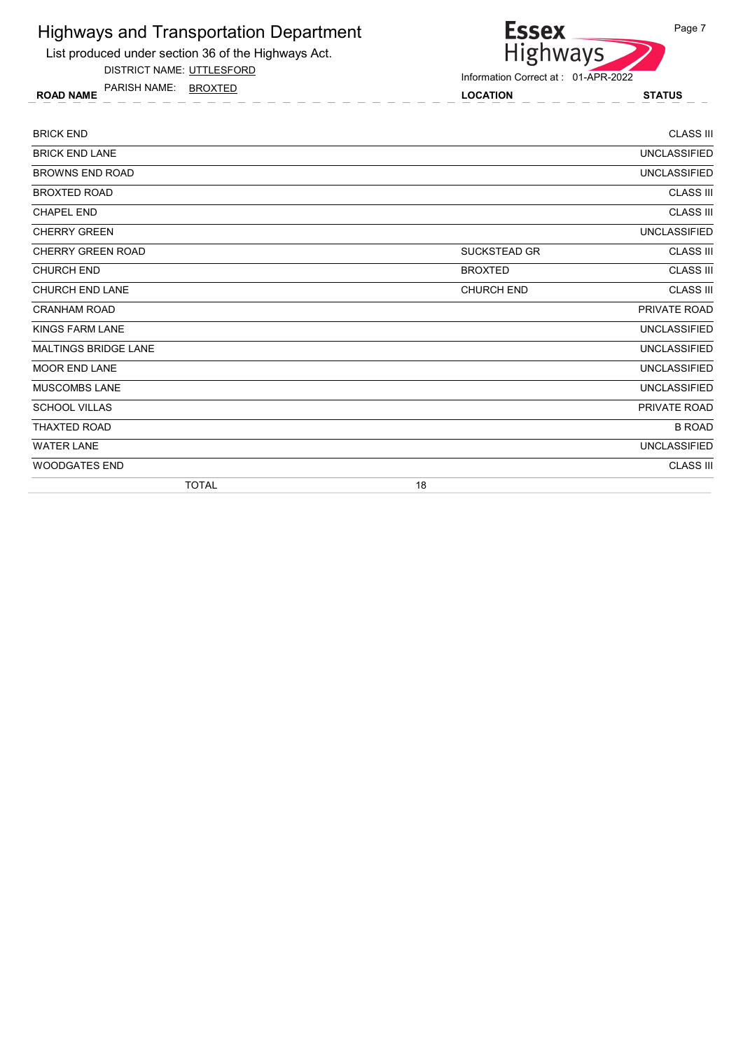# Highways and Transportation Department

List produced under section 36 of the Highways Act.

DISTRICT NAME: UTTLESFORD

PARISH NAME: BROXTED

Information Correct at : 01-APR-2022

| ROAD NAME | LOCATION | STATUS |
|---|---|---|
| BRICK END | | CLASS III |
| BRICK END LANE | | UNCLASSIFIED |
| BROWNS END ROAD | | UNCLASSIFIED |
| BROXTED ROAD | | CLASS III |
| CHAPEL END | | CLASS III |
| CHERRY GREEN | | UNCLASSIFIED |
| CHERRY GREEN ROAD | SUCKSTEAD GR | CLASS III |
| CHURCH END | BROXTED | CLASS III |
| CHURCH END LANE | CHURCH END | CLASS III |
| CRANHAM ROAD | | PRIVATE ROAD |
| KINGS FARM LANE | | UNCLASSIFIED |
| MALTINGS BRIDGE LANE | | UNCLASSIFIED |
| MOOR END LANE | | UNCLASSIFIED |
| MUSCOMBS LANE | | UNCLASSIFIED |
| SCHOOL VILLAS | | PRIVATE ROAD |
| THAXTED ROAD | | B ROAD |
| WATER LANE | | UNCLASSIFIED |
| WOODGATES END | | CLASS III |
| TOTAL | 18 | |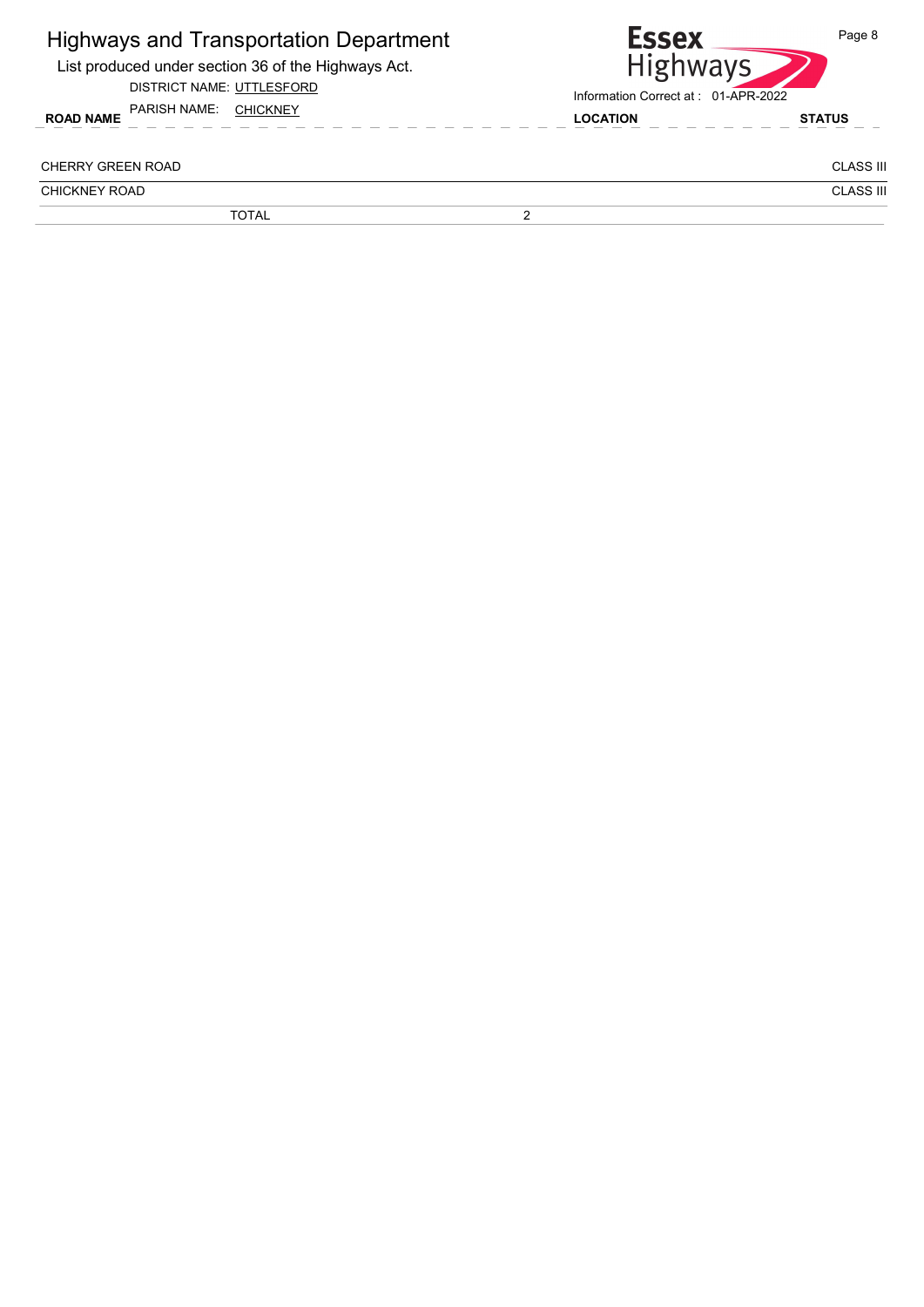# Highways and Transportation Department

List produced under section 36 of the Highways Act.

DISTRICT NAME: UTTLESFORD

PARISH NAME: CHICKNEY

Essex Highways

Information Correct at : 01-APR-2022

| ROAD NAME | LOCATION | STATUS |
| --- | --- | --- |
| CHERRY GREEN ROAD | | CLASS III |
| CHICKNEY ROAD | | CLASS III |
| TOTAL | 2 | |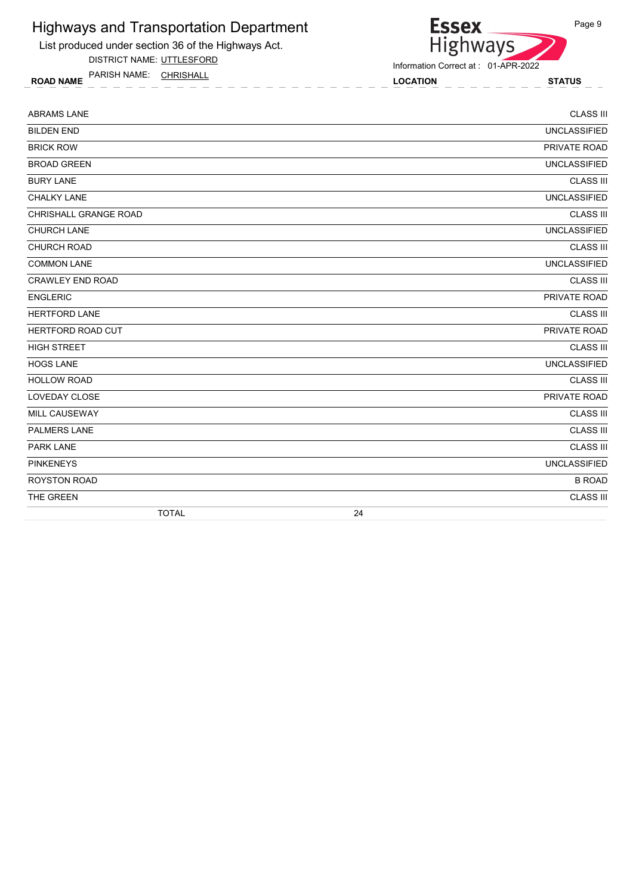# Highways and Transportation Department

List produced under section 36 of the Highways Act.

DISTRICT NAME: UTTLESFORD

PARISH NAME: CHRISHALL

Essex Highways

Information Correct at : 01-APR-2022

| ROAD NAME | LOCATION | STATUS |
|---|---|---|
| ABRAMS LANE | | CLASS III |
| BILDEN END | | UNCLASSIFIED |
| BRICK ROW | | PRIVATE ROAD |
| BROAD GREEN | | UNCLASSIFIED |
| BURY LANE | | CLASS III |
| CHALKY LANE | | UNCLASSIFIED |
| CHRISHALL GRANGE ROAD | | CLASS III |
| CHURCH LANE | | UNCLASSIFIED |
| CHURCH ROAD | | CLASS III |
| COMMON LANE | | UNCLASSIFIED |
| CRAWLEY END ROAD | | CLASS III |
| ENGLERIC | | PRIVATE ROAD |
| HERTFORD LANE | | CLASS III |
| HERTFORD ROAD CUT | | PRIVATE ROAD |
| HIGH STREET | | CLASS III |
| HOGS LANE | | UNCLASSIFIED |
| HOLLOW ROAD | | CLASS III |
| LOVEDAY CLOSE | | PRIVATE ROAD |
| MILL CAUSEWAY | | CLASS III |
| PALMERS LANE | | CLASS III |
| PARK LANE | | CLASS III |
| PINKENEYS | | UNCLASSIFIED |
| ROYSTON ROAD | | B ROAD |
| THE GREEN | | CLASS III |
| TOTAL | 24 | |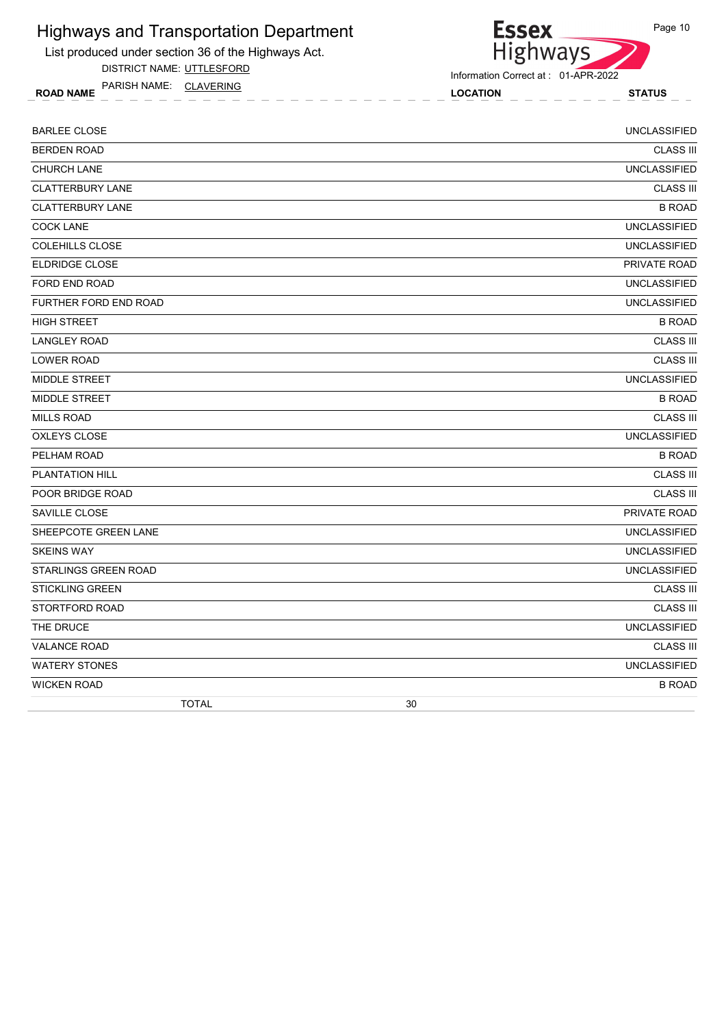# Highways and Transportation Department

List produced under section 36 of the Highways Act.

DISTRICT NAME: UTTLESFORD

PARISH NAME: CLAVERING

Information Correct at : 01-APR-2022

| ROAD NAME | LOCATION | STATUS |
|---|---|---|
| BARLEE CLOSE | | UNCLASSIFIED |
| BERDEN ROAD | | CLASS III |
| CHURCH LANE | | UNCLASSIFIED |
| CLATTERBURY LANE | | CLASS III |
| CLATTERBURY LANE | | B ROAD |
| COCK LANE | | UNCLASSIFIED |
| COLEHILLS CLOSE | | UNCLASSIFIED |
| ELDRIDGE CLOSE | | PRIVATE ROAD |
| FORD END ROAD | | UNCLASSIFIED |
| FURTHER FORD END ROAD | | UNCLASSIFIED |
| HIGH STREET | | B ROAD |
| LANGLEY ROAD | | CLASS III |
| LOWER ROAD | | CLASS III |
| MIDDLE STREET | | UNCLASSIFIED |
| MIDDLE STREET | | B ROAD |
| MILLS ROAD | | CLASS III |
| OXLEYS CLOSE | | UNCLASSIFIED |
| PELHAM ROAD | | B ROAD |
| PLANTATION HILL | | CLASS III |
| POOR BRIDGE ROAD | | CLASS III |
| SAVILLE CLOSE | | PRIVATE ROAD |
| SHEEPCOTE GREEN LANE | | UNCLASSIFIED |
| SKEINS WAY | | UNCLASSIFIED |
| STARLINGS GREEN ROAD | | UNCLASSIFIED |
| STICKLING GREEN | | CLASS III |
| STORTFORD ROAD | | CLASS III |
| THE DRUCE | | UNCLASSIFIED |
| VALANCE ROAD | | CLASS III |
| WATERY STONES | | UNCLASSIFIED |
| WICKEN ROAD | | B ROAD |
| TOTAL | 30 | |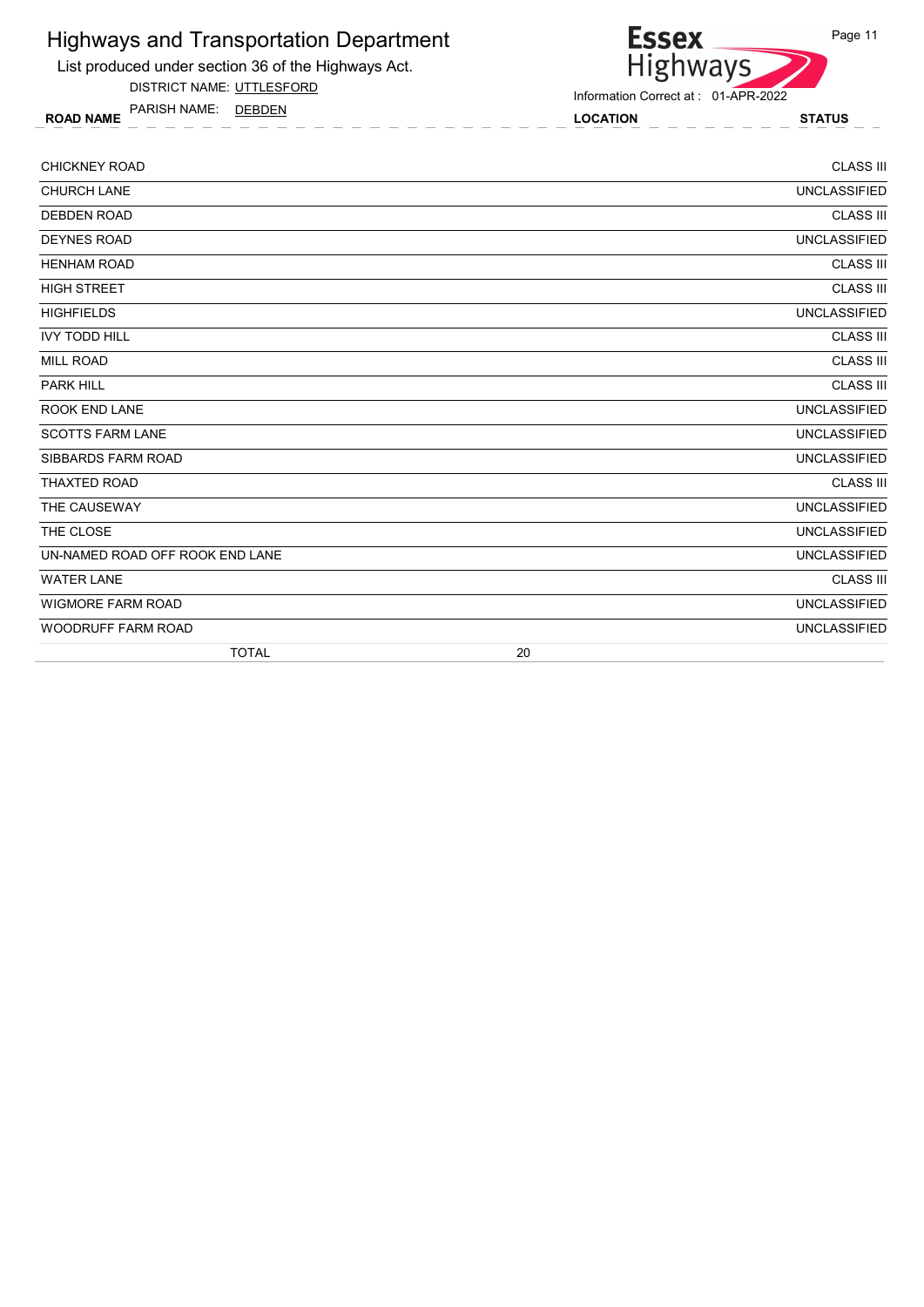# Highways and Transportation Department

List produced under section 36 of the Highways Act.

DISTRICT NAME: UTTLESFORD

PARISH NAME: DEBDEN

Information Correct at : 01-APR-2022

| ROAD NAME | LOCATION | STATUS |
|---|---|---|
| CHICKNEY ROAD | | CLASS III |
| CHURCH LANE | | UNCLASSIFIED |
| DEBDEN ROAD | | CLASS III |
| DEYNES ROAD | | UNCLASSIFIED |
| HENHAM ROAD | | CLASS III |
| HIGH STREET | | CLASS III |
| HIGHFIELDS | | UNCLASSIFIED |
| IVY TODD HILL | | CLASS III |
| MILL ROAD | | CLASS III |
| PARK HILL | | CLASS III |
| ROOK END LANE | | UNCLASSIFIED |
| SCOTTS FARM LANE | | UNCLASSIFIED |
| SIBBARDS FARM ROAD | | UNCLASSIFIED |
| THAXTED ROAD | | CLASS III |
| THE CAUSEWAY | | UNCLASSIFIED |
| THE CLOSE | | UNCLASSIFIED |
| UN-NAMED ROAD OFF ROOK END LANE | | UNCLASSIFIED |
| WATER LANE | | CLASS III |
| WIGMORE FARM ROAD | | UNCLASSIFIED |
| WOODRUFF FARM ROAD | | UNCLASSIFIED |
| TOTAL | 20 | |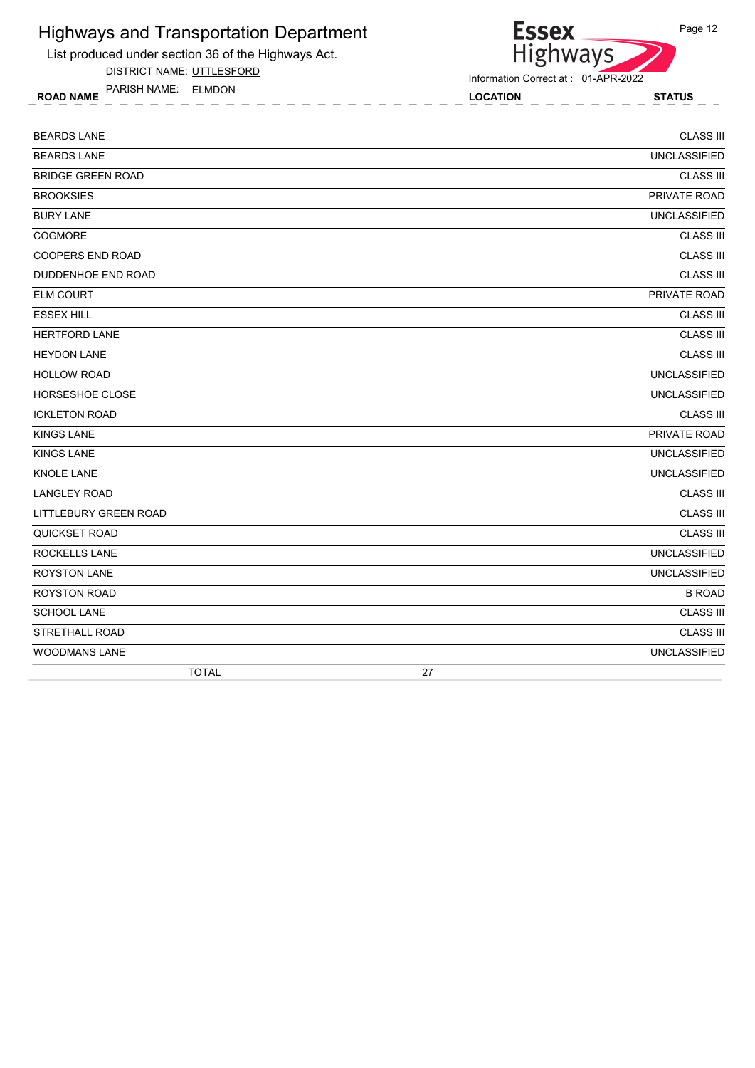# Highways and Transportation Department

List produced under section 36 of the Highways Act.

DISTRICT NAME: UTTLESFORD

PARISH NAME: ELMDON

Information Correct at : 01-APR-2022

| ROAD NAME | LOCATION | STATUS |
|---|---|---|
| BEARDS LANE | | CLASS III |
| BEARDS LANE | | UNCLASSIFIED |
| BRIDGE GREEN ROAD | | CLASS III |
| BROOKSIES | | PRIVATE ROAD |
| BURY LANE | | UNCLASSIFIED |
| COGMORE | | CLASS III |
| COOPERS END ROAD | | CLASS III |
| DUDDENHOE END ROAD | | CLASS III |
| ELM COURT | | PRIVATE ROAD |
| ESSEX HILL | | CLASS III |
| HERTFORD LANE | | CLASS III |
| HEYDON LANE | | CLASS III |
| HOLLOW ROAD | | UNCLASSIFIED |
| HORSESHOE CLOSE | | UNCLASSIFIED |
| ICKLETON ROAD | | CLASS III |
| KINGS LANE | | PRIVATE ROAD |
| KINGS LANE | | UNCLASSIFIED |
| KNOLE LANE | | UNCLASSIFIED |
| LANGLEY ROAD | | CLASS III |
| LITTLEBURY GREEN ROAD | | CLASS III |
| QUICKSET ROAD | | CLASS III |
| ROCKELLS LANE | | UNCLASSIFIED |
| ROYSTON LANE | | UNCLASSIFIED |
| ROYSTON ROAD | | B ROAD |
| SCHOOL LANE | | CLASS III |
| STRETHALL ROAD | | CLASS III |
| WOODMANS LANE | | UNCLASSIFIED |
| TOTAL | 27 | |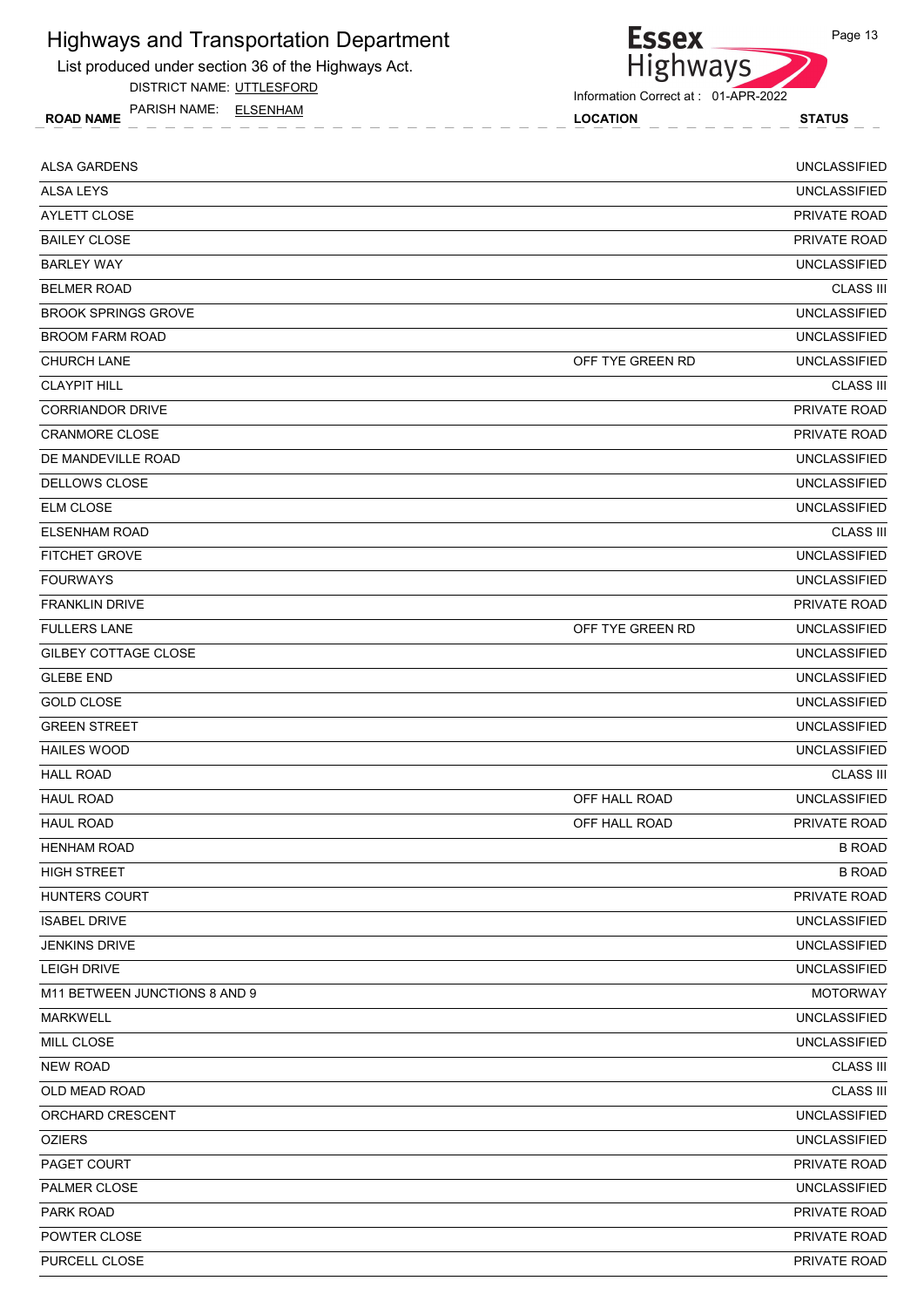# Highways and Transportation Department

List produced under section 36 of the Highways Act.

DISTRICT NAME: UTTLESFORD

PARISH NAME: ELSENHAM

Information Correct at : 01-APR-2022

| ROAD NAME | LOCATION | STATUS |
|---|---|---|
| ALSA GARDENS | | UNCLASSIFIED |
| ALSA LEYS | | UNCLASSIFIED |
| AYLETT CLOSE | | PRIVATE ROAD |
| BAILEY CLOSE | | PRIVATE ROAD |
| BARLEY WAY | | UNCLASSIFIED |
| BELMER ROAD | | CLASS III |
| BROOK SPRINGS GROVE | | UNCLASSIFIED |
| BROOM FARM ROAD | | UNCLASSIFIED |
| CHURCH LANE | OFF TYE GREEN RD | UNCLASSIFIED |
| CLAYPIT HILL | | CLASS III |
| CORRIANDOR DRIVE | | PRIVATE ROAD |
| CRANMORE CLOSE | | PRIVATE ROAD |
| DE MANDEVILLE ROAD | | UNCLASSIFIED |
| DELLOWS CLOSE | | UNCLASSIFIED |
| ELM CLOSE | | UNCLASSIFIED |
| ELSENHAM ROAD | | CLASS III |
| FITCHET GROVE | | UNCLASSIFIED |
| FOURWAYS | | UNCLASSIFIED |
| FRANKLIN DRIVE | | PRIVATE ROAD |
| FULLERS LANE | OFF TYE GREEN RD | UNCLASSIFIED |
| GILBEY COTTAGE CLOSE | | UNCLASSIFIED |
| GLEBE END | | UNCLASSIFIED |
| GOLD CLOSE | | UNCLASSIFIED |
| GREEN STREET | | UNCLASSIFIED |
| HAILES WOOD | | UNCLASSIFIED |
| HALL ROAD | | CLASS III |
| HAUL ROAD | OFF HALL ROAD | UNCLASSIFIED |
| HAUL ROAD | OFF HALL ROAD | PRIVATE ROAD |
| HENHAM ROAD | | B ROAD |
| HIGH STREET | | B ROAD |
| HUNTERS COURT | | PRIVATE ROAD |
| ISABEL DRIVE | | UNCLASSIFIED |
| JENKINS DRIVE | | UNCLASSIFIED |
| LEIGH DRIVE | | UNCLASSIFIED |
| M11 BETWEEN JUNCTIONS 8 AND 9 | | MOTORWAY |
| MARKWELL | | UNCLASSIFIED |
| MILL CLOSE | | UNCLASSIFIED |
| NEW ROAD | | CLASS III |
| OLD MEAD ROAD | | CLASS III |
| ORCHARD CRESCENT | | UNCLASSIFIED |
| OZIERS | | UNCLASSIFIED |
| PAGET COURT | | PRIVATE ROAD |
| PALMER CLOSE | | UNCLASSIFIED |
| PARK ROAD | | PRIVATE ROAD |
| POWTER CLOSE | | PRIVATE ROAD |
| PURCELL CLOSE | | PRIVATE ROAD |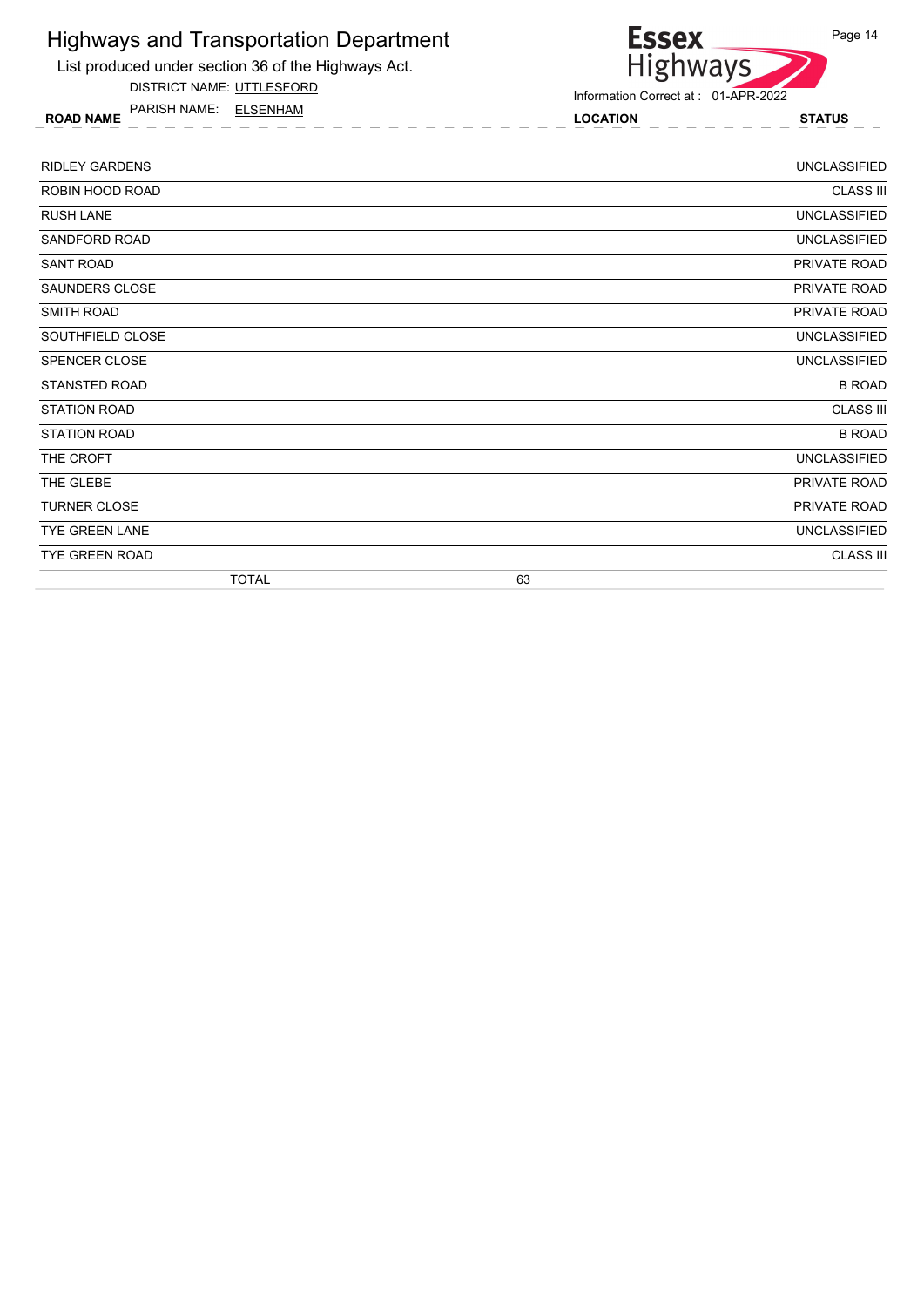# Highways and Transportation Department

List produced under section 36 of the Highways Act.

DISTRICT NAME: UTTLESFORD

PARISH NAME: ELSENHAM

Information Correct at : 01-APR-2022

| ROAD NAME | LOCATION | STATUS |
|---|---|---|
| RIDLEY GARDENS | | UNCLASSIFIED |
| ROBIN HOOD ROAD | | CLASS III |
| RUSH LANE | | UNCLASSIFIED |
| SANDFORD ROAD | | UNCLASSIFIED |
| SANT ROAD | | PRIVATE ROAD |
| SAUNDERS CLOSE | | PRIVATE ROAD |
| SMITH ROAD | | PRIVATE ROAD |
| SOUTHFIELD CLOSE | | UNCLASSIFIED |
| SPENCER CLOSE | | UNCLASSIFIED |
| STANSTED ROAD | | B ROAD |
| STATION ROAD | | CLASS III |
| STATION ROAD | | B ROAD |
| THE CROFT | | UNCLASSIFIED |
| THE GLEBE | | PRIVATE ROAD |
| TURNER CLOSE | | PRIVATE ROAD |
| TYE GREEN LANE | | UNCLASSIFIED |
| TYE GREEN ROAD | | CLASS III |
| TOTAL | 63 | |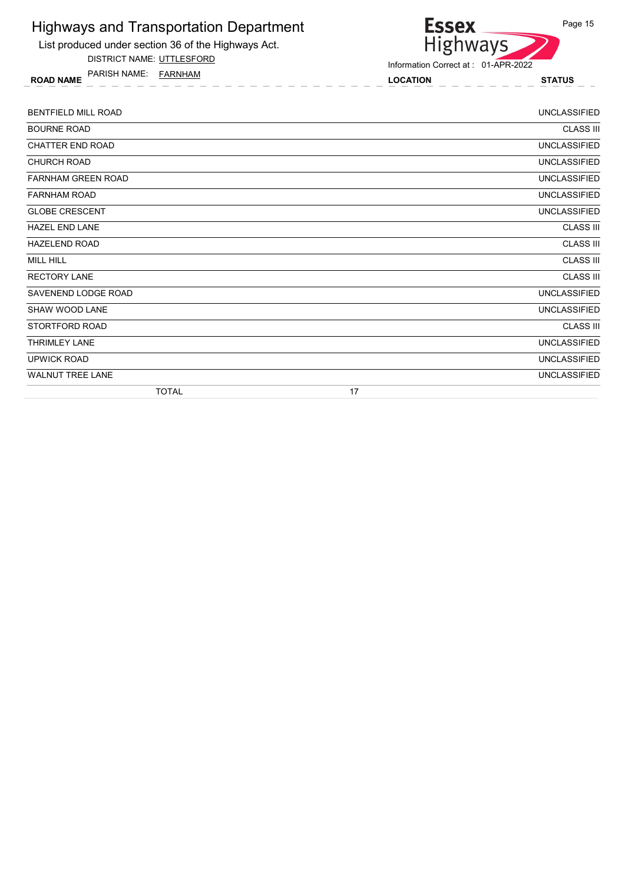# Highways and Transportation Department

List produced under section 36 of the Highways Act.

DISTRICT NAME: UTTLESFORD

PARISH NAME: FARNHAM

Information Correct at : 01-APR-2022

| ROAD NAME | LOCATION | STATUS |
|---|---|---|
| BENTFIELD MILL ROAD | | UNCLASSIFIED |
| BOURNE ROAD | | CLASS III |
| CHATTER END ROAD | | UNCLASSIFIED |
| CHURCH ROAD | | UNCLASSIFIED |
| FARNHAM GREEN ROAD | | UNCLASSIFIED |
| FARNHAM ROAD | | UNCLASSIFIED |
| GLOBE CRESCENT | | UNCLASSIFIED |
| HAZEL END LANE | | CLASS III |
| HAZELEND ROAD | | CLASS III |
| MILL HILL | | CLASS III |
| RECTORY LANE | | CLASS III |
| SAVENEND LODGE ROAD | | UNCLASSIFIED |
| SHAW WOOD LANE | | UNCLASSIFIED |
| STORTFORD ROAD | | CLASS III |
| THRIMLEY LANE | | UNCLASSIFIED |
| UPWICK ROAD | | UNCLASSIFIED |
| WALNUT TREE LANE | | UNCLASSIFIED |
| TOTAL | 17 | |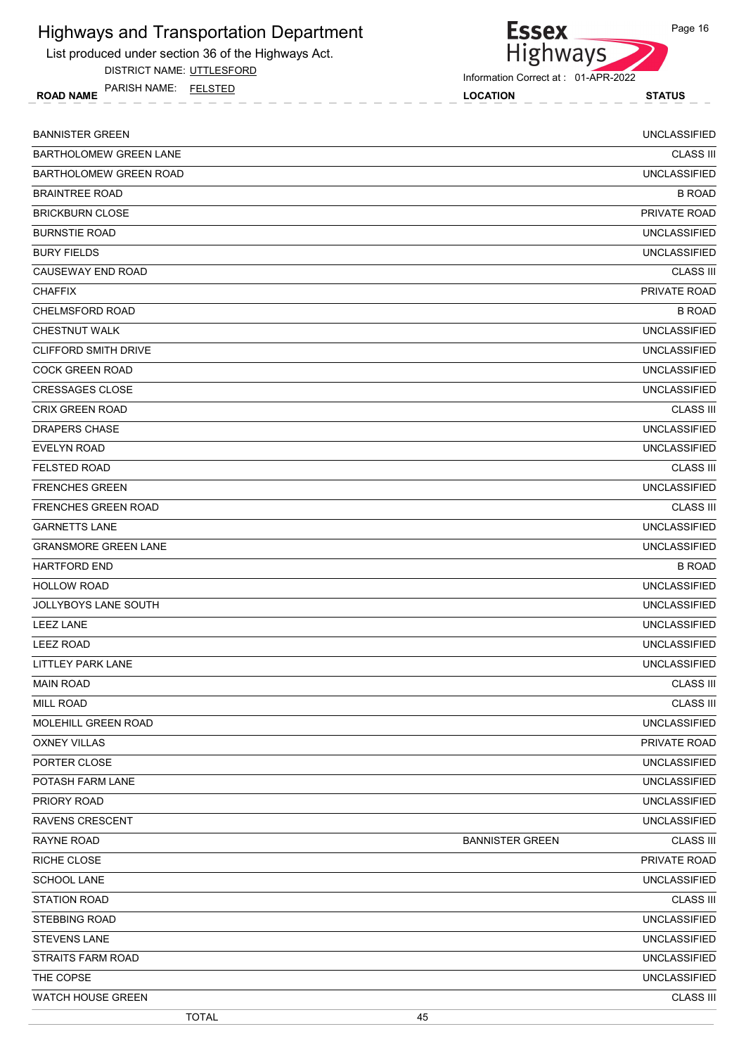# Highways and Transportation Department

List produced under section 36 of the Highways Act.

DISTRICT NAME: UTTLESFORD

PARISH NAME: FELSTED

Information Correct at : 01-APR-2022

| ROAD NAME | LOCATION | STATUS |
|---|---|---|
| BANNISTER GREEN | | UNCLASSIFIED |
| BARTHOLOMEW GREEN LANE | | CLASS III |
| BARTHOLOMEW GREEN ROAD | | UNCLASSIFIED |
| BRAINTREE ROAD | | B ROAD |
| BRICKBURN CLOSE | | PRIVATE ROAD |
| BURNSTIE ROAD | | UNCLASSIFIED |
| BURY FIELDS | | UNCLASSIFIED |
| CAUSEWAY END ROAD | | CLASS III |
| CHAFFIX | | PRIVATE ROAD |
| CHELMSFORD ROAD | | B ROAD |
| CHESTNUT WALK | | UNCLASSIFIED |
| CLIFFORD SMITH DRIVE | | UNCLASSIFIED |
| COCK GREEN ROAD | | UNCLASSIFIED |
| CRESSAGES CLOSE | | UNCLASSIFIED |
| CRIX GREEN ROAD | | CLASS III |
| DRAPERS CHASE | | UNCLASSIFIED |
| EVELYN ROAD | | UNCLASSIFIED |
| FELSTED ROAD | | CLASS III |
| FRENCHES GREEN | | UNCLASSIFIED |
| FRENCHES GREEN ROAD | | CLASS III |
| GARNETTS LANE | | UNCLASSIFIED |
| GRANSMORE GREEN LANE | | UNCLASSIFIED |
| HARTFORD END | | B ROAD |
| HOLLOW ROAD | | UNCLASSIFIED |
| JOLLYBOYS LANE SOUTH | | UNCLASSIFIED |
| LEEZ LANE | | UNCLASSIFIED |
| LEEZ ROAD | | UNCLASSIFIED |
| LITTLEY PARK LANE | | UNCLASSIFIED |
| MAIN ROAD | | CLASS III |
| MILL ROAD | | CLASS III |
| MOLEHILL GREEN ROAD | | UNCLASSIFIED |
| OXNEY VILLAS | | PRIVATE ROAD |
| PORTER CLOSE | | UNCLASSIFIED |
| POTASH FARM LANE | | UNCLASSIFIED |
| PRIORY ROAD | | UNCLASSIFIED |
| RAVENS CRESCENT | | UNCLASSIFIED |
| RAYNE ROAD | BANNISTER GREEN | CLASS III |
| RICHE CLOSE | | PRIVATE ROAD |
| SCHOOL LANE | | UNCLASSIFIED |
| STATION ROAD | | CLASS III |
| STEBBING ROAD | | UNCLASSIFIED |
| STEVENS LANE | | UNCLASSIFIED |
| STRAITS FARM ROAD | | UNCLASSIFIED |
| THE COPSE | | UNCLASSIFIED |
| WATCH HOUSE GREEN | | CLASS III |
| TOTAL | 45 | |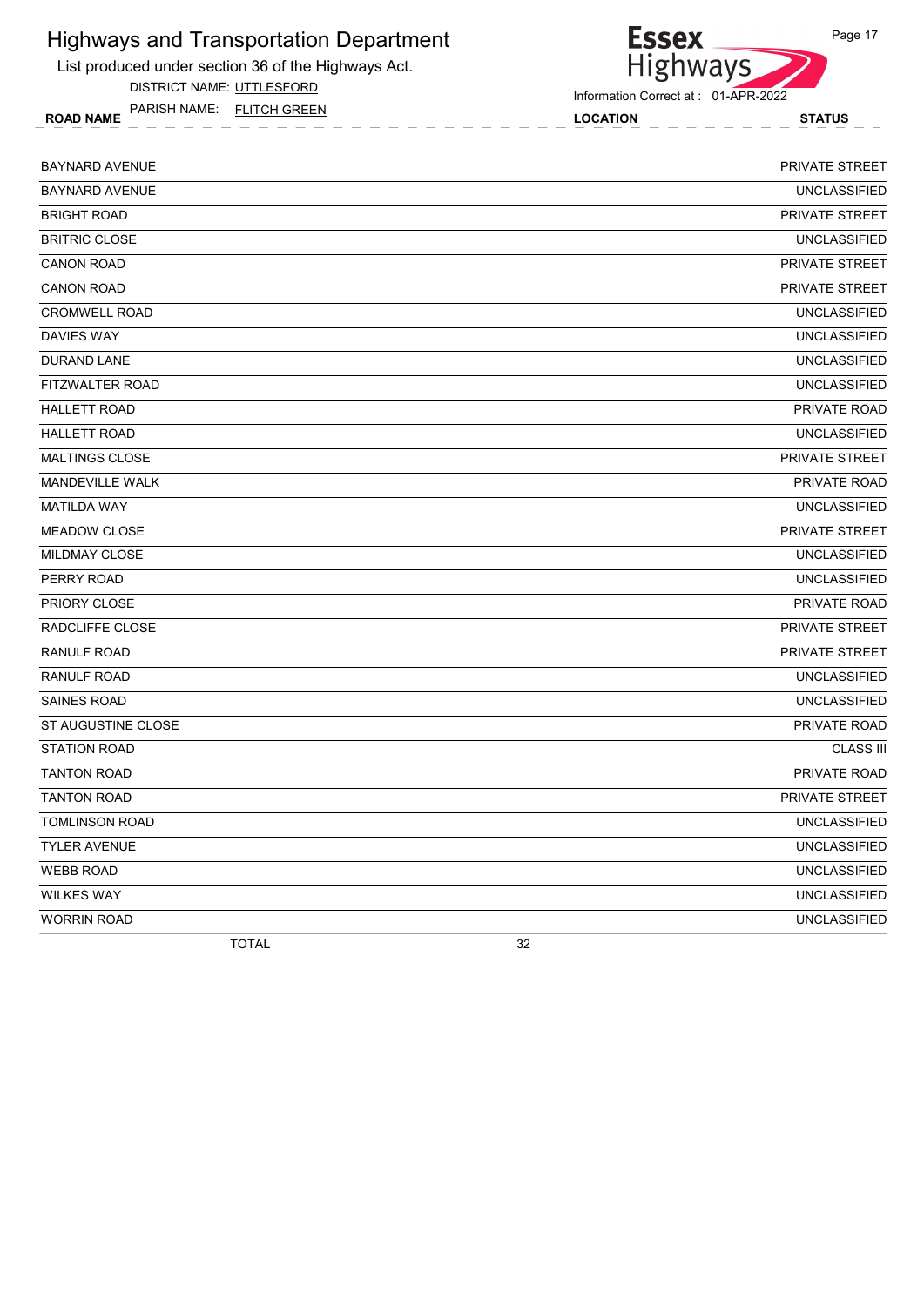# Highways and Transportation Department

List produced under section 36 of the Highways Act.

DISTRICT NAME: UTTLESFORD

PARISH NAME: FLITCH GREEN

Information Correct at : 01-APR-2022

| ROAD NAME | LOCATION | STATUS |
|---|---|---|
| BAYNARD AVENUE | | PRIVATE STREET |
| BAYNARD AVENUE | | UNCLASSIFIED |
| BRIGHT ROAD | | PRIVATE STREET |
| BRITRIC CLOSE | | UNCLASSIFIED |
| CANON ROAD | | PRIVATE STREET |
| CANON ROAD | | PRIVATE STREET |
| CROMWELL ROAD | | UNCLASSIFIED |
| DAVIES WAY | | UNCLASSIFIED |
| DURAND LANE | | UNCLASSIFIED |
| FITZWALTER ROAD | | UNCLASSIFIED |
| HALLETT ROAD | | PRIVATE ROAD |
| HALLETT ROAD | | UNCLASSIFIED |
| MALTINGS CLOSE | | PRIVATE STREET |
| MANDEVILLE WALK | | PRIVATE ROAD |
| MATILDA WAY | | UNCLASSIFIED |
| MEADOW CLOSE | | PRIVATE STREET |
| MILDMAY CLOSE | | UNCLASSIFIED |
| PERRY ROAD | | UNCLASSIFIED |
| PRIORY CLOSE | | PRIVATE ROAD |
| RADCLIFFE CLOSE | | PRIVATE STREET |
| RANULF ROAD | | PRIVATE STREET |
| RANULF ROAD | | UNCLASSIFIED |
| SAINES ROAD | | UNCLASSIFIED |
| ST AUGUSTINE CLOSE | | PRIVATE ROAD |
| STATION ROAD | | CLASS III |
| TANTON ROAD | | PRIVATE ROAD |
| TANTON ROAD | | PRIVATE STREET |
| TOMLINSON ROAD | | UNCLASSIFIED |
| TYLER AVENUE | | UNCLASSIFIED |
| WEBB ROAD | | UNCLASSIFIED |
| WILKES WAY | | UNCLASSIFIED |
| WORRIN ROAD | | UNCLASSIFIED |
| TOTAL | 32 | |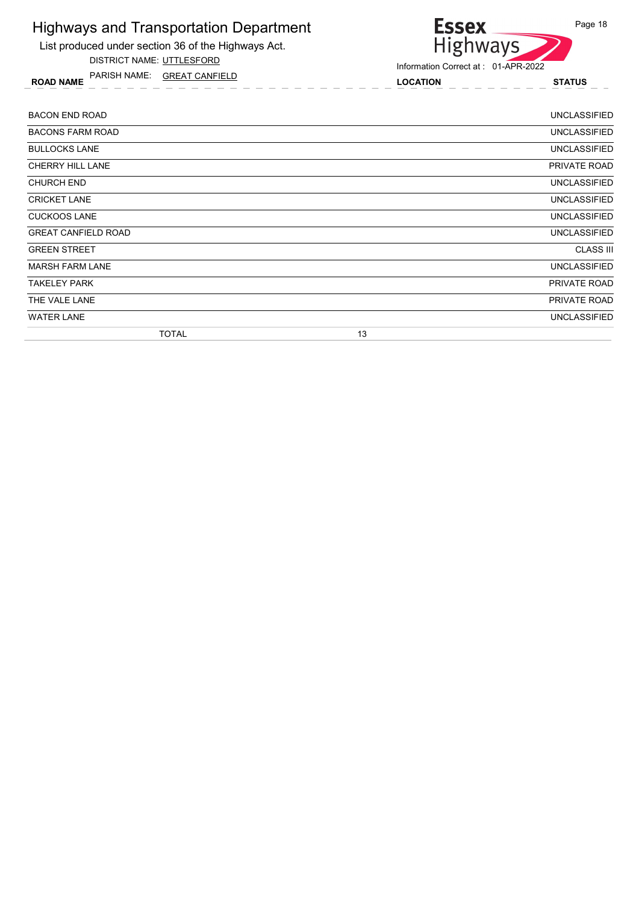# Highways and Transportation Department

List produced under section 36 of the Highways Act.

DISTRICT NAME: UTTLESFORD

PARISH NAME: GREAT CANFIELD

Information Correct at : 01-APR-2022

| ROAD NAME | LOCATION | STATUS |
|---|---|---|
| BACON END ROAD | | UNCLASSIFIED |
| BACONS FARM ROAD | | UNCLASSIFIED |
| BULLOCKS LANE | | UNCLASSIFIED |
| CHERRY HILL LANE | | PRIVATE ROAD |
| CHURCH END | | UNCLASSIFIED |
| CRICKET LANE | | UNCLASSIFIED |
| CUCKOOS LANE | | UNCLASSIFIED |
| GREAT CANFIELD ROAD | | UNCLASSIFIED |
| GREEN STREET | | CLASS III |
| MARSH FARM LANE | | UNCLASSIFIED |
| TAKELEY PARK | | PRIVATE ROAD |
| THE VALE LANE | | PRIVATE ROAD |
| WATER LANE | | UNCLASSIFIED |
| TOTAL | 13 | |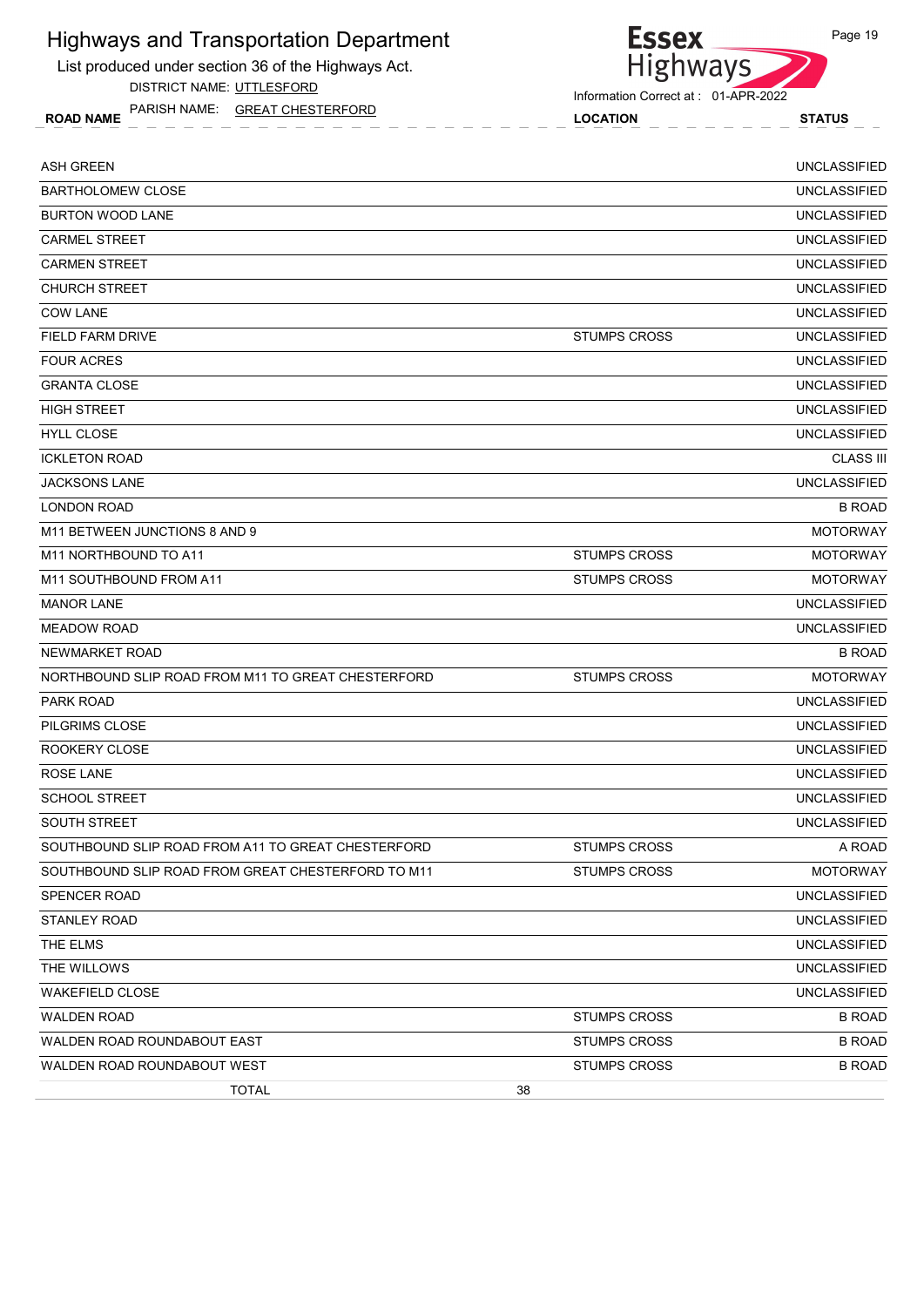# Highways and Transportation Department

List produced under section 36 of the Highways Act.

DISTRICT NAME: UTTLESFORD

PARISH NAME: GREAT CHESTERFORD

Information Correct at : 01-APR-2022

| ROAD NAME | LOCATION | STATUS |
|---|---|---|
| ASH GREEN | | UNCLASSIFIED |
| BARTHOLOMEW CLOSE | | UNCLASSIFIED |
| BURTON WOOD LANE | | UNCLASSIFIED |
| CARMEL STREET | | UNCLASSIFIED |
| CARMEN STREET | | UNCLASSIFIED |
| CHURCH STREET | | UNCLASSIFIED |
| COW LANE | | UNCLASSIFIED |
| FIELD FARM DRIVE | STUMPS CROSS | UNCLASSIFIED |
| FOUR ACRES | | UNCLASSIFIED |
| GRANTA CLOSE | | UNCLASSIFIED |
| HIGH STREET | | UNCLASSIFIED |
| HYLL CLOSE | | UNCLASSIFIED |
| ICKLETON ROAD | | CLASS III |
| JACKSONS LANE | | UNCLASSIFIED |
| LONDON ROAD | | B ROAD |
| M11 BETWEEN JUNCTIONS 8 AND 9 | | MOTORWAY |
| M11 NORTHBOUND TO A11 | STUMPS CROSS | MOTORWAY |
| M11 SOUTHBOUND FROM A11 | STUMPS CROSS | MOTORWAY |
| MANOR LANE | | UNCLASSIFIED |
| MEADOW ROAD | | UNCLASSIFIED |
| NEWMARKET ROAD | | B ROAD |
| NORTHBOUND SLIP ROAD FROM M11 TO GREAT CHESTERFORD | STUMPS CROSS | MOTORWAY |
| PARK ROAD | | UNCLASSIFIED |
| PILGRIMS CLOSE | | UNCLASSIFIED |
| ROOKERY CLOSE | | UNCLASSIFIED |
| ROSE LANE | | UNCLASSIFIED |
| SCHOOL STREET | | UNCLASSIFIED |
| SOUTH STREET | | UNCLASSIFIED |
| SOUTHBOUND SLIP ROAD FROM A11 TO GREAT CHESTERFORD | STUMPS CROSS | A ROAD |
| SOUTHBOUND SLIP ROAD FROM GREAT CHESTERFORD TO M11 | STUMPS CROSS | MOTORWAY |
| SPENCER ROAD | | UNCLASSIFIED |
| STANLEY ROAD | | UNCLASSIFIED |
| THE ELMS | | UNCLASSIFIED |
| THE WILLOWS | | UNCLASSIFIED |
| WAKEFIELD CLOSE | | UNCLASSIFIED |
| WALDEN ROAD | STUMPS CROSS | B ROAD |
| WALDEN ROAD ROUNDABOUT EAST | STUMPS CROSS | B ROAD |
| WALDEN ROAD ROUNDABOUT WEST | STUMPS CROSS | B ROAD |
| TOTAL 38 | | |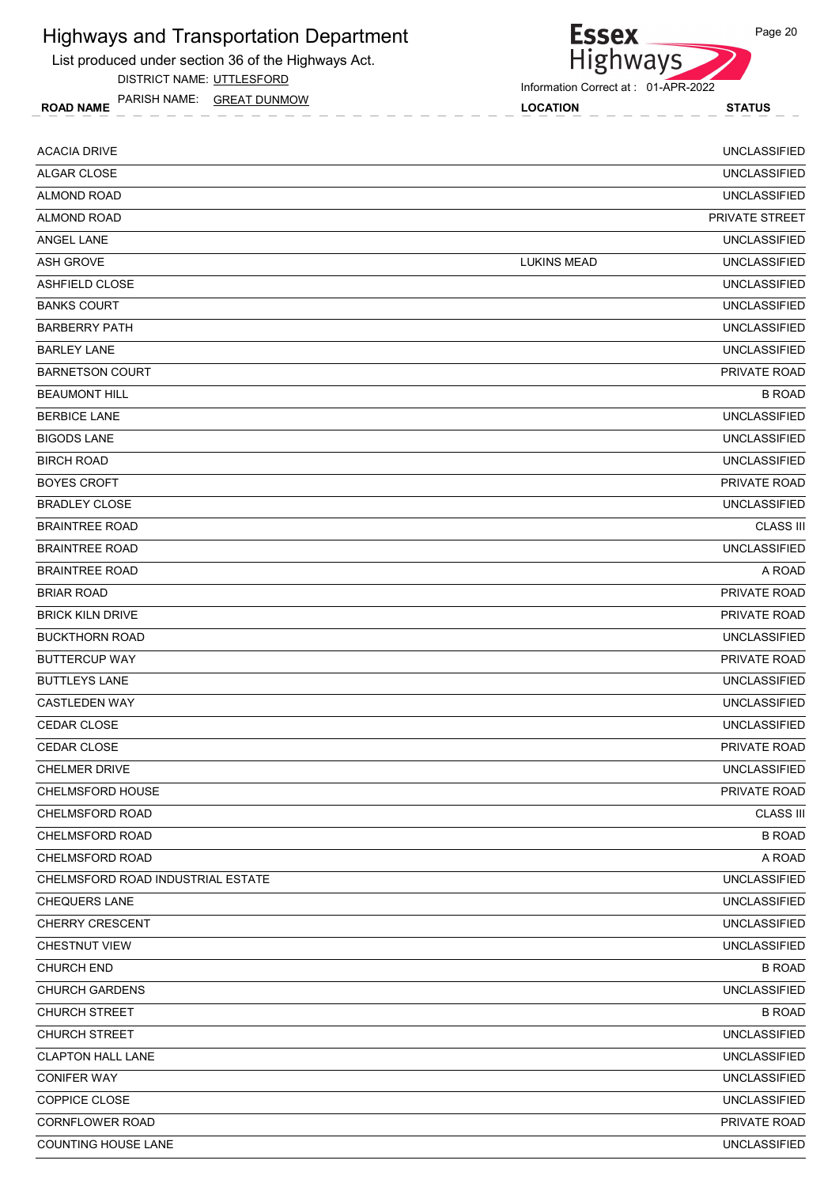# Highways and Transportation Department

List produced under section 36 of the Highways Act.

DISTRICT NAME: UTTLESFORD

PARISH NAME: GREAT DUNMOW

Information Correct at : 01-APR-2022

| ROAD NAME | LOCATION | STATUS |
|---|---|---|
| ACACIA DRIVE | | UNCLASSIFIED |
| ALGAR CLOSE | | UNCLASSIFIED |
| ALMOND ROAD | | UNCLASSIFIED |
| ALMOND ROAD | | PRIVATE STREET |
| ANGEL LANE | | UNCLASSIFIED |
| ASH GROVE | LUKINS MEAD | UNCLASSIFIED |
| ASHFIELD CLOSE | | UNCLASSIFIED |
| BANKS COURT | | UNCLASSIFIED |
| BARBERRY PATH | | UNCLASSIFIED |
| BARLEY LANE | | UNCLASSIFIED |
| BARNETSON COURT | | PRIVATE ROAD |
| BEAUMONT HILL | | B ROAD |
| BERBICE LANE | | UNCLASSIFIED |
| BIGODS LANE | | UNCLASSIFIED |
| BIRCH ROAD | | UNCLASSIFIED |
| BOYES CROFT | | PRIVATE ROAD |
| BRADLEY CLOSE | | UNCLASSIFIED |
| BRAINTREE ROAD | | CLASS III |
| BRAINTREE ROAD | | UNCLASSIFIED |
| BRAINTREE ROAD | | A ROAD |
| BRIAR ROAD | | PRIVATE ROAD |
| BRICK KILN DRIVE | | PRIVATE ROAD |
| BUCKTHORN ROAD | | UNCLASSIFIED |
| BUTTERCUP WAY | | PRIVATE ROAD |
| BUTTLEYS LANE | | UNCLASSIFIED |
| CASTLEDEN WAY | | UNCLASSIFIED |
| CEDAR CLOSE | | UNCLASSIFIED |
| CEDAR CLOSE | | PRIVATE ROAD |
| CHELMER DRIVE | | UNCLASSIFIED |
| CHELMSFORD HOUSE | | PRIVATE ROAD |
| CHELMSFORD ROAD | | CLASS III |
| CHELMSFORD ROAD | | B ROAD |
| CHELMSFORD ROAD | | A ROAD |
| CHELMSFORD ROAD INDUSTRIAL ESTATE | | UNCLASSIFIED |
| CHEQUERS LANE | | UNCLASSIFIED |
| CHERRY CRESCENT | | UNCLASSIFIED |
| CHESTNUT VIEW | | UNCLASSIFIED |
| CHURCH END | | B ROAD |
| CHURCH GARDENS | | UNCLASSIFIED |
| CHURCH STREET | | B ROAD |
| CHURCH STREET | | UNCLASSIFIED |
| CLAPTON HALL LANE | | UNCLASSIFIED |
| CONIFER WAY | | UNCLASSIFIED |
| COPPICE CLOSE | | UNCLASSIFIED |
| CORNFLOWER ROAD | | PRIVATE ROAD |
| COUNTING HOUSE LANE | | UNCLASSIFIED |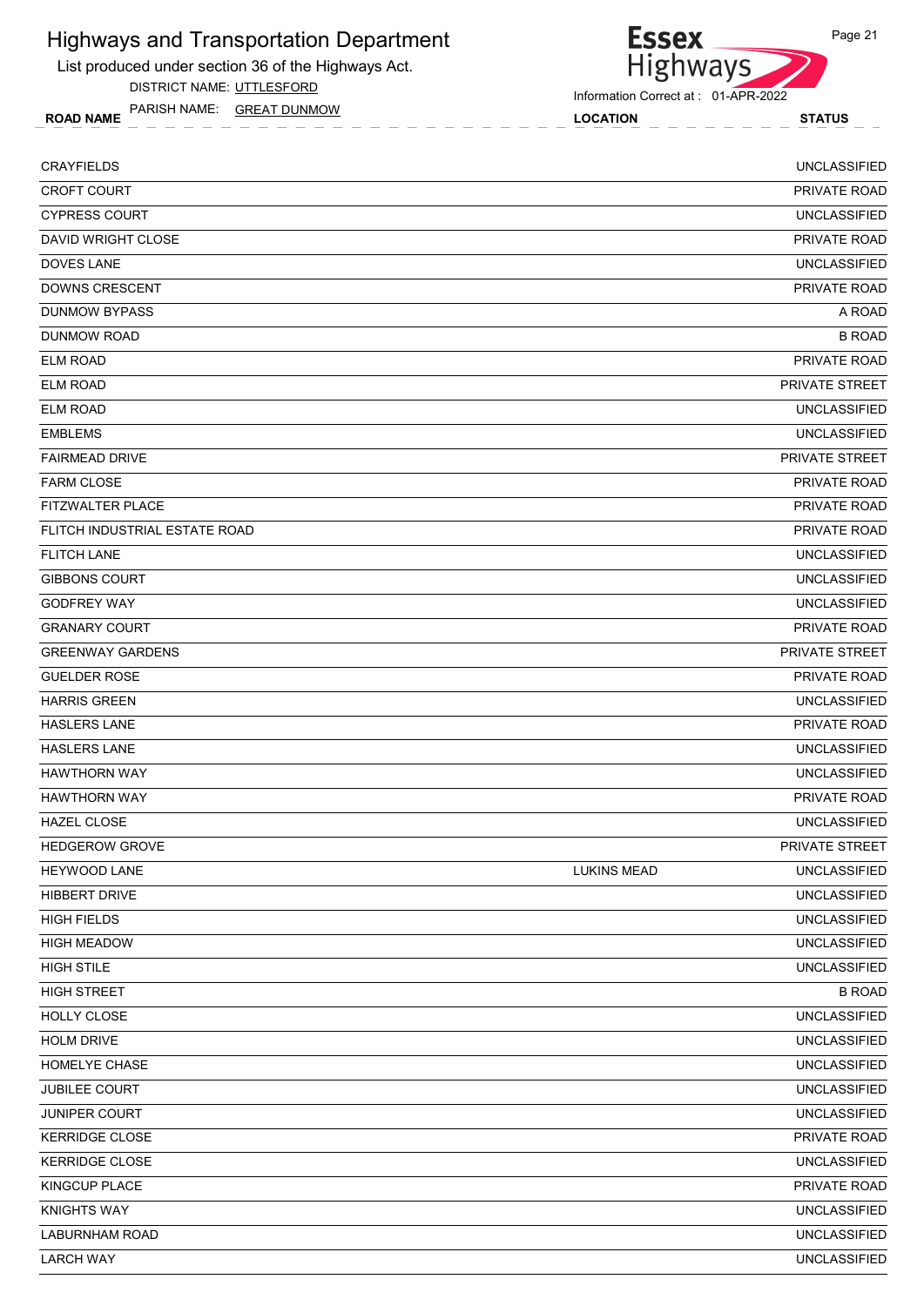# Highways and Transportation Department

List produced under section 36 of the Highways Act.

DISTRICT NAME: UTTLESFORD

PARISH NAME: GREAT DUNMOW

Information Correct at : 01-APR-2022

| ROAD NAME | LOCATION | STATUS |
|---|---|---|
| CRAYFIELDS | | UNCLASSIFIED |
| CROFT COURT | | PRIVATE ROAD |
| CYPRESS COURT | | UNCLASSIFIED |
| DAVID WRIGHT CLOSE | | PRIVATE ROAD |
| DOVES LANE | | UNCLASSIFIED |
| DOWNS CRESCENT | | PRIVATE ROAD |
| DUNMOW BYPASS | | A ROAD |
| DUNMOW ROAD | | B ROAD |
| ELM ROAD | | PRIVATE ROAD |
| ELM ROAD | | PRIVATE STREET |
| ELM ROAD | | UNCLASSIFIED |
| EMBLEMS | | UNCLASSIFIED |
| FAIRMEAD DRIVE | | PRIVATE STREET |
| FARM CLOSE | | PRIVATE ROAD |
| FITZWALTER PLACE | | PRIVATE ROAD |
| FLITCH INDUSTRIAL ESTATE ROAD | | PRIVATE ROAD |
| FLITCH LANE | | UNCLASSIFIED |
| GIBBONS COURT | | UNCLASSIFIED |
| GODFREY WAY | | UNCLASSIFIED |
| GRANARY COURT | | PRIVATE ROAD |
| GREENWAY GARDENS | | PRIVATE STREET |
| GUELDER ROSE | | PRIVATE ROAD |
| HARRIS GREEN | | UNCLASSIFIED |
| HASLERS LANE | | PRIVATE ROAD |
| HASLERS LANE | | UNCLASSIFIED |
| HAWTHORN WAY | | UNCLASSIFIED |
| HAWTHORN WAY | | PRIVATE ROAD |
| HAZEL CLOSE | | UNCLASSIFIED |
| HEDGEROW GROVE | | PRIVATE STREET |
| HEYWOOD LANE | LUKINS MEAD | UNCLASSIFIED |
| HIBBERT DRIVE | | UNCLASSIFIED |
| HIGH FIELDS | | UNCLASSIFIED |
| HIGH MEADOW | | UNCLASSIFIED |
| HIGH STILE | | UNCLASSIFIED |
| HIGH STREET | | B ROAD |
| HOLLY CLOSE | | UNCLASSIFIED |
| HOLM DRIVE | | UNCLASSIFIED |
| HOMELYE CHASE | | UNCLASSIFIED |
| JUBILEE COURT | | UNCLASSIFIED |
| JUNIPER COURT | | UNCLASSIFIED |
| KERRIDGE CLOSE | | PRIVATE ROAD |
| KERRIDGE CLOSE | | UNCLASSIFIED |
| KINGCUP PLACE | | PRIVATE ROAD |
| KNIGHTS WAY | | UNCLASSIFIED |
| LABURNHAM ROAD | | UNCLASSIFIED |
| LARCH WAY | | UNCLASSIFIED |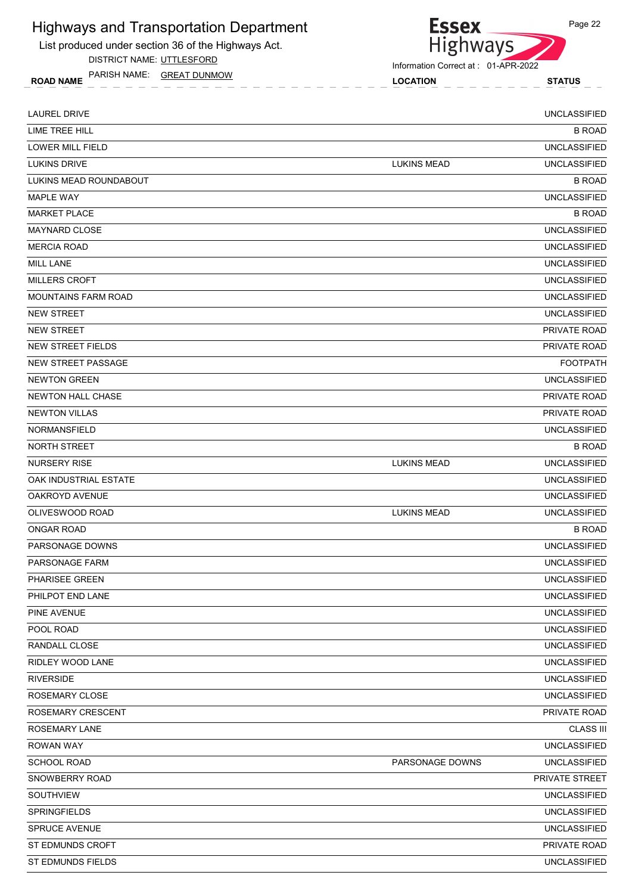# Highways and Transportation Department

List produced under section 36 of the Highways Act.

DISTRICT NAME: UTTLESFORD

PARISH NAME: GREAT DUNMOW

Information Correct at : 01-APR-2022

| ROAD NAME | LOCATION | STATUS |
|---|---|---|
| LAUREL DRIVE | | UNCLASSIFIED |
| LIME TREE HILL | | B ROAD |
| LOWER MILL FIELD | | UNCLASSIFIED |
| LUKINS DRIVE | LUKINS MEAD | UNCLASSIFIED |
| LUKINS MEAD ROUNDABOUT | | B ROAD |
| MAPLE WAY | | UNCLASSIFIED |
| MARKET PLACE | | B ROAD |
| MAYNARD CLOSE | | UNCLASSIFIED |
| MERCIA ROAD | | UNCLASSIFIED |
| MILL LANE | | UNCLASSIFIED |
| MILLERS CROFT | | UNCLASSIFIED |
| MOUNTAINS FARM ROAD | | UNCLASSIFIED |
| NEW STREET | | UNCLASSIFIED |
| NEW STREET | | PRIVATE ROAD |
| NEW STREET FIELDS | | PRIVATE ROAD |
| NEW STREET PASSAGE | | FOOTPATH |
| NEWTON GREEN | | UNCLASSIFIED |
| NEWTON HALL CHASE | | PRIVATE ROAD |
| NEWTON VILLAS | | PRIVATE ROAD |
| NORMANSFIELD | | UNCLASSIFIED |
| NORTH STREET | | B ROAD |
| NURSERY RISE | LUKINS MEAD | UNCLASSIFIED |
| OAK INDUSTRIAL ESTATE | | UNCLASSIFIED |
| OAKROYD AVENUE | | UNCLASSIFIED |
| OLIVESWOOD ROAD | LUKINS MEAD | UNCLASSIFIED |
| ONGAR ROAD | | B ROAD |
| PARSONAGE DOWNS | | UNCLASSIFIED |
| PARSONAGE FARM | | UNCLASSIFIED |
| PHARISEE GREEN | | UNCLASSIFIED |
| PHILPOT END LANE | | UNCLASSIFIED |
| PINE AVENUE | | UNCLASSIFIED |
| POOL ROAD | | UNCLASSIFIED |
| RANDALL CLOSE | | UNCLASSIFIED |
| RIDLEY WOOD LANE | | UNCLASSIFIED |
| RIVERSIDE | | UNCLASSIFIED |
| ROSEMARY CLOSE | | UNCLASSIFIED |
| ROSEMARY CRESCENT | | PRIVATE ROAD |
| ROSEMARY LANE | | CLASS III |
| ROWAN WAY | | UNCLASSIFIED |
| SCHOOL ROAD | PARSONAGE DOWNS | UNCLASSIFIED |
| SNOWBERRY ROAD | | PRIVATE STREET |
| SOUTHVIEW | | UNCLASSIFIED |
| SPRINGFIELDS | | UNCLASSIFIED |
| SPRUCE AVENUE | | UNCLASSIFIED |
| ST EDMUNDS CROFT | | PRIVATE ROAD |
| ST EDMUNDS FIELDS | | UNCLASSIFIED |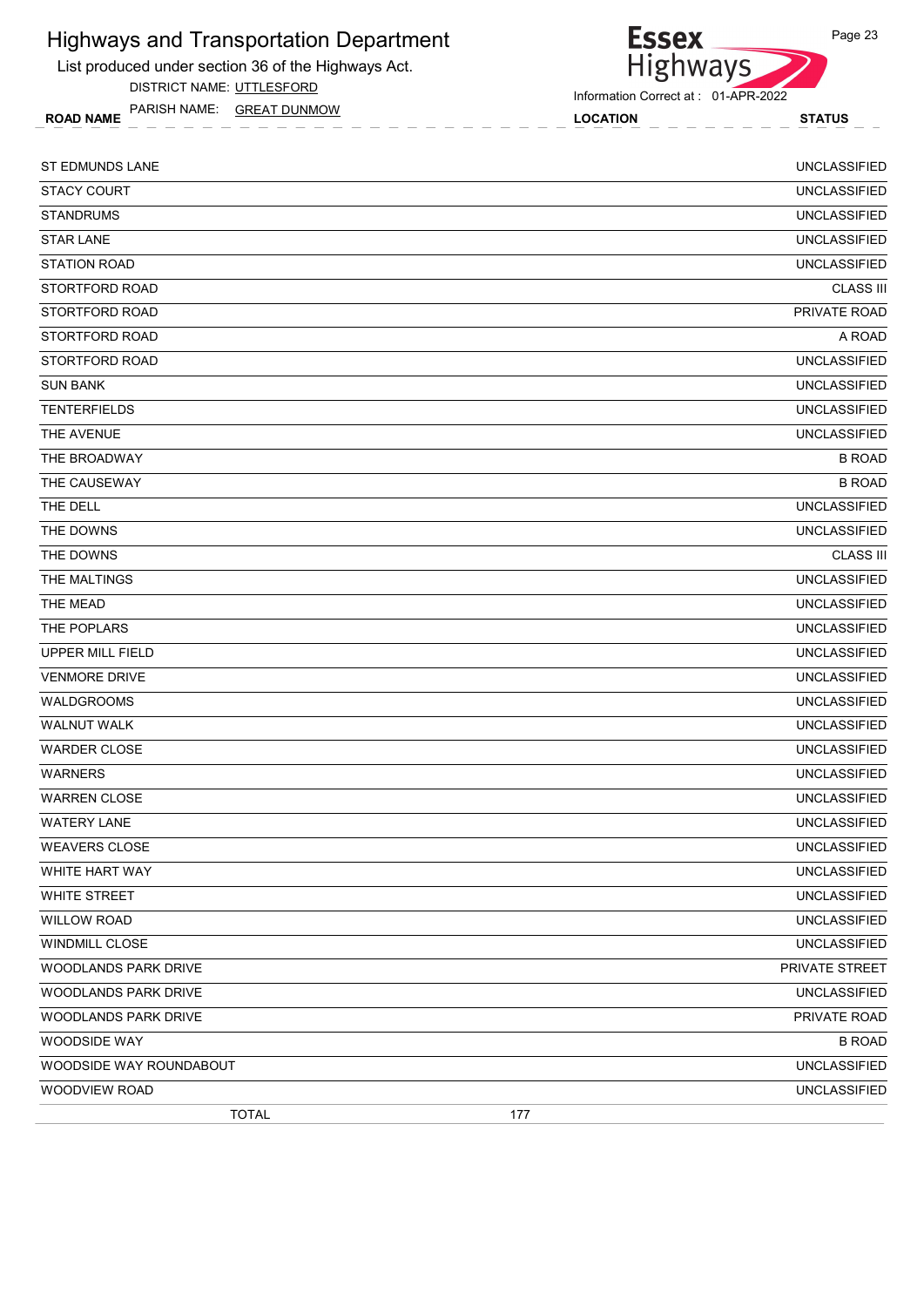# Highways and Transportation Department

List produced under section 36 of the Highways Act.

DISTRICT NAME: UTTLESFORD

PARISH NAME: GREAT DUNMOW

Information Correct at : 01-APR-2022

| ROAD NAME | LOCATION | STATUS |
|---|---|---|
| ST EDMUNDS LANE | | UNCLASSIFIED |
| STACY COURT | | UNCLASSIFIED |
| STANDRUMS | | UNCLASSIFIED |
| STAR LANE | | UNCLASSIFIED |
| STATION ROAD | | UNCLASSIFIED |
| STORTFORD ROAD | | CLASS III |
| STORTFORD ROAD | | PRIVATE ROAD |
| STORTFORD ROAD | | A ROAD |
| STORTFORD ROAD | | UNCLASSIFIED |
| SUN BANK | | UNCLASSIFIED |
| TENTERFIELDS | | UNCLASSIFIED |
| THE AVENUE | | UNCLASSIFIED |
| THE BROADWAY | | B ROAD |
| THE CAUSEWAY | | B ROAD |
| THE DELL | | UNCLASSIFIED |
| THE DOWNS | | UNCLASSIFIED |
| THE DOWNS | | CLASS III |
| THE MALTINGS | | UNCLASSIFIED |
| THE MEAD | | UNCLASSIFIED |
| THE POPLARS | | UNCLASSIFIED |
| UPPER MILL FIELD | | UNCLASSIFIED |
| VENMORE DRIVE | | UNCLASSIFIED |
| WALDGROOMS | | UNCLASSIFIED |
| WALNUT WALK | | UNCLASSIFIED |
| WARDER CLOSE | | UNCLASSIFIED |
| WARNERS | | UNCLASSIFIED |
| WARREN CLOSE | | UNCLASSIFIED |
| WATERY LANE | | UNCLASSIFIED |
| WEAVERS CLOSE | | UNCLASSIFIED |
| WHITE HART WAY | | UNCLASSIFIED |
| WHITE STREET | | UNCLASSIFIED |
| WILLOW ROAD | | UNCLASSIFIED |
| WINDMILL CLOSE | | UNCLASSIFIED |
| WOODLANDS PARK DRIVE | | PRIVATE STREET |
| WOODLANDS PARK DRIVE | | UNCLASSIFIED |
| WOODLANDS PARK DRIVE | | PRIVATE ROAD |
| WOODSIDE WAY | | B ROAD |
| WOODSIDE WAY ROUNDABOUT | | UNCLASSIFIED |
| WOODVIEW ROAD | | UNCLASSIFIED |
| TOTAL | 177 | |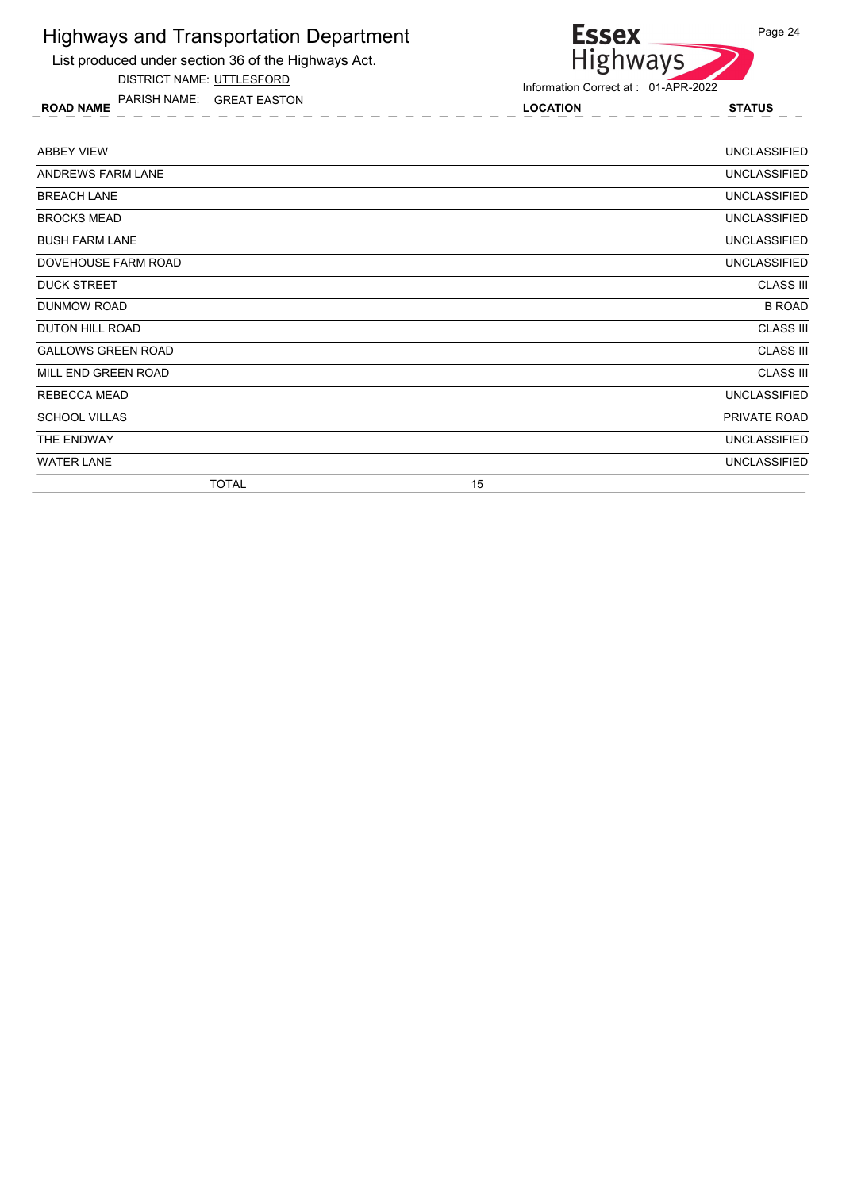# Highways and Transportation Department

List produced under section 36 of the Highways Act.

DISTRICT NAME: UTTLESFORD

PARISH NAME: GREAT EASTON

Information Correct at : 01-APR-2022

| ROAD NAME | LOCATION | STATUS |
|---|---|---|
| ABBEY VIEW | | UNCLASSIFIED |
| ANDREWS FARM LANE | | UNCLASSIFIED |
| BREACH LANE | | UNCLASSIFIED |
| BROCKS MEAD | | UNCLASSIFIED |
| BUSH FARM LANE | | UNCLASSIFIED |
| DOVEHOUSE FARM ROAD | | UNCLASSIFIED |
| DUCK STREET | | CLASS III |
| DUNMOW ROAD | | B ROAD |
| DUTON HILL ROAD | | CLASS III |
| GALLOWS GREEN ROAD | | CLASS III |
| MILL END GREEN ROAD | | CLASS III |
| REBECCA MEAD | | UNCLASSIFIED |
| SCHOOL VILLAS | | PRIVATE ROAD |
| THE ENDWAY | | UNCLASSIFIED |
| WATER LANE | | UNCLASSIFIED |
| TOTAL | 15 | |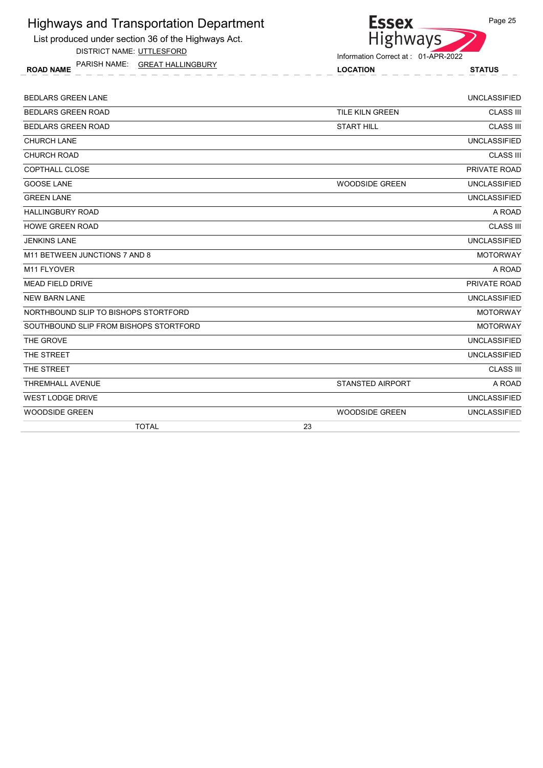# Highways and Transportation Department

List produced under section 36 of the Highways Act.

DISTRICT NAME: UTTLESFORD

PARISH NAME: GREAT HALLINGBURY

Essex Highways

Information Correct at : 01-APR-2022

| ROAD NAME | LOCATION | STATUS |
|---|---|---|
| BEDLARS GREEN LANE | | UNCLASSIFIED |
| BEDLARS GREEN ROAD | TILE KILN GREEN | CLASS III |
| BEDLARS GREEN ROAD | START HILL | CLASS III |
| CHURCH LANE | | UNCLASSIFIED |
| CHURCH ROAD | | CLASS III |
| COPTHALL CLOSE | | PRIVATE ROAD |
| GOOSE LANE | WOODSIDE GREEN | UNCLASSIFIED |
| GREEN LANE | | UNCLASSIFIED |
| HALLINGBURY ROAD | | A ROAD |
| HOWE GREEN ROAD | | CLASS III |
| JENKINS LANE | | UNCLASSIFIED |
| M11 BETWEEN JUNCTIONS 7 AND 8 | | MOTORWAY |
| M11 FLYOVER | | A ROAD |
| MEAD FIELD DRIVE | | PRIVATE ROAD |
| NEW BARN LANE | | UNCLASSIFIED |
| NORTHBOUND SLIP TO BISHOPS STORTFORD | | MOTORWAY |
| SOUTHBOUND SLIP FROM BISHOPS STORTFORD | | MOTORWAY |
| THE GROVE | | UNCLASSIFIED |
| THE STREET | | UNCLASSIFIED |
| THE STREET | | CLASS III |
| THREMHALL AVENUE | STANSTED AIRPORT | A ROAD |
| WEST LODGE DRIVE | | UNCLASSIFIED |
| WOODSIDE GREEN | WOODSIDE GREEN | UNCLASSIFIED |
| TOTAL 23 | | |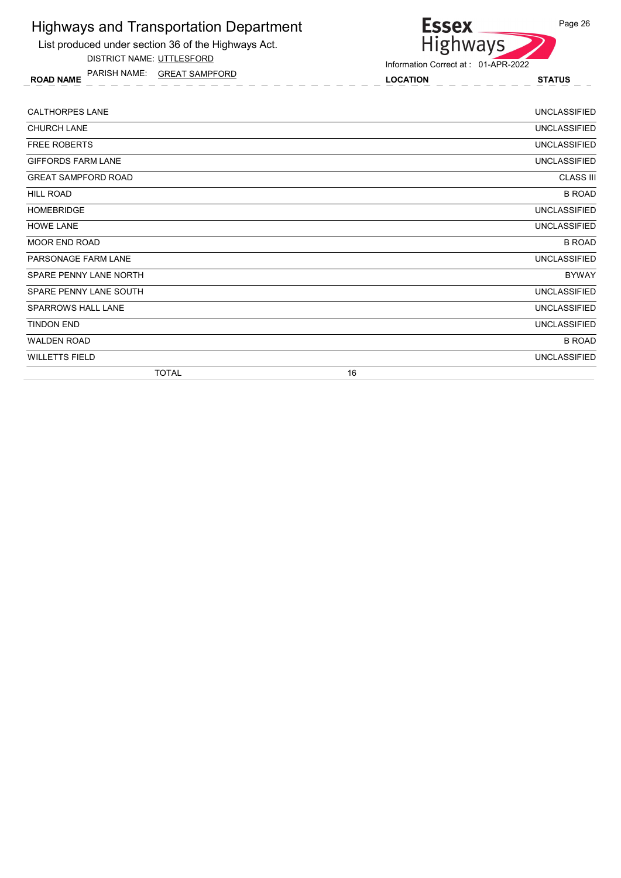# Highways and Transportation Department

List produced under section 36 of the Highways Act.

DISTRICT NAME: UTTLESFORD

PARISH NAME: GREAT SAMPFORD

Information Correct at : 01-APR-2022

| ROAD NAME | LOCATION | STATUS |
|---|---|---|
| CALTHORPES LANE | | UNCLASSIFIED |
| CHURCH LANE | | UNCLASSIFIED |
| FREE ROBERTS | | UNCLASSIFIED |
| GIFFORDS FARM LANE | | UNCLASSIFIED |
| GREAT SAMPFORD ROAD | | CLASS III |
| HILL ROAD | | B ROAD |
| HOMEBRIDGE | | UNCLASSIFIED |
| HOWE LANE | | UNCLASSIFIED |
| MOOR END ROAD | | B ROAD |
| PARSONAGE FARM LANE | | UNCLASSIFIED |
| SPARE PENNY LANE NORTH | | BYWAY |
| SPARE PENNY LANE SOUTH | | UNCLASSIFIED |
| SPARROWS HALL LANE | | UNCLASSIFIED |
| TINDON END | | UNCLASSIFIED |
| WALDEN ROAD | | B ROAD |
| WILLETTS FIELD | | UNCLASSIFIED |
| TOTAL | 16 | |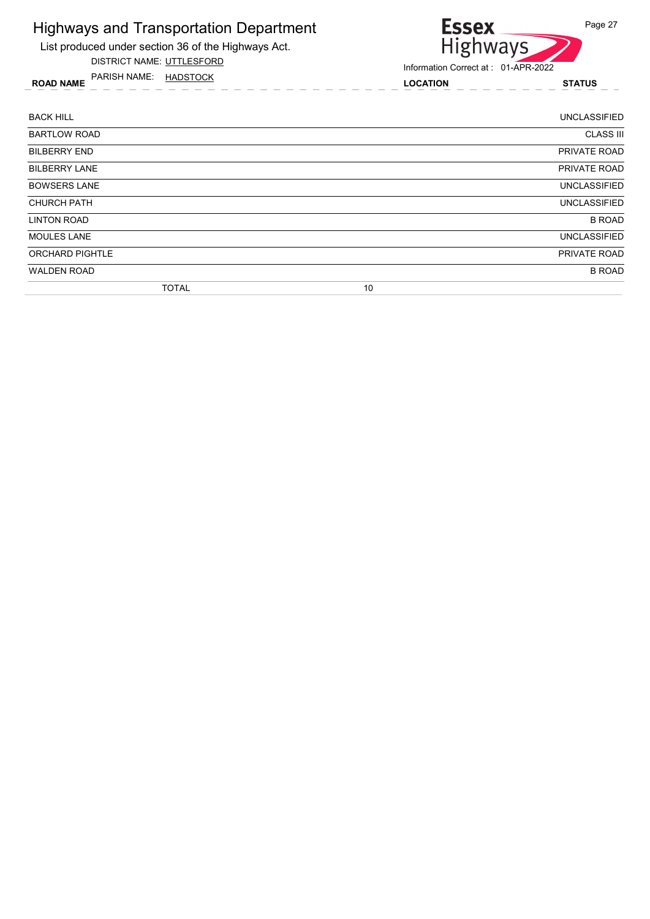# Highways and Transportation Department

List produced under section 36 of the Highways Act.

DISTRICT NAME: UTTLESFORD

PARISH NAME: HADSTOCK

Information Correct at : 01-APR-2022

| ROAD NAME | LOCATION | STATUS |
|---|---|---|
| BACK HILL | | UNCLASSIFIED |
| BARTLOW ROAD | | CLASS III |
| BILBERRY END | | PRIVATE ROAD |
| BILBERRY LANE | | PRIVATE ROAD |
| BOWSERS LANE | | UNCLASSIFIED |
| CHURCH PATH | | UNCLASSIFIED |
| LINTON ROAD | | B ROAD |
| MOULES LANE | | UNCLASSIFIED |
| ORCHARD PIGHTLE | | PRIVATE ROAD |
| WALDEN ROAD | | B ROAD |
| TOTAL | 10 | |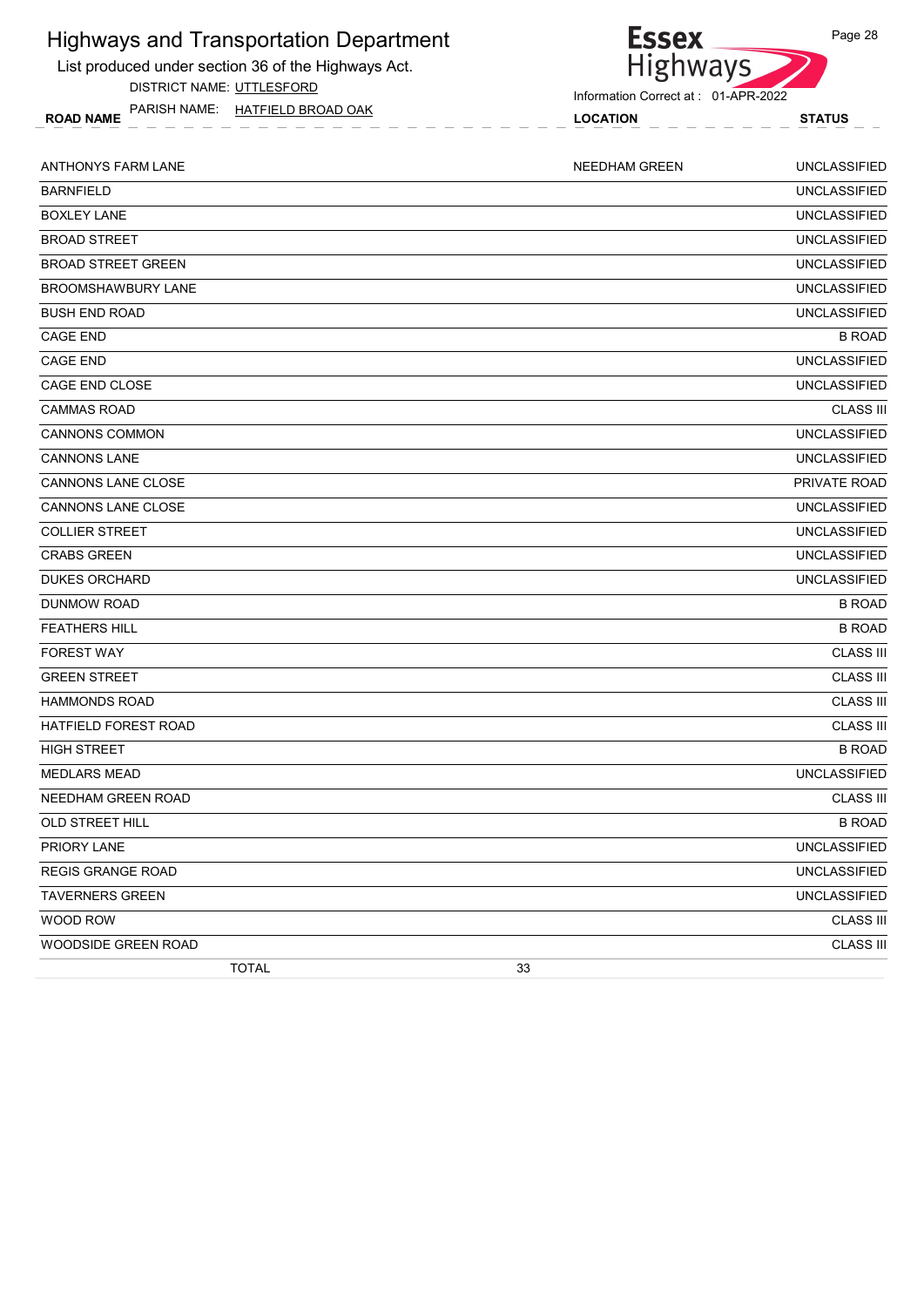# Highways and Transportation Department

List produced under section 36 of the Highways Act.

DISTRICT NAME: UTTLESFORD

PARISH NAME: HATFIELD BROAD OAK

Information Correct at : 01-APR-2022

| ROAD NAME | LOCATION | STATUS |
|---|---|---|
| ANTHONYS FARM LANE | NEEDHAM GREEN | UNCLASSIFIED |
| BARNFIELD | | UNCLASSIFIED |
| BOXLEY LANE | | UNCLASSIFIED |
| BROAD STREET | | UNCLASSIFIED |
| BROAD STREET GREEN | | UNCLASSIFIED |
| BROOMSHAWBURY LANE | | UNCLASSIFIED |
| BUSH END ROAD | | UNCLASSIFIED |
| CAGE END | | B ROAD |
| CAGE END | | UNCLASSIFIED |
| CAGE END CLOSE | | UNCLASSIFIED |
| CAMMAS ROAD | | CLASS III |
| CANNONS COMMON | | UNCLASSIFIED |
| CANNONS LANE | | UNCLASSIFIED |
| CANNONS LANE CLOSE | | PRIVATE ROAD |
| CANNONS LANE CLOSE | | UNCLASSIFIED |
| COLLIER STREET | | UNCLASSIFIED |
| CRABS GREEN | | UNCLASSIFIED |
| DUKES ORCHARD | | UNCLASSIFIED |
| DUNMOW ROAD | | B ROAD |
| FEATHERS HILL | | B ROAD |
| FOREST WAY | | CLASS III |
| GREEN STREET | | CLASS III |
| HAMMONDS ROAD | | CLASS III |
| HATFIELD FOREST ROAD | | CLASS III |
| HIGH STREET | | B ROAD |
| MEDLARS MEAD | | UNCLASSIFIED |
| NEEDHAM GREEN ROAD | | CLASS III |
| OLD STREET HILL | | B ROAD |
| PRIORY LANE | | UNCLASSIFIED |
| REGIS GRANGE ROAD | | UNCLASSIFIED |
| TAVERNERS GREEN | | UNCLASSIFIED |
| WOOD ROW | | CLASS III |
| WOODSIDE GREEN ROAD | | CLASS III |
| TOTAL | 33 | |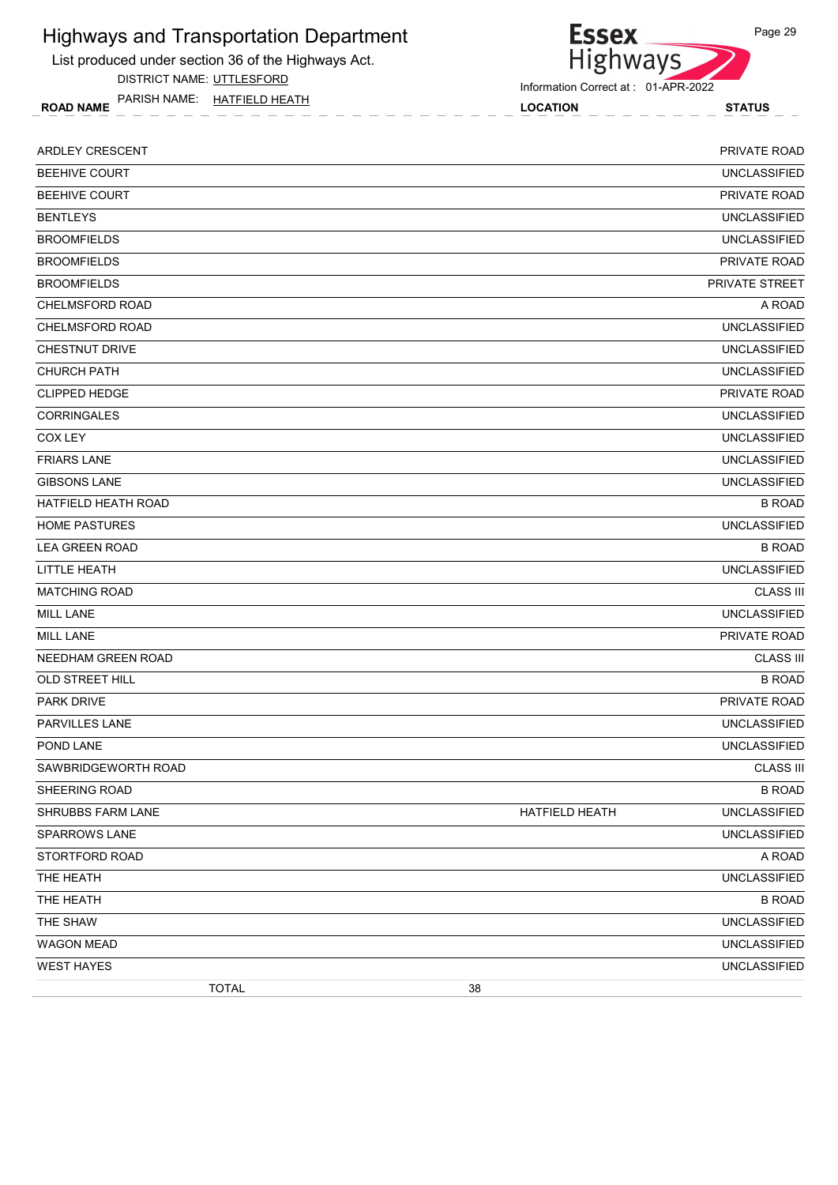# Highways and Transportation Department

List produced under section 36 of the Highways Act.

DISTRICT NAME: UTTLESFORD

PARISH NAME: HATFIELD HEATH

Information Correct at : 01-APR-2022

| ROAD NAME | LOCATION | STATUS |
|---|---|---|
| ARDLEY CRESCENT | | PRIVATE ROAD |
| BEEHIVE COURT | | UNCLASSIFIED |
| BEEHIVE COURT | | PRIVATE ROAD |
| BENTLEYS | | UNCLASSIFIED |
| BROOMFIELDS | | UNCLASSIFIED |
| BROOMFIELDS | | PRIVATE ROAD |
| BROOMFIELDS | | PRIVATE STREET |
| CHELMSFORD ROAD | | A ROAD |
| CHELMSFORD ROAD | | UNCLASSIFIED |
| CHESTNUT DRIVE | | UNCLASSIFIED |
| CHURCH PATH | | UNCLASSIFIED |
| CLIPPED HEDGE | | PRIVATE ROAD |
| CORRINGALES | | UNCLASSIFIED |
| COX LEY | | UNCLASSIFIED |
| FRIARS LANE | | UNCLASSIFIED |
| GIBSONS LANE | | UNCLASSIFIED |
| HATFIELD HEATH ROAD | | B ROAD |
| HOME PASTURES | | UNCLASSIFIED |
| LEA GREEN ROAD | | B ROAD |
| LITTLE HEATH | | UNCLASSIFIED |
| MATCHING ROAD | | CLASS III |
| MILL LANE | | UNCLASSIFIED |
| MILL LANE | | PRIVATE ROAD |
| NEEDHAM GREEN ROAD | | CLASS III |
| OLD STREET HILL | | B ROAD |
| PARK DRIVE | | PRIVATE ROAD |
| PARVILLES LANE | | UNCLASSIFIED |
| POND LANE | | UNCLASSIFIED |
| SAWBRIDGEWORTH ROAD | | CLASS III |
| SHEERING ROAD | | B ROAD |
| SHRUBBS FARM LANE | HATFIELD HEATH | UNCLASSIFIED |
| SPARROWS LANE | | UNCLASSIFIED |
| STORTFORD ROAD | | A ROAD |
| THE HEATH | | UNCLASSIFIED |
| THE HEATH | | B ROAD |
| THE SHAW | | UNCLASSIFIED |
| WAGON MEAD | | UNCLASSIFIED |
| WEST HAYES | | UNCLASSIFIED |
| TOTAL | 38 | |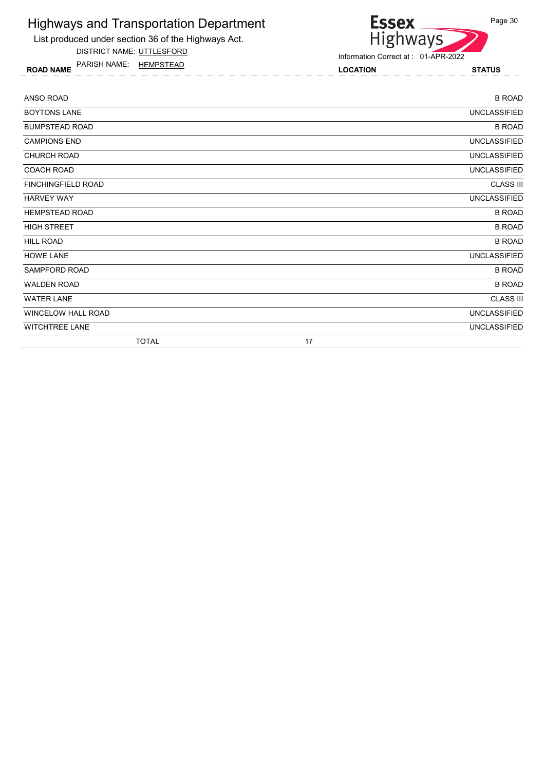# Highways and Transportation Department

List produced under section 36 of the Highways Act.

DISTRICT NAME: UTTLESFORD

PARISH NAME: HEMPSTEAD

Information Correct at : 01-APR-2022

| ROAD NAME | LOCATION | STATUS |
|---|---|---|
| ANSO ROAD | | B ROAD |
| BOYTONS LANE | | UNCLASSIFIED |
| BUMPSTEAD ROAD | | B ROAD |
| CAMPIONS END | | UNCLASSIFIED |
| CHURCH ROAD | | UNCLASSIFIED |
| COACH ROAD | | UNCLASSIFIED |
| FINCHINGFIELD ROAD | | CLASS III |
| HARVEY WAY | | UNCLASSIFIED |
| HEMPSTEAD ROAD | | B ROAD |
| HIGH STREET | | B ROAD |
| HILL ROAD | | B ROAD |
| HOWE LANE | | UNCLASSIFIED |
| SAMPFORD ROAD | | B ROAD |
| WALDEN ROAD | | B ROAD |
| WATER LANE | | CLASS III |
| WINCELOW HALL ROAD | | UNCLASSIFIED |
| WITCHTREE LANE | | UNCLASSIFIED |
| TOTAL | 17 | |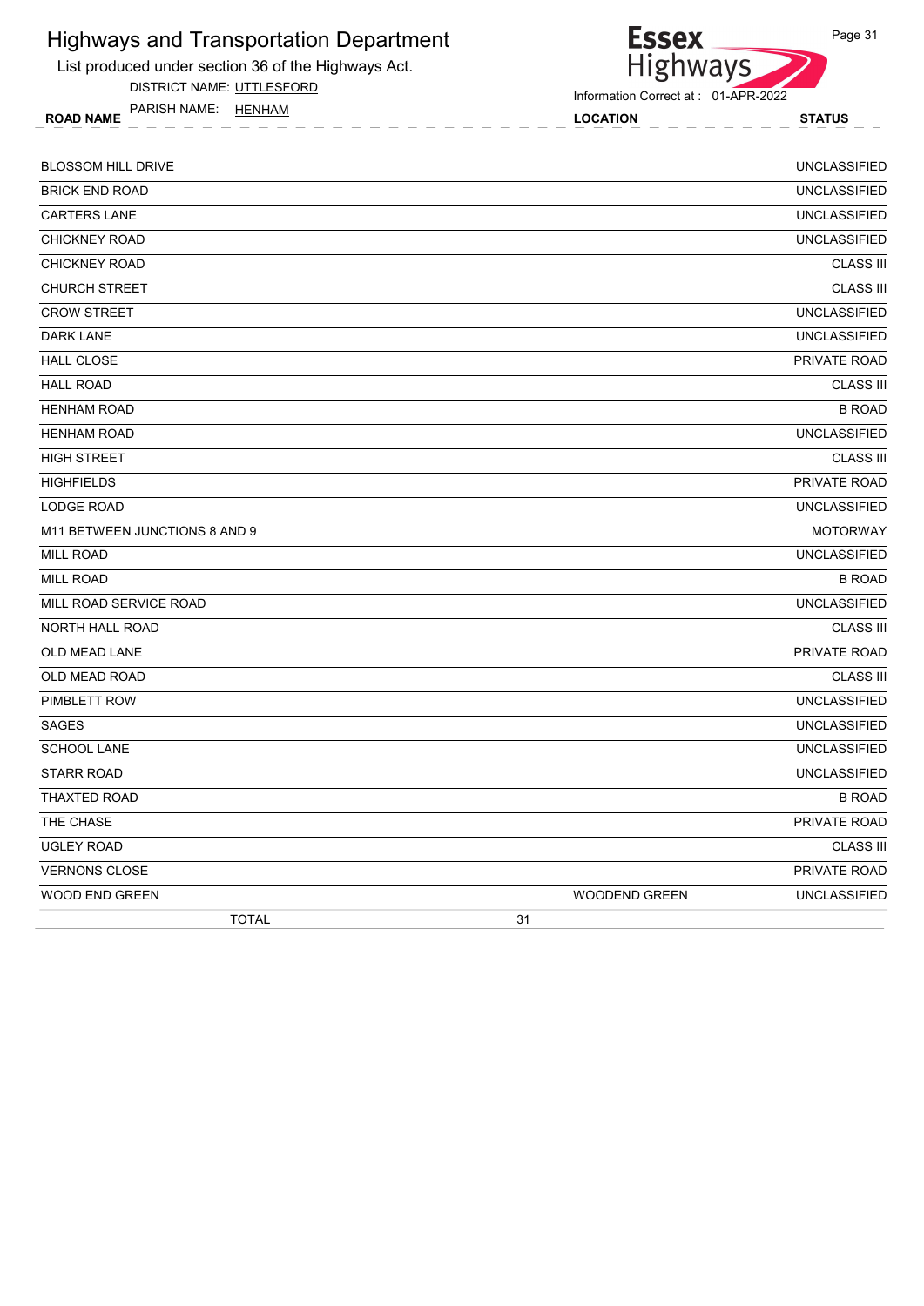# Highways and Transportation Department

List produced under section 36 of the Highways Act.

DISTRICT NAME: UTTLESFORD

PARISH NAME: HENHAM

Information Correct at : 01-APR-2022

| ROAD NAME | LOCATION | STATUS |
|---|---|---|
| BLOSSOM HILL DRIVE | | UNCLASSIFIED |
| BRICK END ROAD | | UNCLASSIFIED |
| CARTERS LANE | | UNCLASSIFIED |
| CHICKNEY ROAD | | UNCLASSIFIED |
| CHICKNEY ROAD | | CLASS III |
| CHURCH STREET | | CLASS III |
| CROW STREET | | UNCLASSIFIED |
| DARK LANE | | UNCLASSIFIED |
| HALL CLOSE | | PRIVATE ROAD |
| HALL ROAD | | CLASS III |
| HENHAM ROAD | | B ROAD |
| HENHAM ROAD | | UNCLASSIFIED |
| HIGH STREET | | CLASS III |
| HIGHFIELDS | | PRIVATE ROAD |
| LODGE ROAD | | UNCLASSIFIED |
| M11 BETWEEN JUNCTIONS 8 AND 9 | | MOTORWAY |
| MILL ROAD | | UNCLASSIFIED |
| MILL ROAD | | B ROAD |
| MILL ROAD SERVICE ROAD | | UNCLASSIFIED |
| NORTH HALL ROAD | | CLASS III |
| OLD MEAD LANE | | PRIVATE ROAD |
| OLD MEAD ROAD | | CLASS III |
| PIMBLETT ROW | | UNCLASSIFIED |
| SAGES | | UNCLASSIFIED |
| SCHOOL LANE | | UNCLASSIFIED |
| STARR ROAD | | UNCLASSIFIED |
| THAXTED ROAD | | B ROAD |
| THE CHASE | | PRIVATE ROAD |
| UGLEY ROAD | | CLASS III |
| VERNONS CLOSE | | PRIVATE ROAD |
| WOOD END GREEN | WOODEND GREEN | UNCLASSIFIED |
| TOTAL | 31 | |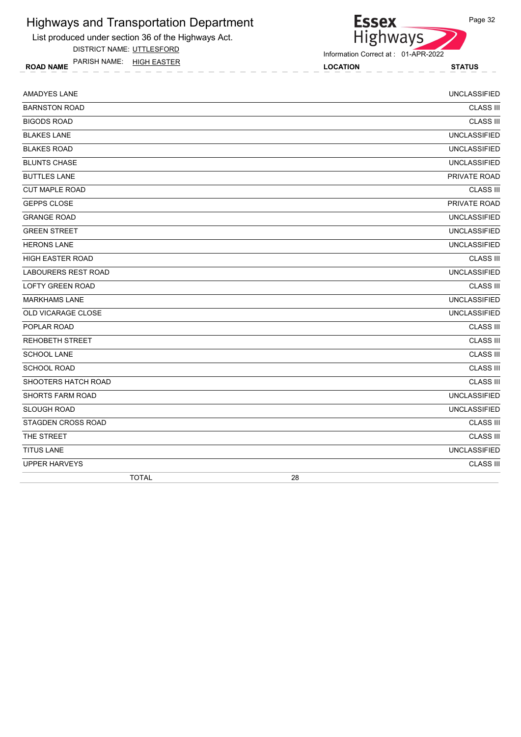# Highways and Transportation Department

List produced under section 36 of the Highways Act.

DISTRICT NAME: UTTLESFORD

PARISH NAME: HIGH EASTER

Information Correct at : 01-APR-2022

| ROAD NAME | LOCATION | STATUS |
|---|---|---|
| AMADYES LANE | | UNCLASSIFIED |
| BARNSTON ROAD | | CLASS III |
| BIGODS ROAD | | CLASS III |
| BLAKES LANE | | UNCLASSIFIED |
| BLAKES ROAD | | UNCLASSIFIED |
| BLUNTS CHASE | | UNCLASSIFIED |
| BUTTLES LANE | | PRIVATE ROAD |
| CUT MAPLE ROAD | | CLASS III |
| GEPPS CLOSE | | PRIVATE ROAD |
| GRANGE ROAD | | UNCLASSIFIED |
| GREEN STREET | | UNCLASSIFIED |
| HERONS LANE | | UNCLASSIFIED |
| HIGH EASTER ROAD | | CLASS III |
| LABOURERS REST ROAD | | UNCLASSIFIED |
| LOFTY GREEN ROAD | | CLASS III |
| MARKHAMS LANE | | UNCLASSIFIED |
| OLD VICARAGE CLOSE | | UNCLASSIFIED |
| POPLAR ROAD | | CLASS III |
| REHOBETH STREET | | CLASS III |
| SCHOOL LANE | | CLASS III |
| SCHOOL ROAD | | CLASS III |
| SHOOTERS HATCH ROAD | | CLASS III |
| SHORTS FARM ROAD | | UNCLASSIFIED |
| SLOUGH ROAD | | UNCLASSIFIED |
| STAGDEN CROSS ROAD | | CLASS III |
| THE STREET | | CLASS III |
| TITUS LANE | | UNCLASSIFIED |
| UPPER HARVEYS | | CLASS III |
| TOTAL | 28 | |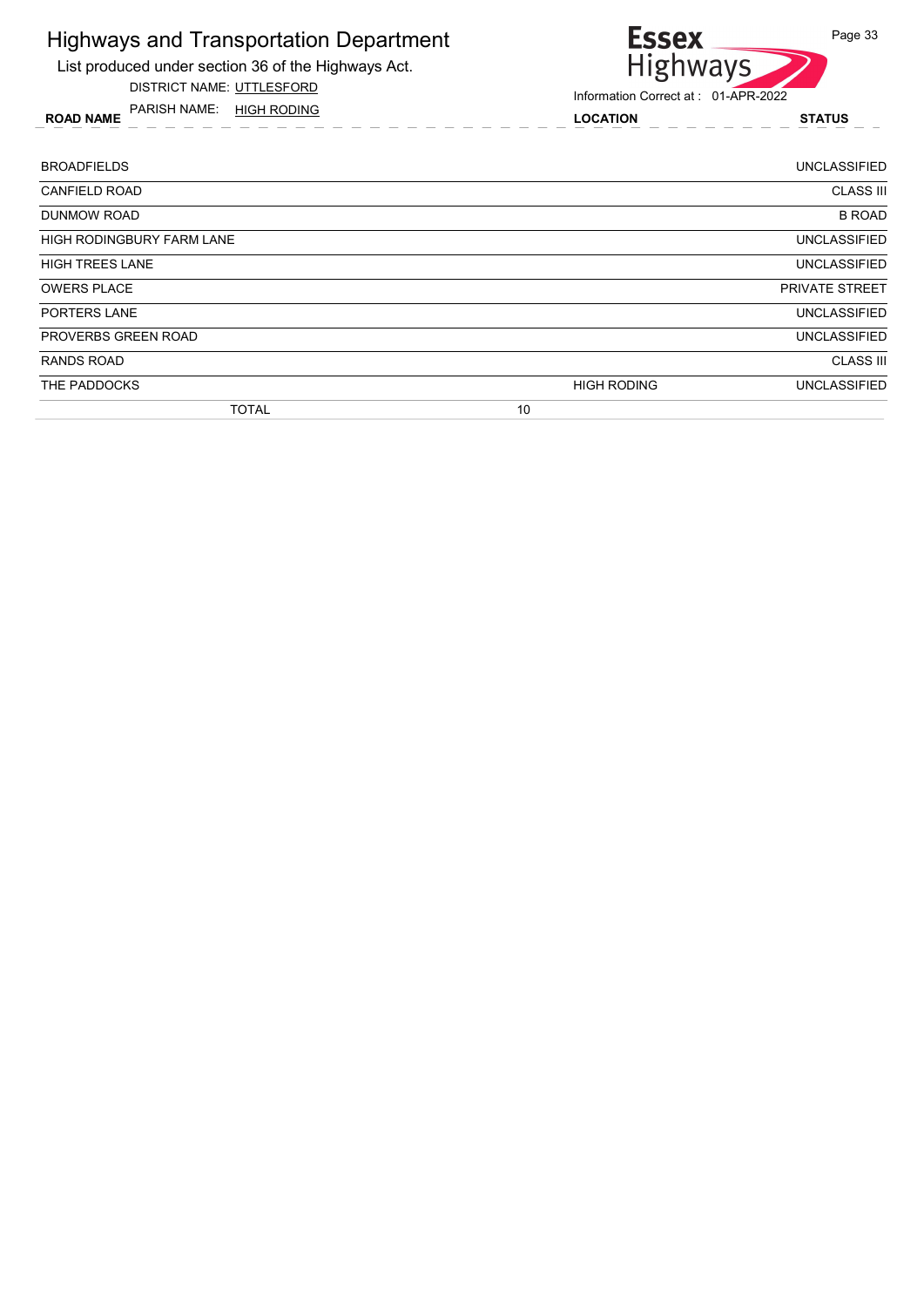# Highways and Transportation Department

List produced under section 36 of the Highways Act.

DISTRICT NAME: UTTLESFORD

PARISH NAME: HIGH RODING

Information Correct at : 01-APR-2022

| ROAD NAME | LOCATION | STATUS |
|---|---|---|
| BROADFIELDS | | UNCLASSIFIED |
| CANFIELD ROAD | | CLASS III |
| DUNMOW ROAD | | B ROAD |
| HIGH RODINGBURY FARM LANE | | UNCLASSIFIED |
| HIGH TREES LANE | | UNCLASSIFIED |
| OWERS PLACE | | PRIVATE STREET |
| PORTERS LANE | | UNCLASSIFIED |
| PROVERBS GREEN ROAD | | UNCLASSIFIED |
| RANDS ROAD | | CLASS III |
| THE PADDOCKS | HIGH RODING | UNCLASSIFIED |
| TOTAL 10 | | |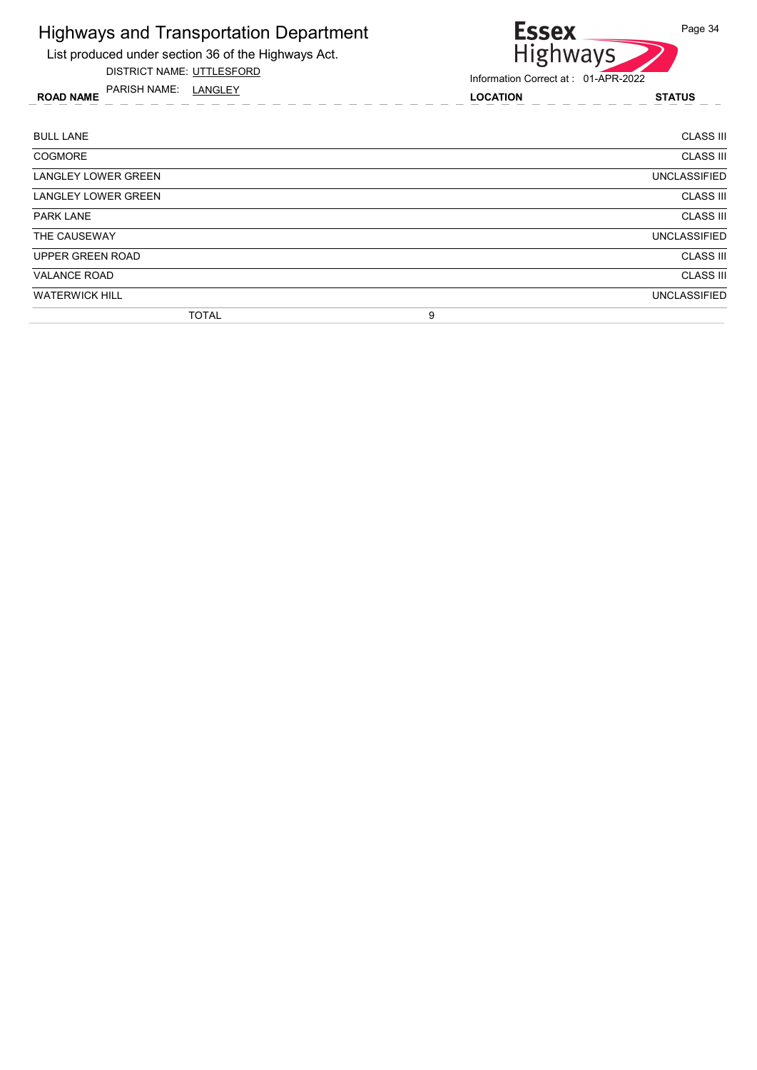# Highways and Transportation Department

List produced under section 36 of the Highways Act.

DISTRICT NAME: UTTLESFORD

PARISH NAME: LANGLEY

Information Correct at : 01-APR-2022

| ROAD NAME | LOCATION | STATUS |
|---|---|---|
| BULL LANE | | CLASS III |
| COGMORE | | CLASS III |
| LANGLEY LOWER GREEN | | UNCLASSIFIED |
| LANGLEY LOWER GREEN | | CLASS III |
| PARK LANE | | CLASS III |
| THE CAUSEWAY | | UNCLASSIFIED |
| UPPER GREEN ROAD | | CLASS III |
| VALANCE ROAD | | CLASS III |
| WATERWICK HILL | | UNCLASSIFIED |
| TOTAL | 9 | |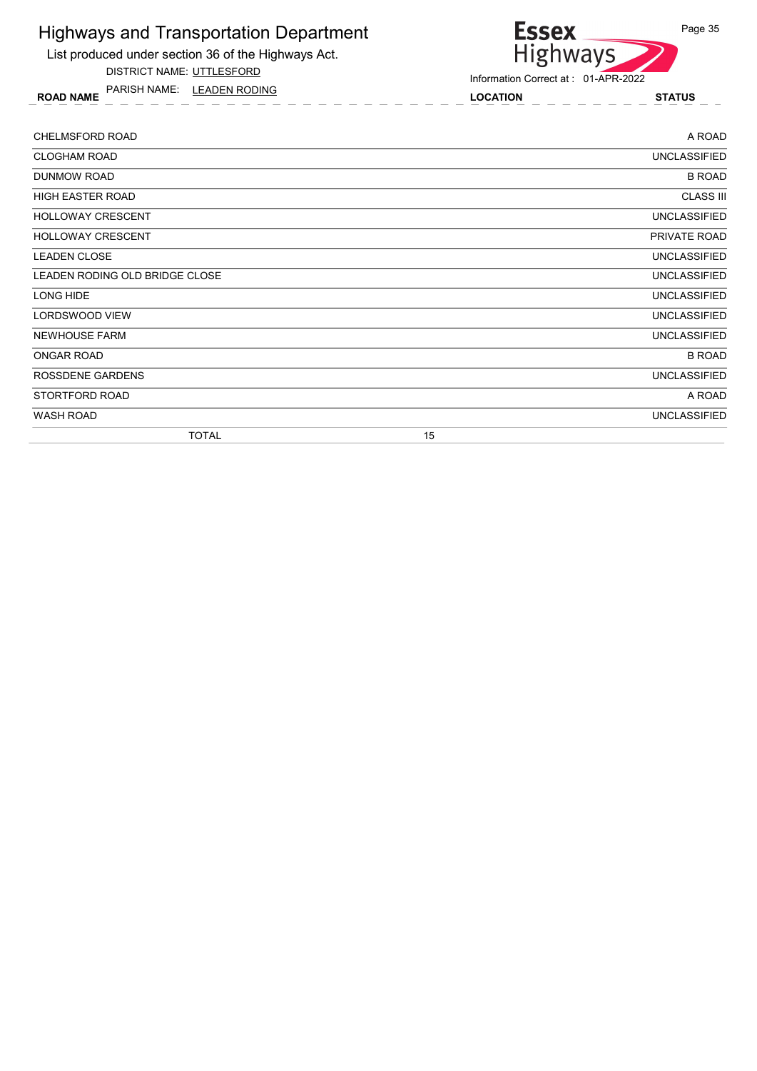# Highways and Transportation Department

List produced under section 36 of the Highways Act.

DISTRICT NAME: UTTLESFORD

PARISH NAME: LEADEN RODING

Information Correct at : 01-APR-2022

| ROAD NAME | LOCATION | STATUS |
|---|---|---|
| CHELMSFORD ROAD | | A ROAD |
| CLOGHAM ROAD | | UNCLASSIFIED |
| DUNMOW ROAD | | B ROAD |
| HIGH EASTER ROAD | | CLASS III |
| HOLLOWAY CRESCENT | | UNCLASSIFIED |
| HOLLOWAY CRESCENT | | PRIVATE ROAD |
| LEADEN CLOSE | | UNCLASSIFIED |
| LEADEN RODING OLD BRIDGE CLOSE | | UNCLASSIFIED |
| LONG HIDE | | UNCLASSIFIED |
| LORDSWOOD VIEW | | UNCLASSIFIED |
| NEWHOUSE FARM | | UNCLASSIFIED |
| ONGAR ROAD | | B ROAD |
| ROSSDENE GARDENS | | UNCLASSIFIED |
| STORTFORD ROAD | | A ROAD |
| WASH ROAD | | UNCLASSIFIED |
| TOTAL | 15 | |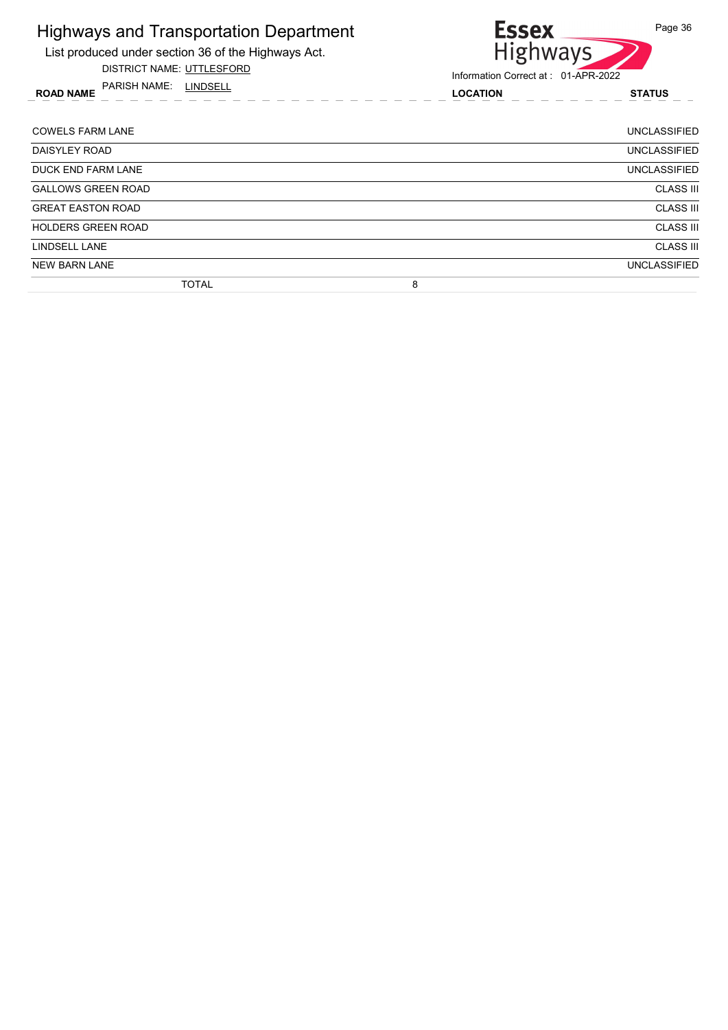# Highways and Transportation Department

List produced under section 36 of the Highways Act.

DISTRICT NAME: UTTLESFORD

PARISH NAME: LINDSELL

Information Correct at : 01-APR-2022

| ROAD NAME | LOCATION | STATUS |
|---|---|---|
| COWELS FARM LANE | | UNCLASSIFIED |
| DAISYLEY ROAD | | UNCLASSIFIED |
| DUCK END FARM LANE | | UNCLASSIFIED |
| GALLOWS GREEN ROAD | | CLASS III |
| GREAT EASTON ROAD | | CLASS III |
| HOLDERS GREEN ROAD | | CLASS III |
| LINDSELL LANE | | CLASS III |
| NEW BARN LANE | | UNCLASSIFIED |
| TOTAL | 8 | |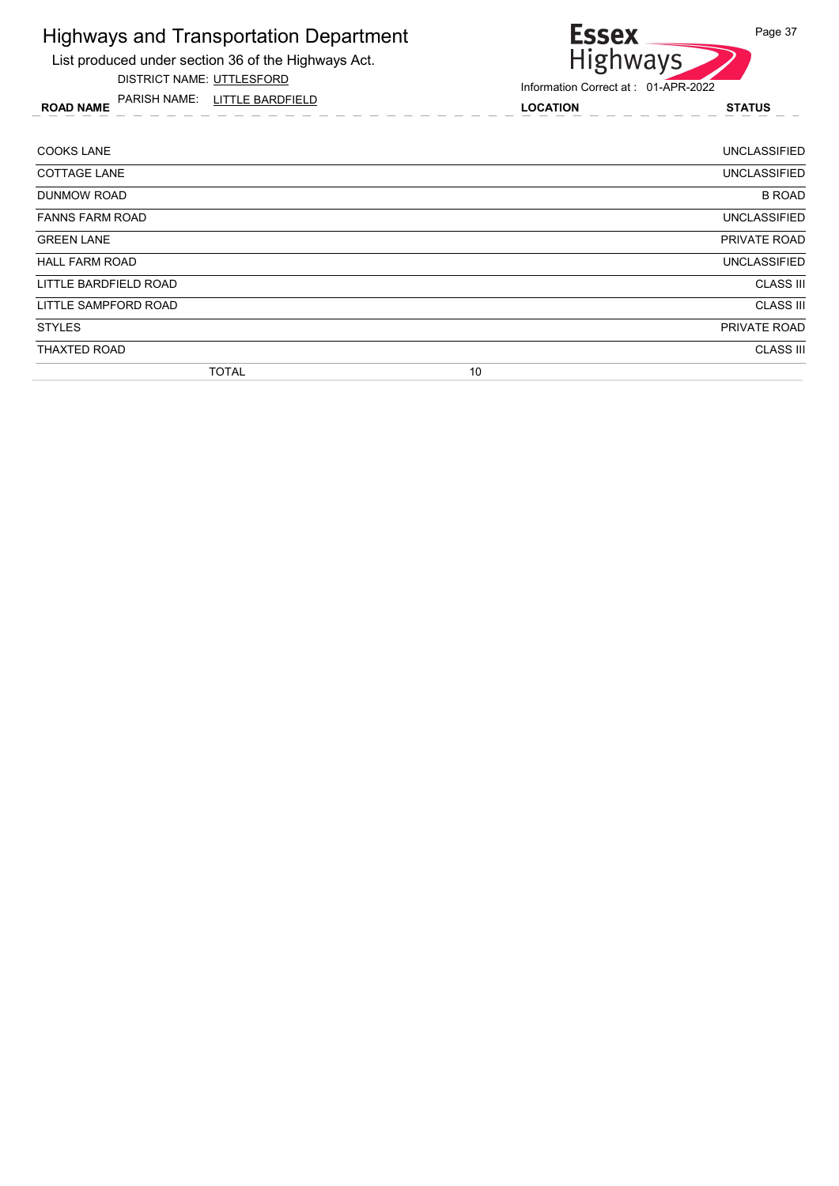# Highways and Transportation Department

List produced under section 36 of the Highways Act.

DISTRICT NAME: UTTLESFORD

PARISH NAME: LITTLE BARDFIELD

Information Correct at : 01-APR-2022

| ROAD NAME | LOCATION | STATUS |
|---|---|---|
| COOKS LANE | | UNCLASSIFIED |
| COTTAGE LANE | | UNCLASSIFIED |
| DUNMOW ROAD | | B ROAD |
| FANNS FARM ROAD | | UNCLASSIFIED |
| GREEN LANE | | PRIVATE ROAD |
| HALL FARM ROAD | | UNCLASSIFIED |
| LITTLE BARDFIELD ROAD | | CLASS III |
| LITTLE SAMPFORD ROAD | | CLASS III |
| STYLES | | PRIVATE ROAD |
| THAXTED ROAD | | CLASS III |
| TOTAL | 10 | |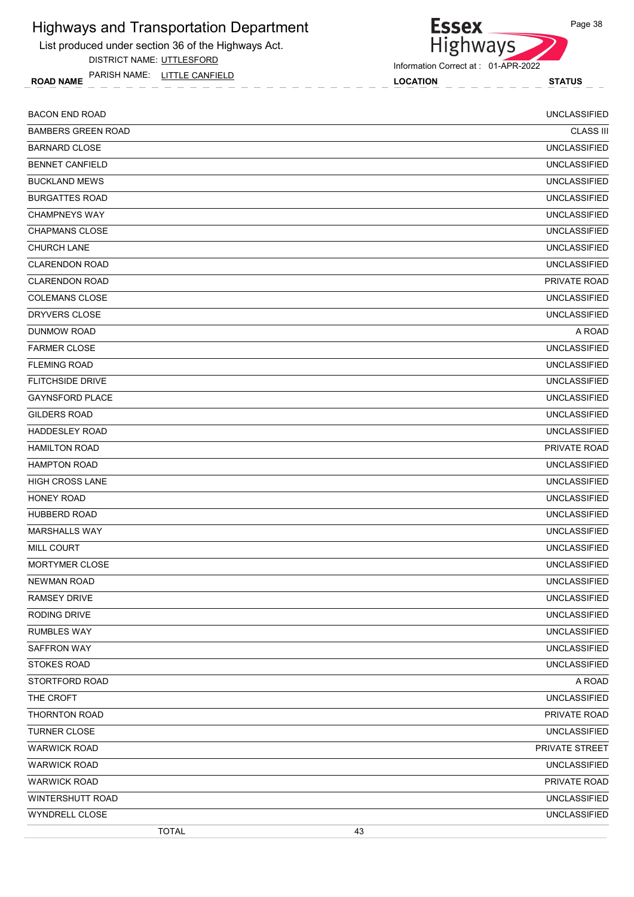# Highways and Transportation Department

List produced under section 36 of the Highways Act.

DISTRICT NAME: UTTLESFORD

PARISH NAME: LITTLE CANFIELD

Information Correct at : 01-APR-2022

| ROAD NAME | LOCATION | STATUS |
|---|---|---|
| BACON END ROAD | | UNCLASSIFIED |
| BAMBERS GREEN ROAD | | CLASS III |
| BARNARD CLOSE | | UNCLASSIFIED |
| BENNET CANFIELD | | UNCLASSIFIED |
| BUCKLAND MEWS | | UNCLASSIFIED |
| BURGATTES ROAD | | UNCLASSIFIED |
| CHAMPNEYS WAY | | UNCLASSIFIED |
| CHAPMANS CLOSE | | UNCLASSIFIED |
| CHURCH LANE | | UNCLASSIFIED |
| CLARENDON ROAD | | UNCLASSIFIED |
| CLARENDON ROAD | | PRIVATE ROAD |
| COLEMANS CLOSE | | UNCLASSIFIED |
| DRYVERS CLOSE | | UNCLASSIFIED |
| DUNMOW ROAD | | A ROAD |
| FARMER CLOSE | | UNCLASSIFIED |
| FLEMING ROAD | | UNCLASSIFIED |
| FLITCHSIDE DRIVE | | UNCLASSIFIED |
| GAYNSFORD PLACE | | UNCLASSIFIED |
| GILDERS ROAD | | UNCLASSIFIED |
| HADDESLEY ROAD | | UNCLASSIFIED |
| HAMILTON ROAD | | PRIVATE ROAD |
| HAMPTON ROAD | | UNCLASSIFIED |
| HIGH CROSS LANE | | UNCLASSIFIED |
| HONEY ROAD | | UNCLASSIFIED |
| HUBBERD ROAD | | UNCLASSIFIED |
| MARSHALLS WAY | | UNCLASSIFIED |
| MILL COURT | | UNCLASSIFIED |
| MORTYMER CLOSE | | UNCLASSIFIED |
| NEWMAN ROAD | | UNCLASSIFIED |
| RAMSEY DRIVE | | UNCLASSIFIED |
| RODING DRIVE | | UNCLASSIFIED |
| RUMBLES WAY | | UNCLASSIFIED |
| SAFFRON WAY | | UNCLASSIFIED |
| STOKES ROAD | | UNCLASSIFIED |
| STORTFORD ROAD | | A ROAD |
| THE CROFT | | UNCLASSIFIED |
| THORNTON ROAD | | PRIVATE ROAD |
| TURNER CLOSE | | UNCLASSIFIED |
| WARWICK ROAD | | PRIVATE STREET |
| WARWICK ROAD | | UNCLASSIFIED |
| WARWICK ROAD | | PRIVATE ROAD |
| WINTERSHUTT ROAD | | UNCLASSIFIED |
| WYNDRELL CLOSE | | UNCLASSIFIED |
| TOTAL | 43 | |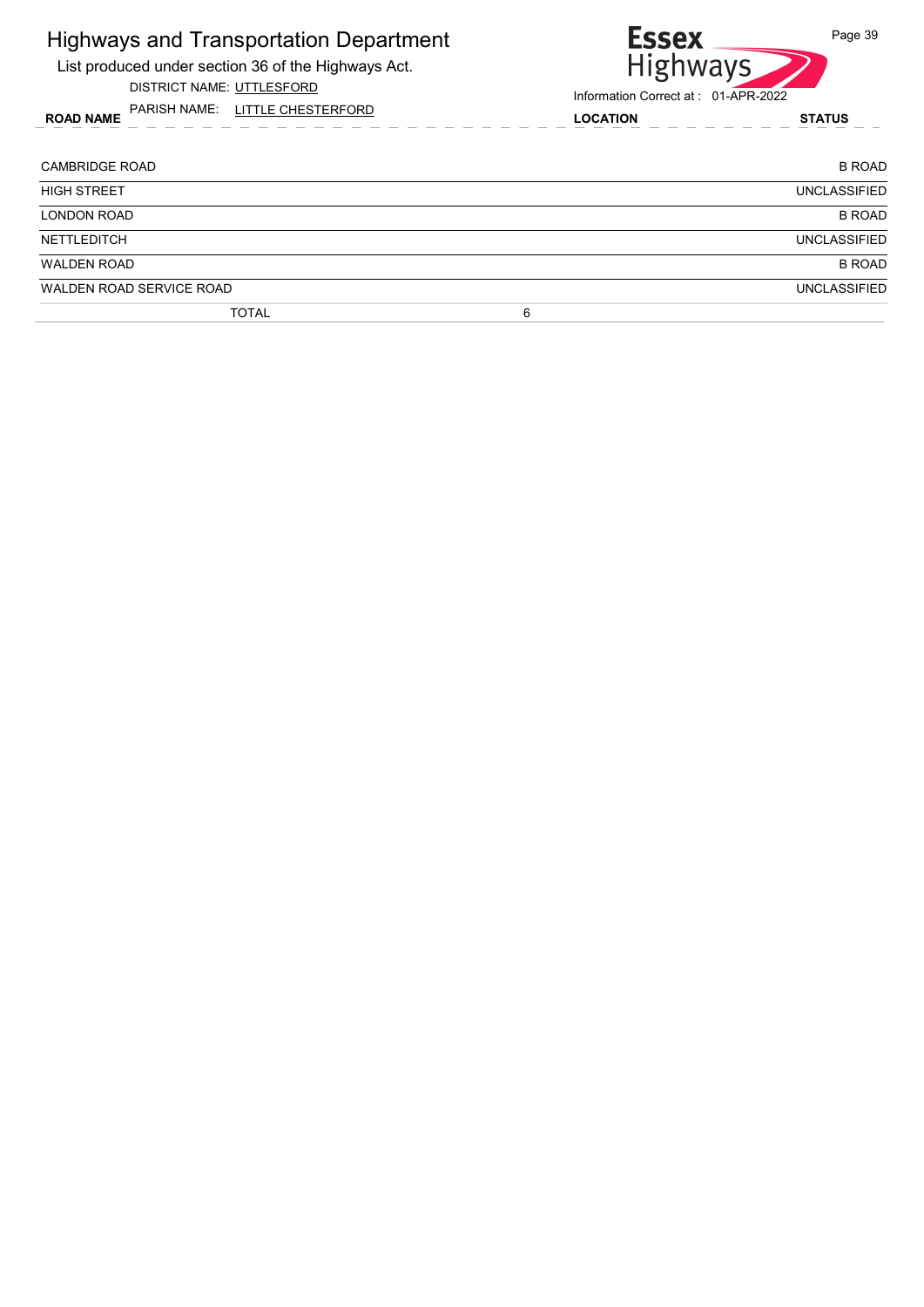# Highways and Transportation Department

List produced under section 36 of the Highways Act.

DISTRICT NAME: UTTLESFORD

PARISH NAME: LITTLE CHESTERFORD

Information Correct at : 01-APR-2022

| ROAD NAME | LOCATION | STATUS |
|---|---|---|
| CAMBRIDGE ROAD | | B ROAD |
| HIGH STREET | | UNCLASSIFIED |
| LONDON ROAD | | B ROAD |
| NETTLEDITCH | | UNCLASSIFIED |
| WALDEN ROAD | | B ROAD |
| WALDEN ROAD SERVICE ROAD | | UNCLASSIFIED |
| TOTAL | 6 | |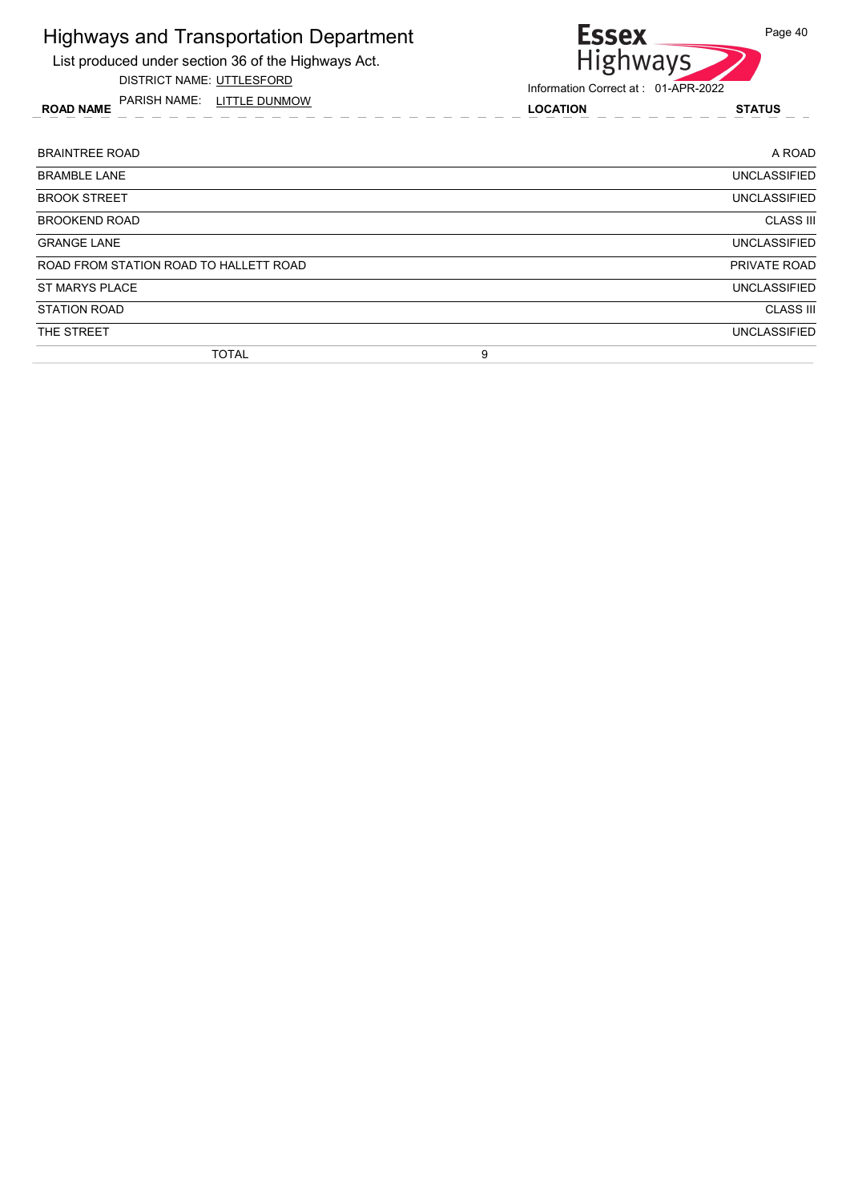# Highways and Transportation Department

List produced under section 36 of the Highways Act.

DISTRICT NAME: UTTLESFORD

PARISH NAME: LITTLE DUNMOW

Information Correct at : 01-APR-2022

| ROAD NAME | LOCATION | STATUS |
|---|---|---|
| BRAINTREE ROAD | | A ROAD |
| BRAMBLE LANE | | UNCLASSIFIED |
| BROOK STREET | | UNCLASSIFIED |
| BROOKEND ROAD | | CLASS III |
| GRANGE LANE | | UNCLASSIFIED |
| ROAD FROM STATION ROAD TO HALLETT ROAD | | PRIVATE ROAD |
| ST MARYS PLACE | | UNCLASSIFIED |
| STATION ROAD | | CLASS III |
| THE STREET | | UNCLASSIFIED |
| TOTAL | 9 | |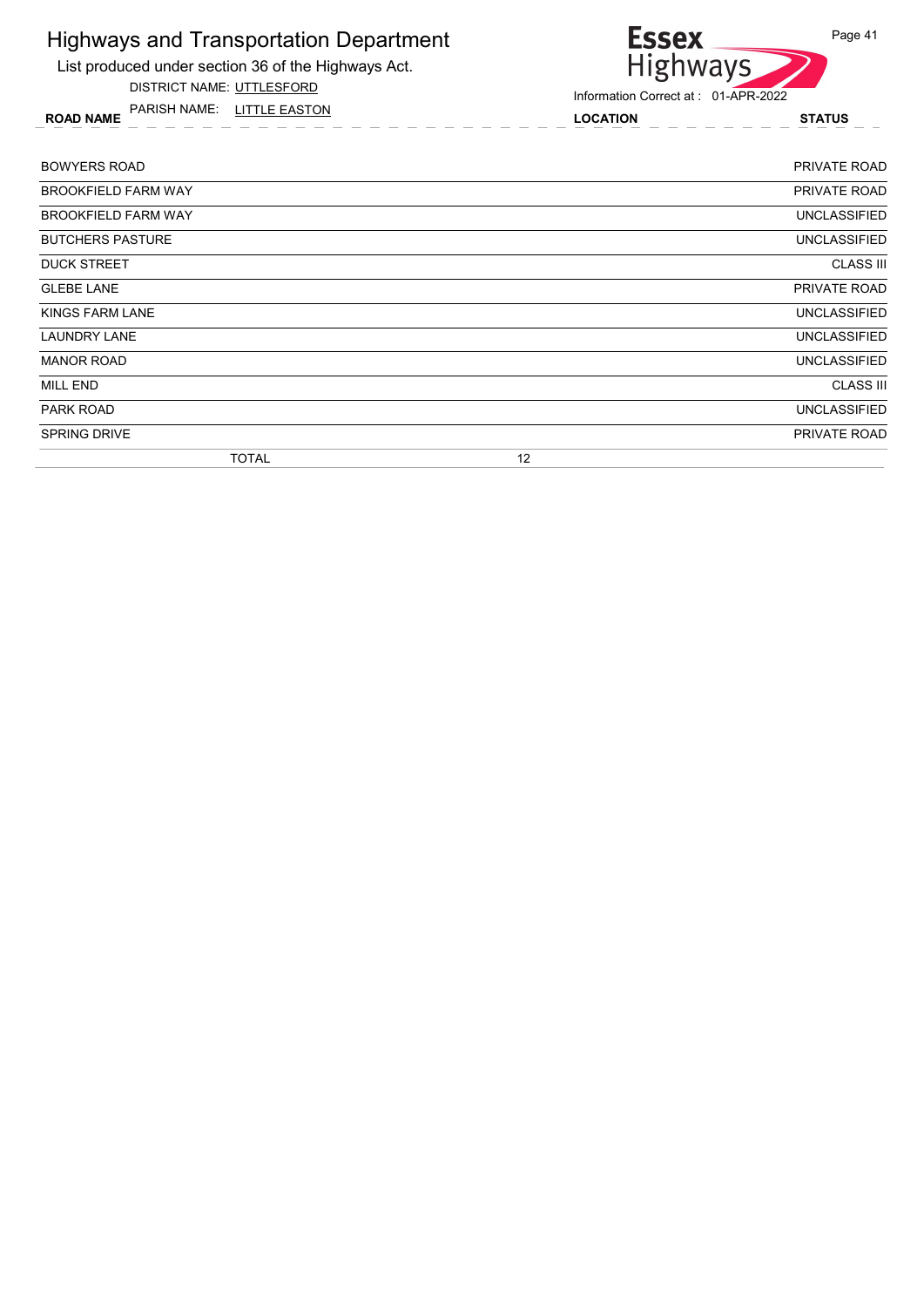# Highways and Transportation Department

List produced under section 36 of the Highways Act.

DISTRICT NAME: UTTLESFORD

PARISH NAME: LITTLE EASTON

Information Correct at : 01-APR-2022

| ROAD NAME | LOCATION | STATUS |
|---|---|---|
| BOWYERS ROAD | | PRIVATE ROAD |
| BROOKFIELD FARM WAY | | PRIVATE ROAD |
| BROOKFIELD FARM WAY | | UNCLASSIFIED |
| BUTCHERS PASTURE | | UNCLASSIFIED |
| DUCK STREET | | CLASS III |
| GLEBE LANE | | PRIVATE ROAD |
| KINGS FARM LANE | | UNCLASSIFIED |
| LAUNDRY LANE | | UNCLASSIFIED |
| MANOR ROAD | | UNCLASSIFIED |
| MILL END | | CLASS III |
| PARK ROAD | | UNCLASSIFIED |
| SPRING DRIVE | | PRIVATE ROAD |
| TOTAL | 12 | |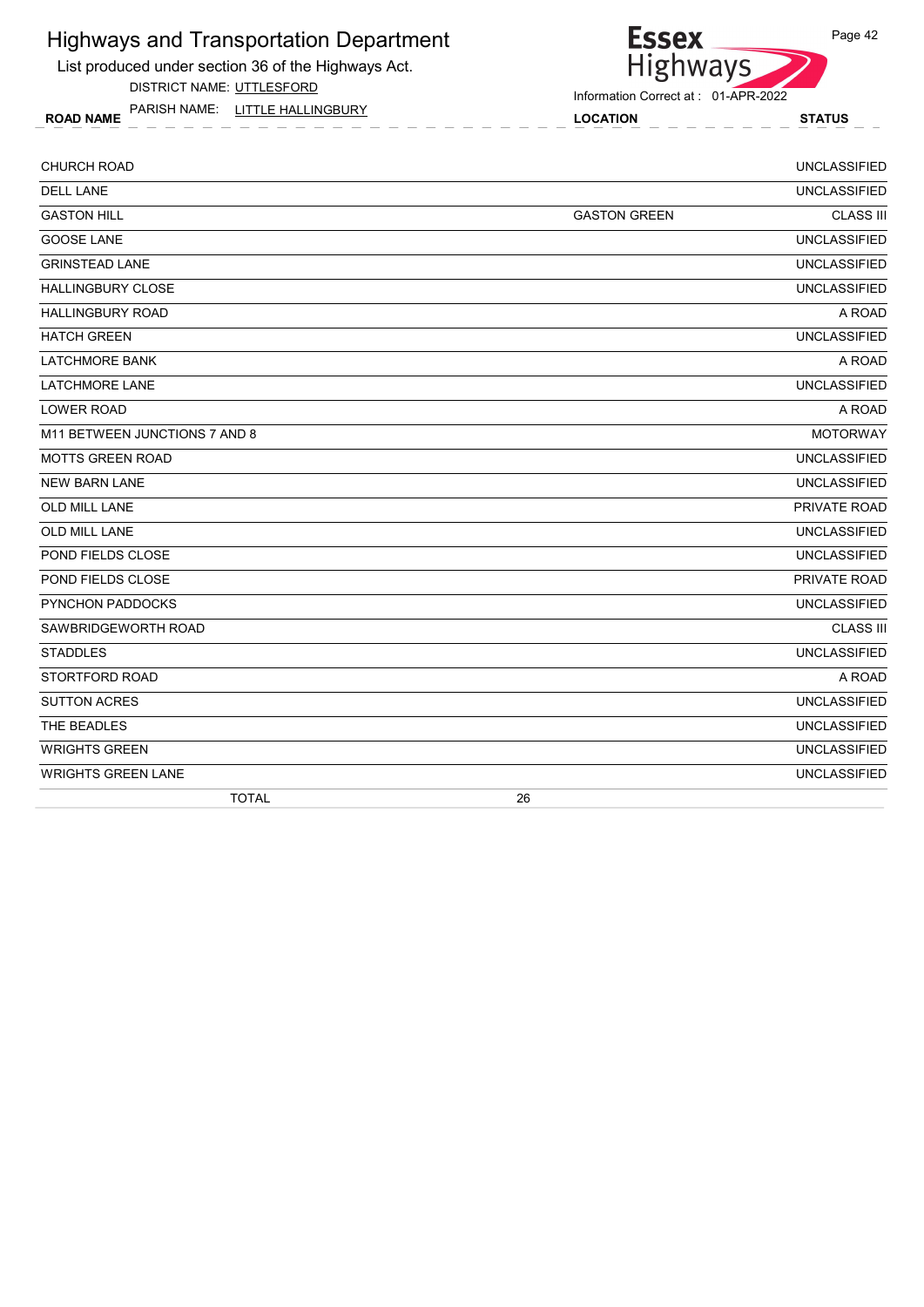# Highways and Transportation Department

List produced under section 36 of the Highways Act.

DISTRICT NAME: UTTLESFORD

PARISH NAME: LITTLE HALLINGBURY

Information Correct at : 01-APR-2022

| ROAD NAME | LOCATION | STATUS |
|---|---|---|
| CHURCH ROAD | | UNCLASSIFIED |
| DELL LANE | | UNCLASSIFIED |
| GASTON HILL | GASTON GREEN | CLASS III |
| GOOSE LANE | | UNCLASSIFIED |
| GRINSTEAD LANE | | UNCLASSIFIED |
| HALLINGBURY CLOSE | | UNCLASSIFIED |
| HALLINGBURY ROAD | | A ROAD |
| HATCH GREEN | | UNCLASSIFIED |
| LATCHMORE BANK | | A ROAD |
| LATCHMORE LANE | | UNCLASSIFIED |
| LOWER ROAD | | A ROAD |
| M11 BETWEEN JUNCTIONS 7 AND 8 | | MOTORWAY |
| MOTTS GREEN ROAD | | UNCLASSIFIED |
| NEW BARN LANE | | UNCLASSIFIED |
| OLD MILL LANE | | PRIVATE ROAD |
| OLD MILL LANE | | UNCLASSIFIED |
| POND FIELDS CLOSE | | UNCLASSIFIED |
| POND FIELDS CLOSE | | PRIVATE ROAD |
| PYNCHON PADDOCKS | | UNCLASSIFIED |
| SAWBRIDGEWORTH ROAD | | CLASS III |
| STADDLES | | UNCLASSIFIED |
| STORTFORD ROAD | | A ROAD |
| SUTTON ACRES | | UNCLASSIFIED |
| THE BEADLES | | UNCLASSIFIED |
| WRIGHTS GREEN | | UNCLASSIFIED |
| WRIGHTS GREEN LANE | | UNCLASSIFIED |
| TOTAL | 26 | |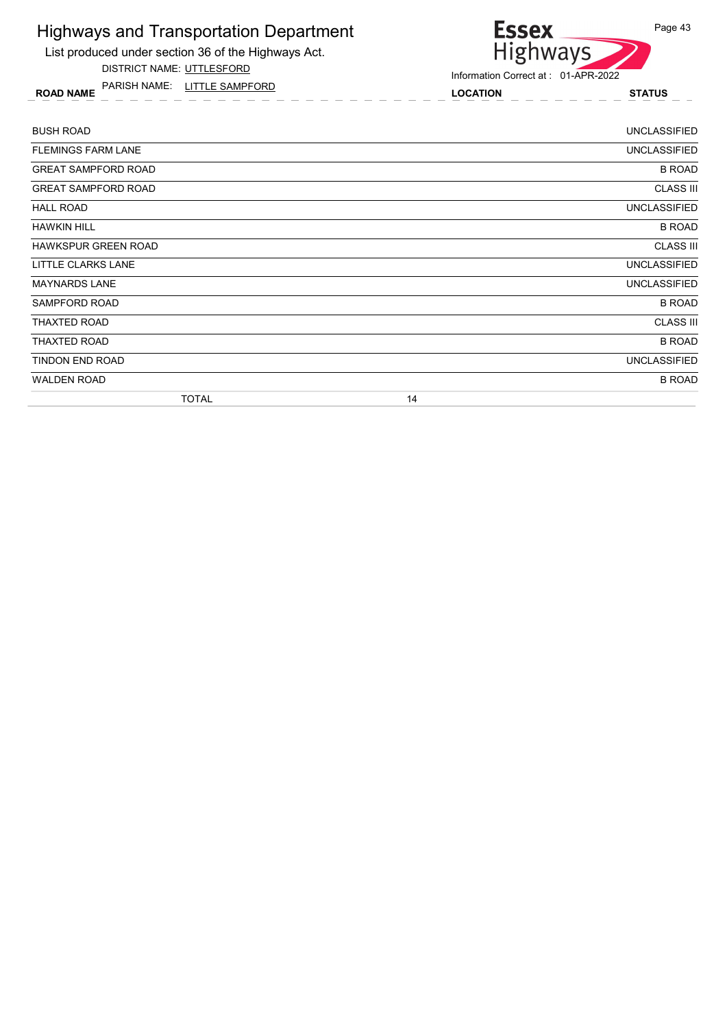# Highways and Transportation Department

List produced under section 36 of the Highways Act.

DISTRICT NAME: UTTLESFORD

PARISH NAME: LITTLE SAMPFORD

Information Correct at : 01-APR-2022

| ROAD NAME | LOCATION | STATUS |
|---|---|---|
| BUSH ROAD | | UNCLASSIFIED |
| FLEMINGS FARM LANE | | UNCLASSIFIED |
| GREAT SAMPFORD ROAD | | B ROAD |
| GREAT SAMPFORD ROAD | | CLASS III |
| HALL ROAD | | UNCLASSIFIED |
| HAWKIN HILL | | B ROAD |
| HAWKSPUR GREEN ROAD | | CLASS III |
| LITTLE CLARKS LANE | | UNCLASSIFIED |
| MAYNARDS LANE | | UNCLASSIFIED |
| SAMPFORD ROAD | | B ROAD |
| THAXTED ROAD | | CLASS III |
| THAXTED ROAD | | B ROAD |
| TINDON END ROAD | | UNCLASSIFIED |
| WALDEN ROAD | | B ROAD |
| TOTAL | 14 | |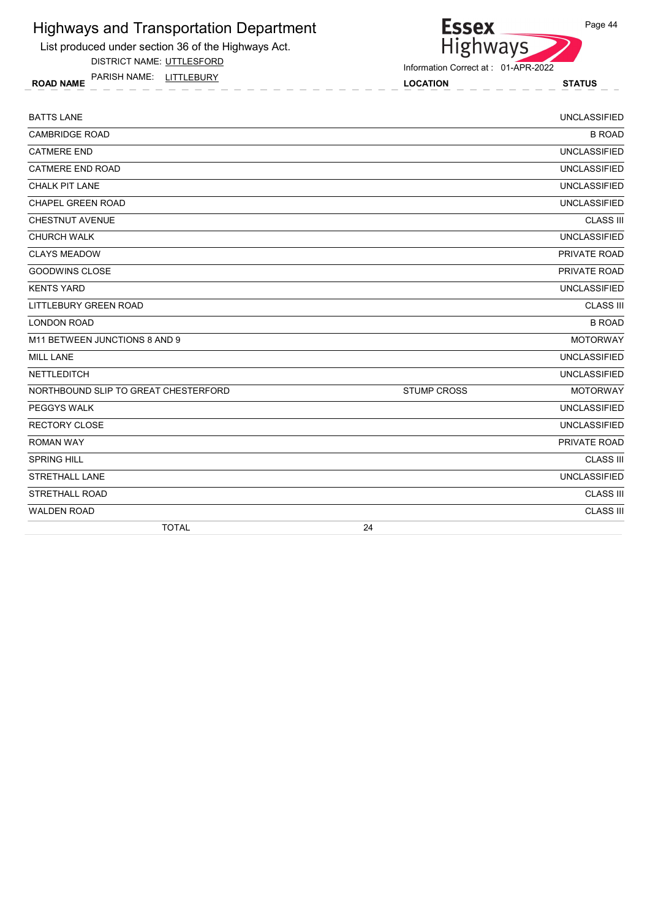# Highways and Transportation Department

List produced under section 36 of the Highways Act.

DISTRICT NAME: UTTLESFORD

PARISH NAME: LITTLEBURY

Information Correct at : 01-APR-2022

| ROAD NAME | LOCATION | STATUS |
|---|---|---|
| BATTS LANE | | UNCLASSIFIED |
| CAMBRIDGE ROAD | | B ROAD |
| CATMERE END | | UNCLASSIFIED |
| CATMERE END ROAD | | UNCLASSIFIED |
| CHALK PIT LANE | | UNCLASSIFIED |
| CHAPEL GREEN ROAD | | UNCLASSIFIED |
| CHESTNUT AVENUE | | CLASS III |
| CHURCH WALK | | UNCLASSIFIED |
| CLAYS MEADOW | | PRIVATE ROAD |
| GOODWINS CLOSE | | PRIVATE ROAD |
| KENTS YARD | | UNCLASSIFIED |
| LITTLEBURY GREEN ROAD | | CLASS III |
| LONDON ROAD | | B ROAD |
| M11 BETWEEN JUNCTIONS 8 AND 9 | | MOTORWAY |
| MILL LANE | | UNCLASSIFIED |
| NETTLEDITCH | | UNCLASSIFIED |
| NORTHBOUND SLIP TO GREAT CHESTERFORD | STUMP CROSS | MOTORWAY |
| PEGGYS WALK | | UNCLASSIFIED |
| RECTORY CLOSE | | UNCLASSIFIED |
| ROMAN WAY | | PRIVATE ROAD |
| SPRING HILL | | CLASS III |
| STRETHALL LANE | | UNCLASSIFIED |
| STRETHALL ROAD | | CLASS III |
| WALDEN ROAD | | CLASS III |
| TOTAL | 24 | |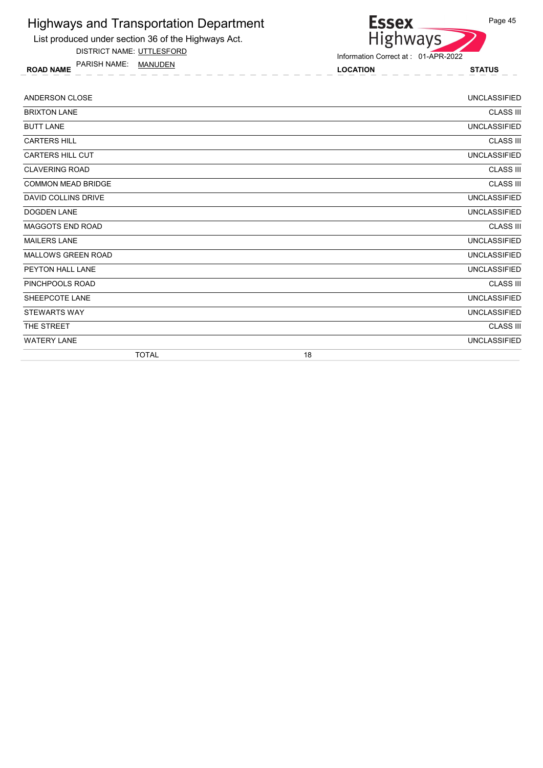# Highways and Transportation Department

List produced under section 36 of the Highways Act.

DISTRICT NAME: UTTLESFORD

PARISH NAME: MANUDEN

Information Correct at : 01-APR-2022

| ROAD NAME | LOCATION | STATUS |
|---|---|---|
| ANDERSON CLOSE | | UNCLASSIFIED |
| BRIXTON LANE | | CLASS III |
| BUTT LANE | | UNCLASSIFIED |
| CARTERS HILL | | CLASS III |
| CARTERS HILL CUT | | UNCLASSIFIED |
| CLAVERING ROAD | | CLASS III |
| COMMON MEAD BRIDGE | | CLASS III |
| DAVID COLLINS DRIVE | | UNCLASSIFIED |
| DOGDEN LANE | | UNCLASSIFIED |
| MAGGOTS END ROAD | | CLASS III |
| MAILERS LANE | | UNCLASSIFIED |
| MALLOWS GREEN ROAD | | UNCLASSIFIED |
| PEYTON HALL LANE | | UNCLASSIFIED |
| PINCHPOOLS ROAD | | CLASS III |
| SHEEPCOTE LANE | | UNCLASSIFIED |
| STEWARTS WAY | | UNCLASSIFIED |
| THE STREET | | CLASS III |
| WATERY LANE | | UNCLASSIFIED |
| TOTAL | 18 | |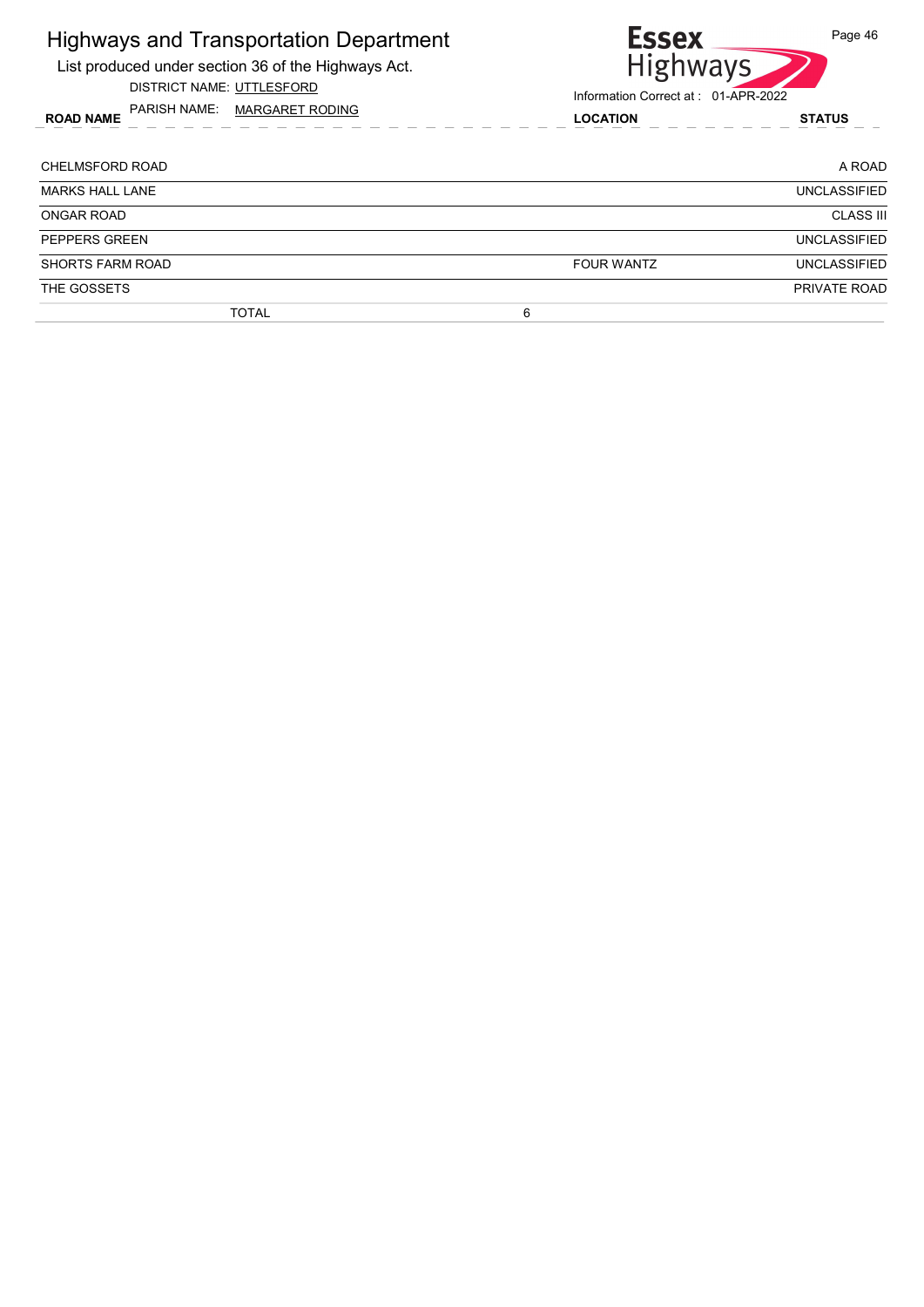# Highways and Transportation Department

List produced under section 36 of the Highways Act.

DISTRICT NAME: UTTLESFORD

PARISH NAME: MARGARET RODING

Essex Highways

Information Correct at : 01-APR-2022

| ROAD NAME | LOCATION | STATUS |
|---|---|---|
| CHELMSFORD ROAD | | A ROAD |
| MARKS HALL LANE | | UNCLASSIFIED |
| ONGAR ROAD | | CLASS III |
| PEPPERS GREEN | | UNCLASSIFIED |
| SHORTS FARM ROAD | FOUR WANTZ | UNCLASSIFIED |
| THE GOSSETS | | PRIVATE ROAD |
| TOTAL | 6 | |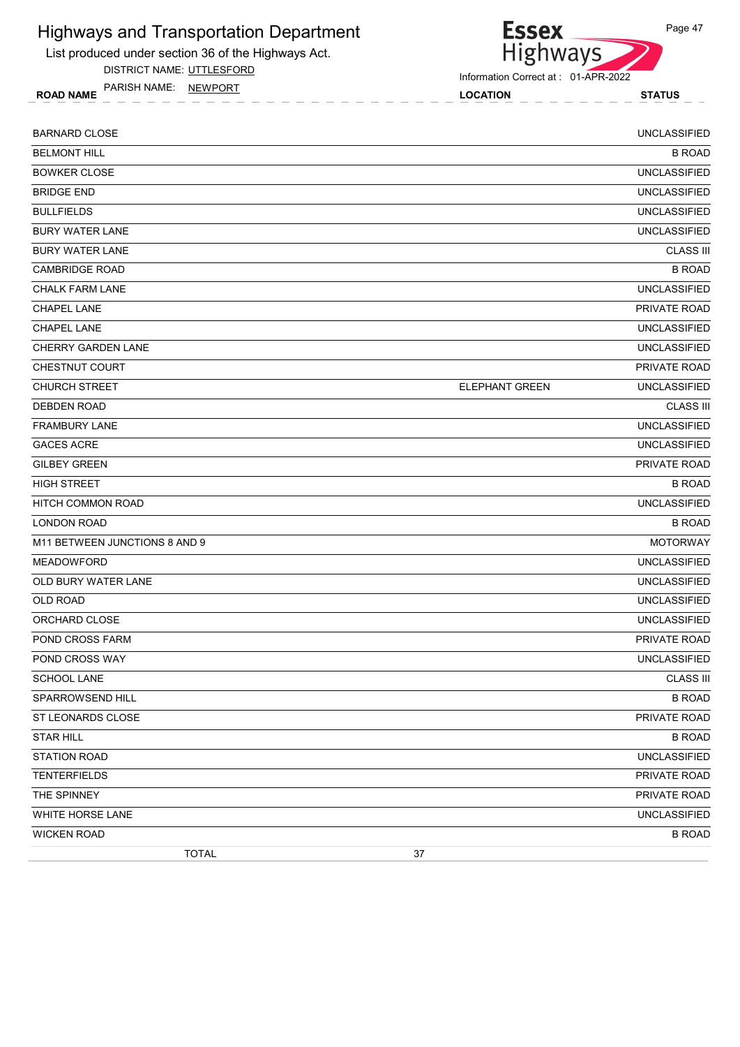# Highways and Transportation Department

List produced under section 36 of the Highways Act.

DISTRICT NAME: UTTLESFORD

PARISH NAME: NEWPORT

Information Correct at : 01-APR-2022

| ROAD NAME | LOCATION | STATUS |
|---|---|---|
| BARNARD CLOSE | | UNCLASSIFIED |
| BELMONT HILL | | B ROAD |
| BOWKER CLOSE | | UNCLASSIFIED |
| BRIDGE END | | UNCLASSIFIED |
| BULLFIELDS | | UNCLASSIFIED |
| BURY WATER LANE | | UNCLASSIFIED |
| BURY WATER LANE | | CLASS III |
| CAMBRIDGE ROAD | | B ROAD |
| CHALK FARM LANE | | UNCLASSIFIED |
| CHAPEL LANE | | PRIVATE ROAD |
| CHAPEL LANE | | UNCLASSIFIED |
| CHERRY GARDEN LANE | | UNCLASSIFIED |
| CHESTNUT COURT | | PRIVATE ROAD |
| CHURCH STREET | ELEPHANT GREEN | UNCLASSIFIED |
| DEBDEN ROAD | | CLASS III |
| FRAMBURY LANE | | UNCLASSIFIED |
| GACES ACRE | | UNCLASSIFIED |
| GILBEY GREEN | | PRIVATE ROAD |
| HIGH STREET | | B ROAD |
| HITCH COMMON ROAD | | UNCLASSIFIED |
| LONDON ROAD | | B ROAD |
| M11 BETWEEN JUNCTIONS 8 AND 9 | | MOTORWAY |
| MEADOWFORD | | UNCLASSIFIED |
| OLD BURY WATER LANE | | UNCLASSIFIED |
| OLD ROAD | | UNCLASSIFIED |
| ORCHARD CLOSE | | UNCLASSIFIED |
| POND CROSS FARM | | PRIVATE ROAD |
| POND CROSS WAY | | UNCLASSIFIED |
| SCHOOL LANE | | CLASS III |
| SPARROWSEND HILL | | B ROAD |
| ST LEONARDS CLOSE | | PRIVATE ROAD |
| STAR HILL | | B ROAD |
| STATION ROAD | | UNCLASSIFIED |
| TENTERFIELDS | | PRIVATE ROAD |
| THE SPINNEY | | PRIVATE ROAD |
| WHITE HORSE LANE | | UNCLASSIFIED |
| WICKEN ROAD | | B ROAD |
| TOTAL | 37 | |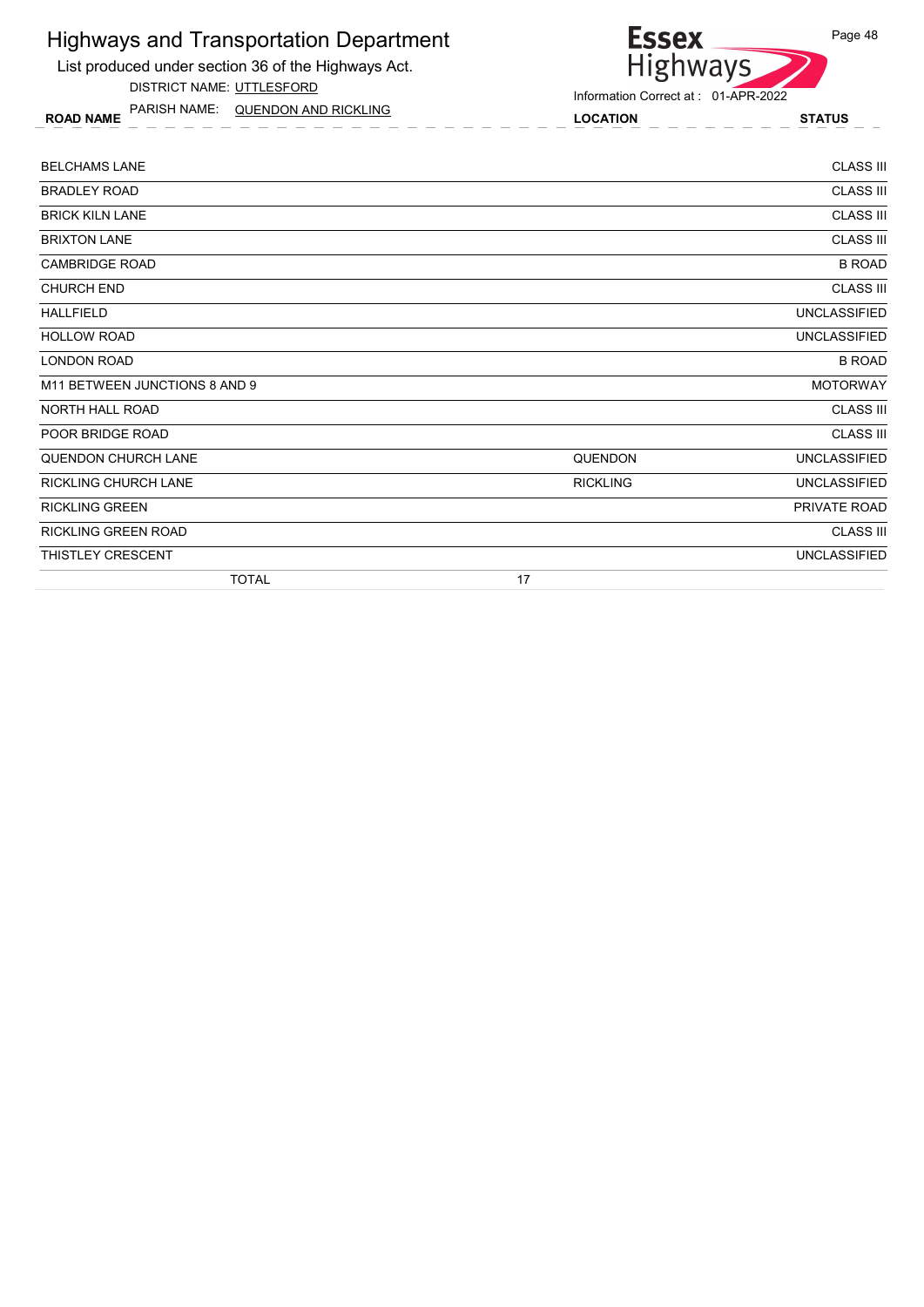# Highways and Transportation Department

List produced under section 36 of the Highways Act.

DISTRICT NAME: UTTLESFORD

PARISH NAME: QUENDON AND RICKLING

Essex Highways

Information Correct at : 01-APR-2022

| ROAD NAME | LOCATION | STATUS |
|---|---|---|
| BELCHAMS LANE | | CLASS III |
| BRADLEY ROAD | | CLASS III |
| BRICK KILN LANE | | CLASS III |
| BRIXTON LANE | | CLASS III |
| CAMBRIDGE ROAD | | B ROAD |
| CHURCH END | | CLASS III |
| HALLFIELD | | UNCLASSIFIED |
| HOLLOW ROAD | | UNCLASSIFIED |
| LONDON ROAD | | B ROAD |
| M11 BETWEEN JUNCTIONS 8 AND 9 | | MOTORWAY |
| NORTH HALL ROAD | | CLASS III |
| POOR BRIDGE ROAD | | CLASS III |
| QUENDON CHURCH LANE | QUENDON | UNCLASSIFIED |
| RICKLING CHURCH LANE | RICKLING | UNCLASSIFIED |
| RICKLING GREEN | | PRIVATE ROAD |
| RICKLING GREEN ROAD | | CLASS III |
| THISTLEY CRESCENT | | UNCLASSIFIED |
| TOTAL 17 | | |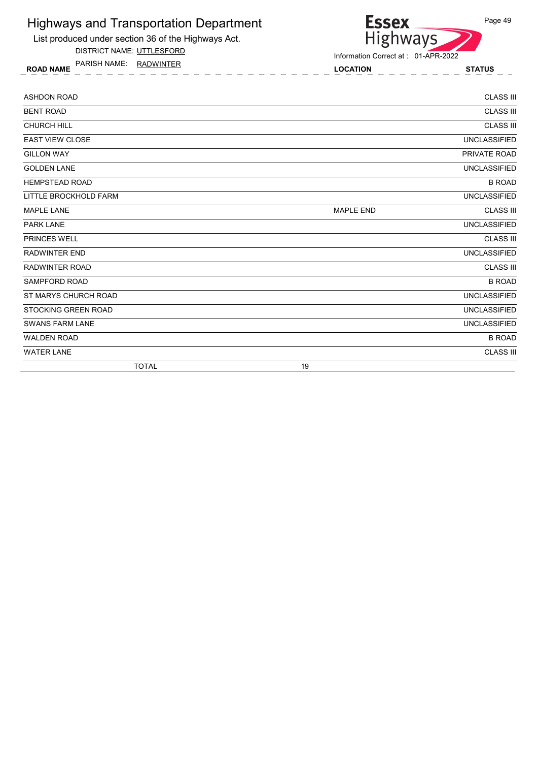# Highways and Transportation Department

List produced under section 36 of the Highways Act.

DISTRICT NAME: UTTLESFORD

PARISH NAME: RADWINTER

Information Correct at : 01-APR-2022

| ROAD NAME | LOCATION | STATUS |
|---|---|---|
| ASHDON ROAD | | CLASS III |
| BENT ROAD | | CLASS III |
| CHURCH HILL | | CLASS III |
| EAST VIEW CLOSE | | UNCLASSIFIED |
| GILLON WAY | | PRIVATE ROAD |
| GOLDEN LANE | | UNCLASSIFIED |
| HEMPSTEAD ROAD | | B ROAD |
| LITTLE BROCKHOLD FARM | | UNCLASSIFIED |
| MAPLE LANE | MAPLE END | CLASS III |
| PARK LANE | | UNCLASSIFIED |
| PRINCES WELL | | CLASS III |
| RADWINTER END | | UNCLASSIFIED |
| RADWINTER ROAD | | CLASS III |
| SAMPFORD ROAD | | B ROAD |
| ST MARYS CHURCH ROAD | | UNCLASSIFIED |
| STOCKING GREEN ROAD | | UNCLASSIFIED |
| SWANS FARM LANE | | UNCLASSIFIED |
| WALDEN ROAD | | B ROAD |
| WATER LANE | | CLASS III |
| TOTAL | 19 | |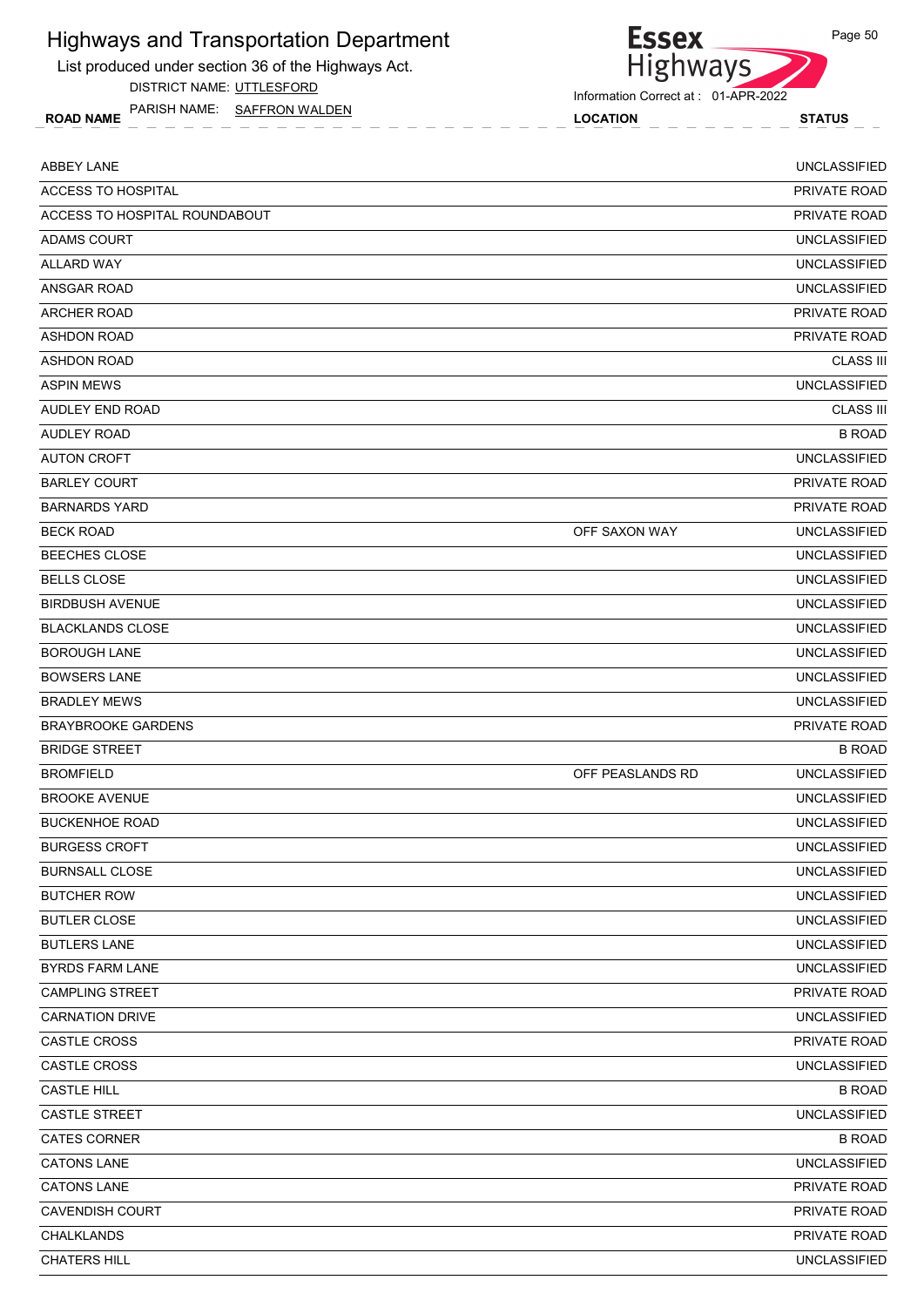# Highways and Transportation Department

List produced under section 36 of the Highways Act.

DISTRICT NAME: UTTLESFORD

PARISH NAME: SAFFRON WALDEN

Information Correct at : 01-APR-2022

| ROAD NAME | LOCATION | STATUS |
|---|---|---|
| ABBEY LANE | | UNCLASSIFIED |
| ACCESS TO HOSPITAL | | PRIVATE ROAD |
| ACCESS TO HOSPITAL ROUNDABOUT | | PRIVATE ROAD |
| ADAMS COURT | | UNCLASSIFIED |
| ALLARD WAY | | UNCLASSIFIED |
| ANSGAR ROAD | | UNCLASSIFIED |
| ARCHER ROAD | | PRIVATE ROAD |
| ASHDON ROAD | | PRIVATE ROAD |
| ASHDON ROAD | | CLASS III |
| ASPIN MEWS | | UNCLASSIFIED |
| AUDLEY END ROAD | | CLASS III |
| AUDLEY ROAD | | B ROAD |
| AUTON CROFT | | UNCLASSIFIED |
| BARLEY COURT | | PRIVATE ROAD |
| BARNARDS YARD | | PRIVATE ROAD |
| BECK ROAD | OFF SAXON WAY | UNCLASSIFIED |
| BEECHES CLOSE | | UNCLASSIFIED |
| BELLS CLOSE | | UNCLASSIFIED |
| BIRDBUSH AVENUE | | UNCLASSIFIED |
| BLACKLANDS CLOSE | | UNCLASSIFIED |
| BOROUGH LANE | | UNCLASSIFIED |
| BOWSERS LANE | | UNCLASSIFIED |
| BRADLEY MEWS | | UNCLASSIFIED |
| BRAYBROOKE GARDENS | | PRIVATE ROAD |
| BRIDGE STREET | | B ROAD |
| BROMFIELD | OFF PEASLANDS RD | UNCLASSIFIED |
| BROOKE AVENUE | | UNCLASSIFIED |
| BUCKENHOE ROAD | | UNCLASSIFIED |
| BURGESS CROFT | | UNCLASSIFIED |
| BURNSALL CLOSE | | UNCLASSIFIED |
| BUTCHER ROW | | UNCLASSIFIED |
| BUTLER CLOSE | | UNCLASSIFIED |
| BUTLERS LANE | | UNCLASSIFIED |
| BYRDS FARM LANE | | UNCLASSIFIED |
| CAMPLING STREET | | PRIVATE ROAD |
| CARNATION DRIVE | | UNCLASSIFIED |
| CASTLE CROSS | | PRIVATE ROAD |
| CASTLE CROSS | | UNCLASSIFIED |
| CASTLE HILL | | B ROAD |
| CASTLE STREET | | UNCLASSIFIED |
| CATES CORNER | | B ROAD |
| CATONS LANE | | UNCLASSIFIED |
| CATONS LANE | | PRIVATE ROAD |
| CAVENDISH COURT | | PRIVATE ROAD |
| CHALKLANDS | | PRIVATE ROAD |
| CHATERS HILL | | UNCLASSIFIED |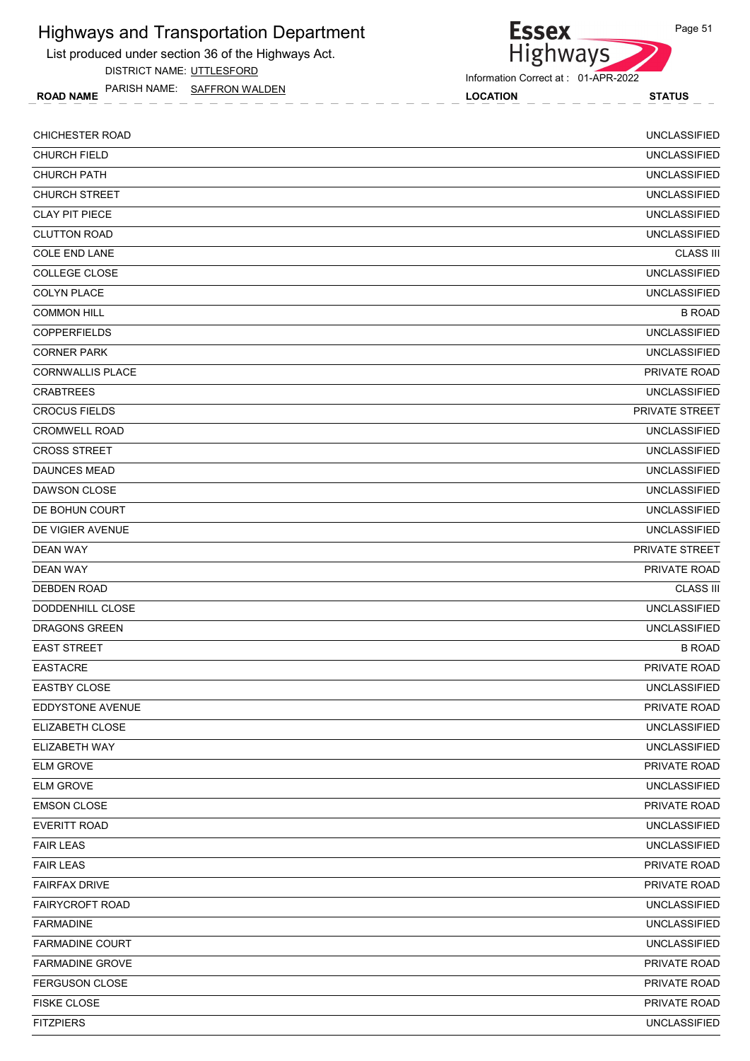# Highways and Transportation Department

List produced under section 36 of the Highways Act.

DISTRICT NAME: UTTLESFORD

PARISH NAME: SAFFRON WALDEN

Information Correct at : 01-APR-2022

| ROAD NAME | LOCATION | STATUS |
|---|---|---|
| CHICHESTER ROAD | | UNCLASSIFIED |
| CHURCH FIELD | | UNCLASSIFIED |
| CHURCH PATH | | UNCLASSIFIED |
| CHURCH STREET | | UNCLASSIFIED |
| CLAY PIT PIECE | | UNCLASSIFIED |
| CLUTTON ROAD | | UNCLASSIFIED |
| COLE END LANE | | CLASS III |
| COLLEGE CLOSE | | UNCLASSIFIED |
| COLYN PLACE | | UNCLASSIFIED |
| COMMON HILL | | B ROAD |
| COPPERFIELDS | | UNCLASSIFIED |
| CORNER PARK | | UNCLASSIFIED |
| CORNWALLIS PLACE | | PRIVATE ROAD |
| CRABTREES | | UNCLASSIFIED |
| CROCUS FIELDS | | PRIVATE STREET |
| CROMWELL ROAD | | UNCLASSIFIED |
| CROSS STREET | | UNCLASSIFIED |
| DAUNCES MEAD | | UNCLASSIFIED |
| DAWSON CLOSE | | UNCLASSIFIED |
| DE BOHUN COURT | | UNCLASSIFIED |
| DE VIGIER AVENUE | | UNCLASSIFIED |
| DEAN WAY | | PRIVATE STREET |
| DEAN WAY | | PRIVATE ROAD |
| DEBDEN ROAD | | CLASS III |
| DODDENHILL CLOSE | | UNCLASSIFIED |
| DRAGONS GREEN | | UNCLASSIFIED |
| EAST STREET | | B ROAD |
| EASTACRE | | PRIVATE ROAD |
| EASTBY CLOSE | | UNCLASSIFIED |
| EDDYSTONE AVENUE | | PRIVATE ROAD |
| ELIZABETH CLOSE | | UNCLASSIFIED |
| ELIZABETH WAY | | UNCLASSIFIED |
| ELM GROVE | | PRIVATE ROAD |
| ELM GROVE | | UNCLASSIFIED |
| EMSON CLOSE | | PRIVATE ROAD |
| EVERITT ROAD | | UNCLASSIFIED |
| FAIR LEAS | | UNCLASSIFIED |
| FAIR LEAS | | PRIVATE ROAD |
| FAIRFAX DRIVE | | PRIVATE ROAD |
| FAIRYCROFT ROAD | | UNCLASSIFIED |
| FARMADINE | | UNCLASSIFIED |
| FARMADINE COURT | | UNCLASSIFIED |
| FARMADINE GROVE | | PRIVATE ROAD |
| FERGUSON CLOSE | | PRIVATE ROAD |
| FISKE CLOSE | | PRIVATE ROAD |
| FITZPIERS | | UNCLASSIFIED |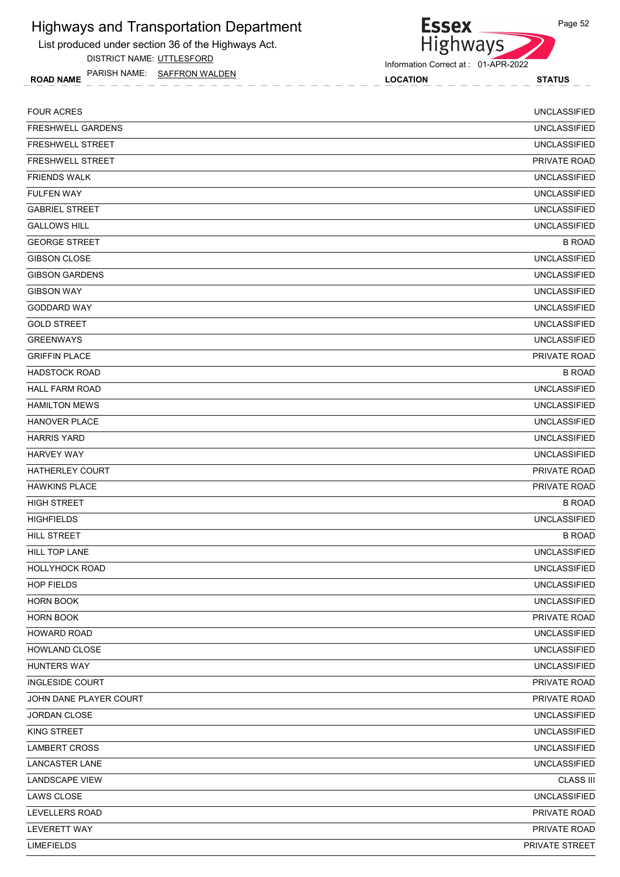# Highways and Transportation Department

List produced under section 36 of the Highways Act.

DISTRICT NAME: UTTLESFORD

PARISH NAME: SAFFRON WALDEN

Information Correct at : 01-APR-2022

| ROAD NAME | LOCATION | STATUS |
|---|---|---|
| FOUR ACRES | | UNCLASSIFIED |
| FRESHWELL GARDENS | | UNCLASSIFIED |
| FRESHWELL STREET | | UNCLASSIFIED |
| FRESHWELL STREET | | PRIVATE ROAD |
| FRIENDS WALK | | UNCLASSIFIED |
| FULFEN WAY | | UNCLASSIFIED |
| GABRIEL STREET | | UNCLASSIFIED |
| GALLOWS HILL | | UNCLASSIFIED |
| GEORGE STREET | | B ROAD |
| GIBSON CLOSE | | UNCLASSIFIED |
| GIBSON GARDENS | | UNCLASSIFIED |
| GIBSON WAY | | UNCLASSIFIED |
| GODDARD WAY | | UNCLASSIFIED |
| GOLD STREET | | UNCLASSIFIED |
| GREENWAYS | | UNCLASSIFIED |
| GRIFFIN PLACE | | PRIVATE ROAD |
| HADSTOCK ROAD | | B ROAD |
| HALL FARM ROAD | | UNCLASSIFIED |
| HAMILTON MEWS | | UNCLASSIFIED |
| HANOVER PLACE | | UNCLASSIFIED |
| HARRIS YARD | | UNCLASSIFIED |
| HARVEY WAY | | UNCLASSIFIED |
| HATHERLEY COURT | | PRIVATE ROAD |
| HAWKINS PLACE | | PRIVATE ROAD |
| HIGH STREET | | B ROAD |
| HIGHFIELDS | | UNCLASSIFIED |
| HILL STREET | | B ROAD |
| HILL TOP LANE | | UNCLASSIFIED |
| HOLLYHOCK ROAD | | UNCLASSIFIED |
| HOP FIELDS | | UNCLASSIFIED |
| HORN BOOK | | UNCLASSIFIED |
| HORN BOOK | | PRIVATE ROAD |
| HOWARD ROAD | | UNCLASSIFIED |
| HOWLAND CLOSE | | UNCLASSIFIED |
| HUNTERS WAY | | UNCLASSIFIED |
| INGLESIDE COURT | | PRIVATE ROAD |
| JOHN DANE PLAYER COURT | | PRIVATE ROAD |
| JORDAN CLOSE | | UNCLASSIFIED |
| KING STREET | | UNCLASSIFIED |
| LAMBERT CROSS | | UNCLASSIFIED |
| LANCASTER LANE | | UNCLASSIFIED |
| LANDSCAPE VIEW | | CLASS III |
| LAWS CLOSE | | UNCLASSIFIED |
| LEVELLERS ROAD | | PRIVATE ROAD |
| LEVERETT WAY | | PRIVATE ROAD |
| LIMEFIELDS | | PRIVATE STREET |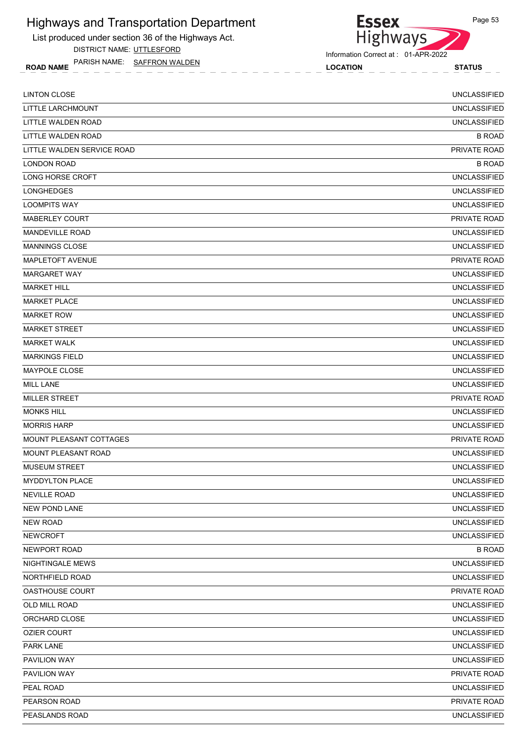# Highways and Transportation Department

List produced under section 36 of the Highways Act.

DISTRICT NAME: UTTLESFORD

PARISH NAME: SAFFRON WALDEN

Information Correct at : 01-APR-2022

| ROAD NAME | LOCATION | STATUS |
|---|---|---|
| LINTON CLOSE | | UNCLASSIFIED |
| LITTLE LARCHMOUNT | | UNCLASSIFIED |
| LITTLE WALDEN ROAD | | UNCLASSIFIED |
| LITTLE WALDEN ROAD | | B ROAD |
| LITTLE WALDEN SERVICE ROAD | | PRIVATE ROAD |
| LONDON ROAD | | B ROAD |
| LONG HORSE CROFT | | UNCLASSIFIED |
| LONGHEDGES | | UNCLASSIFIED |
| LOOMPITS WAY | | UNCLASSIFIED |
| MABERLEY COURT | | PRIVATE ROAD |
| MANDEVILLE ROAD | | UNCLASSIFIED |
| MANNINGS CLOSE | | UNCLASSIFIED |
| MAPLETOFT AVENUE | | PRIVATE ROAD |
| MARGARET WAY | | UNCLASSIFIED |
| MARKET HILL | | UNCLASSIFIED |
| MARKET PLACE | | UNCLASSIFIED |
| MARKET ROW | | UNCLASSIFIED |
| MARKET STREET | | UNCLASSIFIED |
| MARKET WALK | | UNCLASSIFIED |
| MARKINGS FIELD | | UNCLASSIFIED |
| MAYPOLE CLOSE | | UNCLASSIFIED |
| MILL LANE | | UNCLASSIFIED |
| MILLER STREET | | PRIVATE ROAD |
| MONKS HILL | | UNCLASSIFIED |
| MORRIS HARP | | UNCLASSIFIED |
| MOUNT PLEASANT COTTAGES | | PRIVATE ROAD |
| MOUNT PLEASANT ROAD | | UNCLASSIFIED |
| MUSEUM STREET | | UNCLASSIFIED |
| MYDDYLTON PLACE | | UNCLASSIFIED |
| NEVILLE ROAD | | UNCLASSIFIED |
| NEW POND LANE | | UNCLASSIFIED |
| NEW ROAD | | UNCLASSIFIED |
| NEWCROFT | | UNCLASSIFIED |
| NEWPORT ROAD | | B ROAD |
| NIGHTINGALE MEWS | | UNCLASSIFIED |
| NORTHFIELD ROAD | | UNCLASSIFIED |
| OASTHOUSE COURT | | PRIVATE ROAD |
| OLD MILL ROAD | | UNCLASSIFIED |
| ORCHARD CLOSE | | UNCLASSIFIED |
| OZIER COURT | | UNCLASSIFIED |
| PARK LANE | | UNCLASSIFIED |
| PAVILION WAY | | UNCLASSIFIED |
| PAVILION WAY | | PRIVATE ROAD |
| PEAL ROAD | | UNCLASSIFIED |
| PEARSON ROAD | | PRIVATE ROAD |
| PEASLANDS ROAD | | UNCLASSIFIED |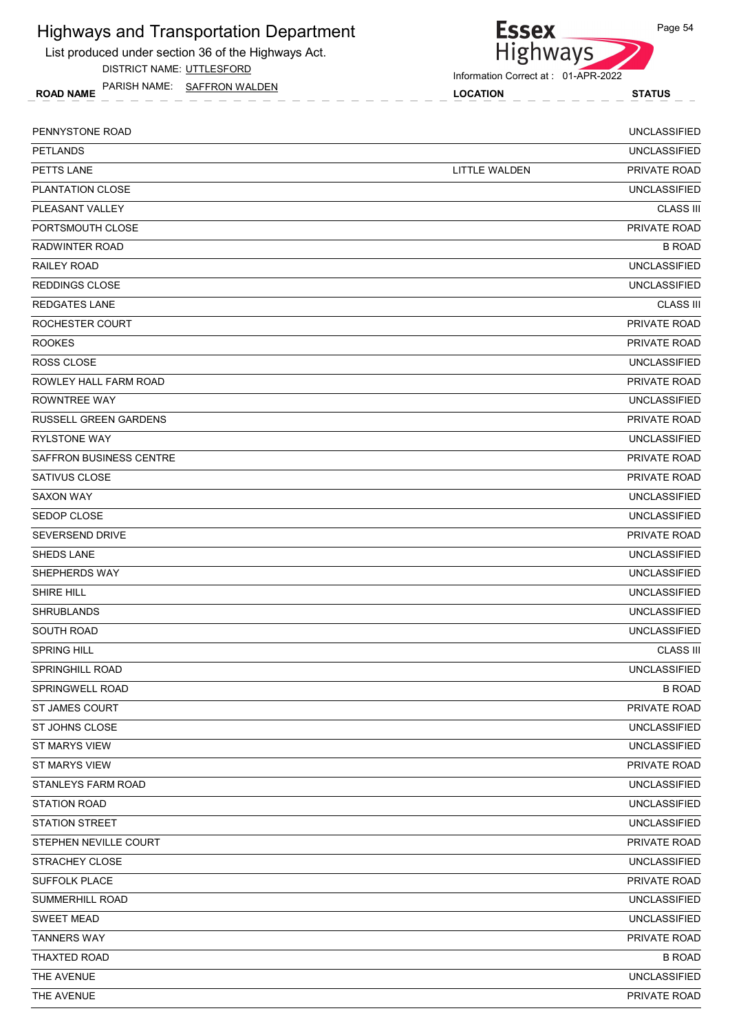# Highways and Transportation Department

List produced under section 36 of the Highways Act.

DISTRICT NAME: UTTLESFORD

PARISH NAME: SAFFRON WALDEN

Information Correct at : 01-APR-2022

| ROAD NAME | LOCATION | STATUS |
|---|---|---|
| PENNYSTONE ROAD | | UNCLASSIFIED |
| PETLANDS | | UNCLASSIFIED |
| PETTS LANE | LITTLE WALDEN | PRIVATE ROAD |
| PLANTATION CLOSE | | UNCLASSIFIED |
| PLEASANT VALLEY | | CLASS III |
| PORTSMOUTH CLOSE | | PRIVATE ROAD |
| RADWINTER ROAD | | B ROAD |
| RAILEY ROAD | | UNCLASSIFIED |
| REDDINGS CLOSE | | UNCLASSIFIED |
| REDGATES LANE | | CLASS III |
| ROCHESTER COURT | | PRIVATE ROAD |
| ROOKES | | PRIVATE ROAD |
| ROSS CLOSE | | UNCLASSIFIED |
| ROWLEY HALL FARM ROAD | | PRIVATE ROAD |
| ROWNTREE WAY | | UNCLASSIFIED |
| RUSSELL GREEN GARDENS | | PRIVATE ROAD |
| RYLSTONE WAY | | UNCLASSIFIED |
| SAFFRON BUSINESS CENTRE | | PRIVATE ROAD |
| SATIVUS CLOSE | | PRIVATE ROAD |
| SAXON WAY | | UNCLASSIFIED |
| SEDOP CLOSE | | UNCLASSIFIED |
| SEVERSEND DRIVE | | PRIVATE ROAD |
| SHEDS LANE | | UNCLASSIFIED |
| SHEPHERDS WAY | | UNCLASSIFIED |
| SHIRE HILL | | UNCLASSIFIED |
| SHRUBLANDS | | UNCLASSIFIED |
| SOUTH ROAD | | UNCLASSIFIED |
| SPRING HILL | | CLASS III |
| SPRINGHILL ROAD | | UNCLASSIFIED |
| SPRINGWELL ROAD | | B ROAD |
| ST JAMES COURT | | PRIVATE ROAD |
| ST JOHNS CLOSE | | UNCLASSIFIED |
| ST MARYS VIEW | | UNCLASSIFIED |
| ST MARYS VIEW | | PRIVATE ROAD |
| STANLEYS FARM ROAD | | UNCLASSIFIED |
| STATION ROAD | | UNCLASSIFIED |
| STATION STREET | | UNCLASSIFIED |
| STEPHEN NEVILLE COURT | | PRIVATE ROAD |
| STRACHEY CLOSE | | UNCLASSIFIED |
| SUFFOLK PLACE | | PRIVATE ROAD |
| SUMMERHILL ROAD | | UNCLASSIFIED |
| SWEET MEAD | | UNCLASSIFIED |
| TANNERS WAY | | PRIVATE ROAD |
| THAXTED ROAD | | B ROAD |
| THE AVENUE | | UNCLASSIFIED |
| THE AVENUE | | PRIVATE ROAD |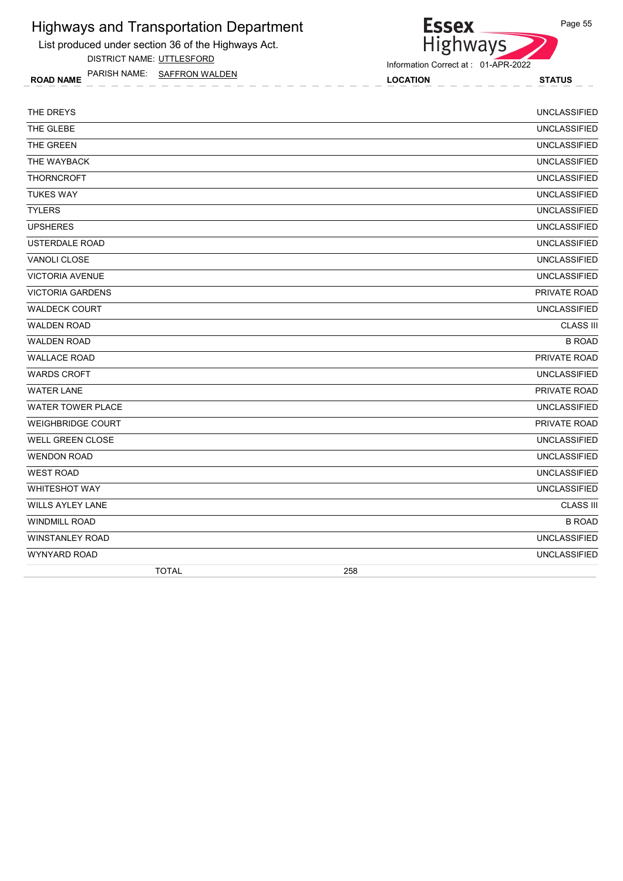# Highways and Transportation Department

List produced under section 36 of the Highways Act.

DISTRICT NAME: UTTLESFORD

PARISH NAME: SAFFRON WALDEN

Information Correct at : 01-APR-2022

| ROAD NAME | LOCATION | STATUS |
|---|---|---|
| THE DREYS | | UNCLASSIFIED |
| THE GLEBE | | UNCLASSIFIED |
| THE GREEN | | UNCLASSIFIED |
| THE WAYBACK | | UNCLASSIFIED |
| THORNCROFT | | UNCLASSIFIED |
| TUKES WAY | | UNCLASSIFIED |
| TYLERS | | UNCLASSIFIED |
| UPSHERES | | UNCLASSIFIED |
| USTERDALE ROAD | | UNCLASSIFIED |
| VANOLI CLOSE | | UNCLASSIFIED |
| VICTORIA AVENUE | | UNCLASSIFIED |
| VICTORIA GARDENS | | PRIVATE ROAD |
| WALDECK COURT | | UNCLASSIFIED |
| WALDEN ROAD | | CLASS III |
| WALDEN ROAD | | B ROAD |
| WALLACE ROAD | | PRIVATE ROAD |
| WARDS CROFT | | UNCLASSIFIED |
| WATER LANE | | PRIVATE ROAD |
| WATER TOWER PLACE | | UNCLASSIFIED |
| WEIGHBRIDGE COURT | | PRIVATE ROAD |
| WELL GREEN CLOSE | | UNCLASSIFIED |
| WENDON ROAD | | UNCLASSIFIED |
| WEST ROAD | | UNCLASSIFIED |
| WHITESHOT WAY | | UNCLASSIFIED |
| WILLS AYLEY LANE | | CLASS III |
| WINDMILL ROAD | | B ROAD |
| WINSTANLEY ROAD | | UNCLASSIFIED |
| WYNYARD ROAD | | UNCLASSIFIED |
| TOTAL | 258 | |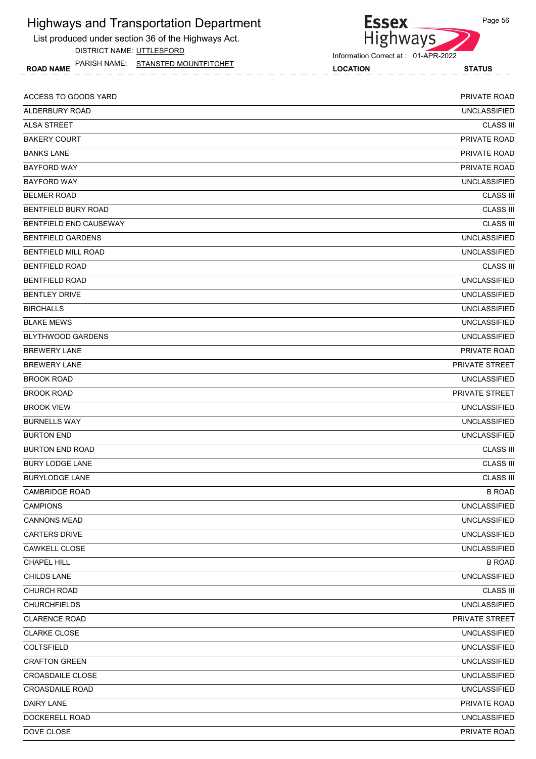# Highways and Transportation Department

List produced under section 36 of the Highways Act.

DISTRICT NAME: UTTLESFORD

PARISH NAME: STANSTED MOUNTFITCHET

Information Correct at : 01-APR-2022

| ROAD NAME | LOCATION | STATUS |
|---|---|---|
| ACCESS TO GOODS YARD | | PRIVATE ROAD |
| ALDERBURY ROAD | | UNCLASSIFIED |
| ALSA STREET | | CLASS III |
| BAKERY COURT | | PRIVATE ROAD |
| BANKS LANE | | PRIVATE ROAD |
| BAYFORD WAY | | PRIVATE ROAD |
| BAYFORD WAY | | UNCLASSIFIED |
| BELMER ROAD | | CLASS III |
| BENTFIELD BURY ROAD | | CLASS III |
| BENTFIELD END CAUSEWAY | | CLASS III |
| BENTFIELD GARDENS | | UNCLASSIFIED |
| BENTFIELD MILL ROAD | | UNCLASSIFIED |
| BENTFIELD ROAD | | CLASS III |
| BENTFIELD ROAD | | UNCLASSIFIED |
| BENTLEY DRIVE | | UNCLASSIFIED |
| BIRCHALLS | | UNCLASSIFIED |
| BLAKE MEWS | | UNCLASSIFIED |
| BLYTHWOOD GARDENS | | UNCLASSIFIED |
| BREWERY LANE | | PRIVATE ROAD |
| BREWERY LANE | | PRIVATE STREET |
| BROOK ROAD | | UNCLASSIFIED |
| BROOK ROAD | | PRIVATE STREET |
| BROOK VIEW | | UNCLASSIFIED |
| BURNELLS WAY | | UNCLASSIFIED |
| BURTON END | | UNCLASSIFIED |
| BURTON END ROAD | | CLASS III |
| BURY LODGE LANE | | CLASS III |
| BURYLODGE LANE | | CLASS III |
| CAMBRIDGE ROAD | | B ROAD |
| CAMPIONS | | UNCLASSIFIED |
| CANNONS MEAD | | UNCLASSIFIED |
| CARTERS DRIVE | | UNCLASSIFIED |
| CAWKELL CLOSE | | UNCLASSIFIED |
| CHAPEL HILL | | B ROAD |
| CHILDS LANE | | UNCLASSIFIED |
| CHURCH ROAD | | CLASS III |
| CHURCHFIELDS | | UNCLASSIFIED |
| CLARENCE ROAD | | PRIVATE STREET |
| CLARKE CLOSE | | UNCLASSIFIED |
| COLTSFIELD | | UNCLASSIFIED |
| CRAFTON GREEN | | UNCLASSIFIED |
| CROASDAILE CLOSE | | UNCLASSIFIED |
| CROASDAILE ROAD | | UNCLASSIFIED |
| DAIRY LANE | | PRIVATE ROAD |
| DOCKERELL ROAD | | UNCLASSIFIED |
| DOVE CLOSE | | PRIVATE ROAD |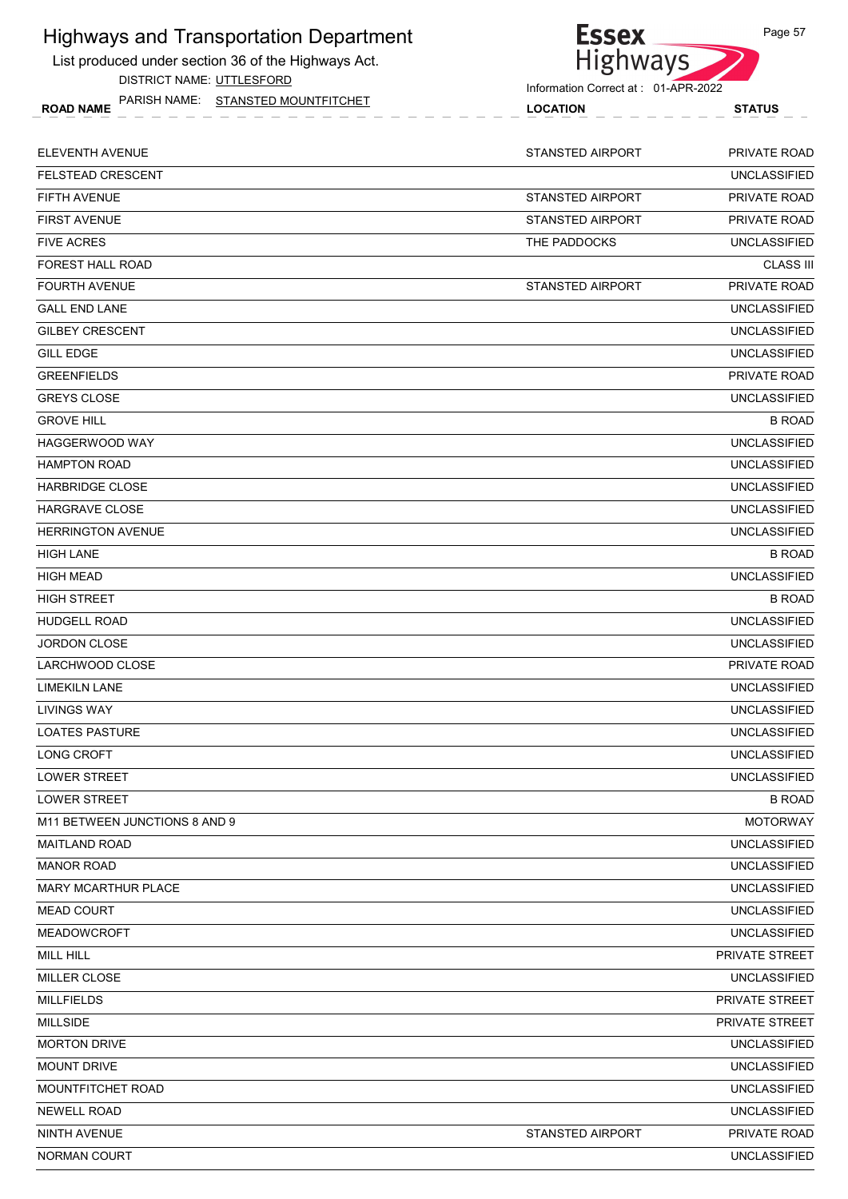# Highways and Transportation Department

List produced under section 36 of the Highways Act.

DISTRICT NAME: UTTLESFORD

PARISH NAME: STANSTED MOUNTFITCHET

Information Correct at : 01-APR-2022

| ROAD NAME | LOCATION | STATUS |
|---|---|---|
| ELEVENTH AVENUE | STANSTED AIRPORT | PRIVATE ROAD |
| FELSTEAD CRESCENT | | UNCLASSIFIED |
| FIFTH AVENUE | STANSTED AIRPORT | PRIVATE ROAD |
| FIRST AVENUE | STANSTED AIRPORT | PRIVATE ROAD |
| FIVE ACRES | THE PADDOCKS | UNCLASSIFIED |
| FOREST HALL ROAD | | CLASS III |
| FOURTH AVENUE | STANSTED AIRPORT | PRIVATE ROAD |
| GALL END LANE | | UNCLASSIFIED |
| GILBEY CRESCENT | | UNCLASSIFIED |
| GILL EDGE | | UNCLASSIFIED |
| GREENFIELDS | | PRIVATE ROAD |
| GREYS CLOSE | | UNCLASSIFIED |
| GROVE HILL | | B ROAD |
| HAGGERWOOD WAY | | UNCLASSIFIED |
| HAMPTON ROAD | | UNCLASSIFIED |
| HARBRIDGE CLOSE | | UNCLASSIFIED |
| HARGRAVE CLOSE | | UNCLASSIFIED |
| HERRINGTON AVENUE | | UNCLASSIFIED |
| HIGH LANE | | B ROAD |
| HIGH MEAD | | UNCLASSIFIED |
| HIGH STREET | | B ROAD |
| HUDGELL ROAD | | UNCLASSIFIED |
| JORDON CLOSE | | UNCLASSIFIED |
| LARCHWOOD CLOSE | | PRIVATE ROAD |
| LIMEKILN LANE | | UNCLASSIFIED |
| LIVINGS WAY | | UNCLASSIFIED |
| LOATES PASTURE | | UNCLASSIFIED |
| LONG CROFT | | UNCLASSIFIED |
| LOWER STREET | | UNCLASSIFIED |
| LOWER STREET | | B ROAD |
| M11 BETWEEN JUNCTIONS 8 AND 9 | | MOTORWAY |
| MAITLAND ROAD | | UNCLASSIFIED |
| MANOR ROAD | | UNCLASSIFIED |
| MARY MCARTHUR PLACE | | UNCLASSIFIED |
| MEAD COURT | | UNCLASSIFIED |
| MEADOWCROFT | | UNCLASSIFIED |
| MILL HILL | | PRIVATE STREET |
| MILLER CLOSE | | UNCLASSIFIED |
| MILLFIELDS | | PRIVATE STREET |
| MILLSIDE | | PRIVATE STREET |
| MORTON DRIVE | | UNCLASSIFIED |
| MOUNT DRIVE | | UNCLASSIFIED |
| MOUNTFITCHET ROAD | | UNCLASSIFIED |
| NEWELL ROAD | | UNCLASSIFIED |
| NINTH AVENUE | STANSTED AIRPORT | PRIVATE ROAD |
| NORMAN COURT | | UNCLASSIFIED |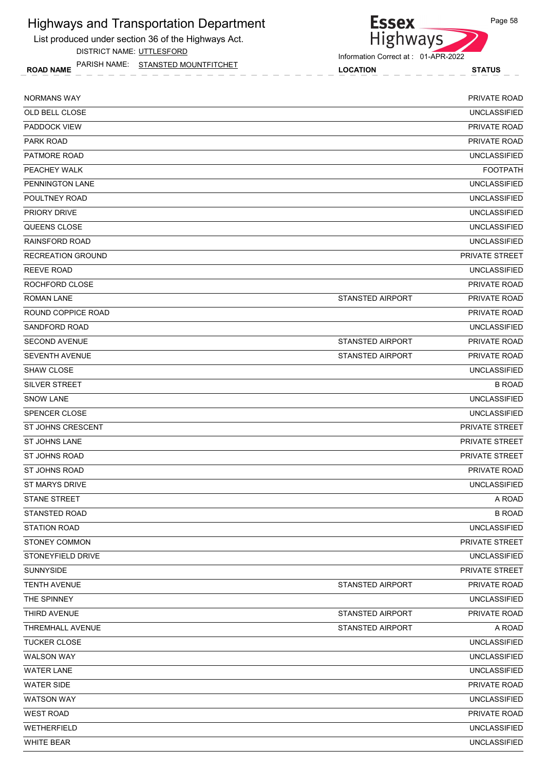# Highways and Transportation Department

List produced under section 36 of the Highways Act.

DISTRICT NAME: UTTLESFORD

PARISH NAME: STANSTED MOUNTFITCHET

Information Correct at : 01-APR-2022

| ROAD NAME | LOCATION | STATUS |
|---|---|---|
| NORMANS WAY | | PRIVATE ROAD |
| OLD BELL CLOSE | | UNCLASSIFIED |
| PADDOCK VIEW | | PRIVATE ROAD |
| PARK ROAD | | PRIVATE ROAD |
| PATMORE ROAD | | UNCLASSIFIED |
| PEACHEY WALK | | FOOTPATH |
| PENNINGTON LANE | | UNCLASSIFIED |
| POULTNEY ROAD | | UNCLASSIFIED |
| PRIORY DRIVE | | UNCLASSIFIED |
| QUEENS CLOSE | | UNCLASSIFIED |
| RAINSFORD ROAD | | UNCLASSIFIED |
| RECREATION GROUND | | PRIVATE STREET |
| REEVE ROAD | | UNCLASSIFIED |
| ROCHFORD CLOSE | | PRIVATE ROAD |
| ROMAN LANE | STANSTED AIRPORT | PRIVATE ROAD |
| ROUND COPPICE ROAD | | PRIVATE ROAD |
| SANDFORD ROAD | | UNCLASSIFIED |
| SECOND AVENUE | STANSTED AIRPORT | PRIVATE ROAD |
| SEVENTH AVENUE | STANSTED AIRPORT | PRIVATE ROAD |
| SHAW CLOSE | | UNCLASSIFIED |
| SILVER STREET | | B ROAD |
| SNOW LANE | | UNCLASSIFIED |
| SPENCER CLOSE | | UNCLASSIFIED |
| ST JOHNS CRESCENT | | PRIVATE STREET |
| ST JOHNS LANE | | PRIVATE STREET |
| ST JOHNS ROAD | | PRIVATE STREET |
| ST JOHNS ROAD | | PRIVATE ROAD |
| ST MARYS DRIVE | | UNCLASSIFIED |
| STANE STREET | | A ROAD |
| STANSTED ROAD | | B ROAD |
| STATION ROAD | | UNCLASSIFIED |
| STONEY COMMON | | PRIVATE STREET |
| STONEYFIELD DRIVE | | UNCLASSIFIED |
| SUNNYSIDE | | PRIVATE STREET |
| TENTH AVENUE | STANSTED AIRPORT | PRIVATE ROAD |
| THE SPINNEY | | UNCLASSIFIED |
| THIRD AVENUE | STANSTED AIRPORT | PRIVATE ROAD |
| THREMHALL AVENUE | STANSTED AIRPORT | A ROAD |
| TUCKER CLOSE | | UNCLASSIFIED |
| WALSON WAY | | UNCLASSIFIED |
| WATER LANE | | UNCLASSIFIED |
| WATER SIDE | | PRIVATE ROAD |
| WATSON WAY | | UNCLASSIFIED |
| WEST ROAD | | PRIVATE ROAD |
| WETHERFIELD | | UNCLASSIFIED |
| WHITE BEAR | | UNCLASSIFIED |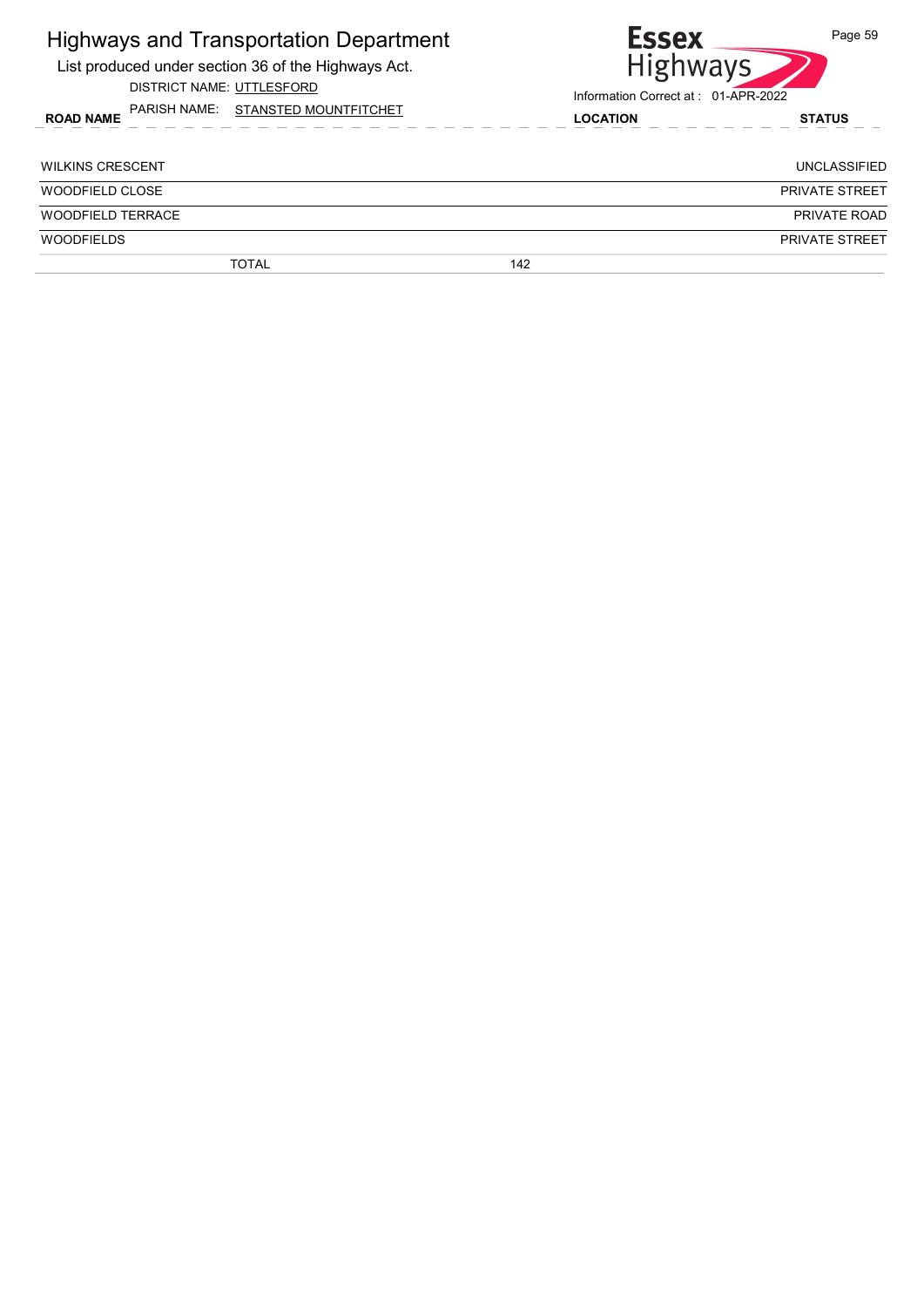# Highways and Transportation Department

List produced under section 36 of the Highways Act.

DISTRICT NAME: UTTLESFORD

PARISH NAME: STANSTED MOUNTFITCHET

Information Correct at : 01-APR-2022

| ROAD NAME | LOCATION | STATUS |
|---|---|---|
| WILKINS CRESCENT | | UNCLASSIFIED |
| WOODFIELD CLOSE | | PRIVATE STREET |
| WOODFIELD TERRACE | | PRIVATE ROAD |
| WOODFIELDS | | PRIVATE STREET |
| TOTAL | 142 | |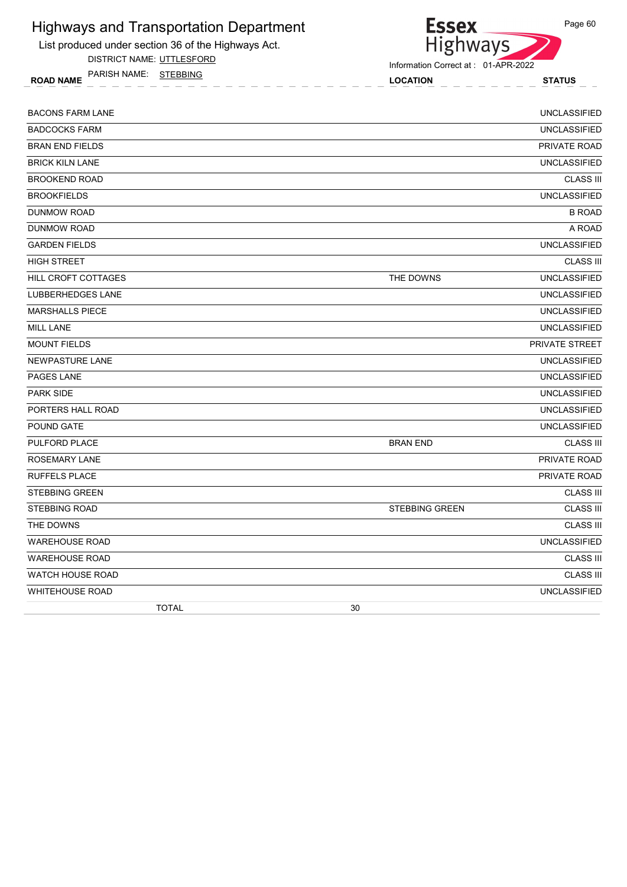# Highways and Transportation Department

List produced under section 36 of the Highways Act.

DISTRICT NAME: UTTLESFORD

PARISH NAME: STEBBING

Essex Highways

Information Correct at : 01-APR-2022

| ROAD NAME | LOCATION | STATUS |
|---|---|---|
| BACONS FARM LANE | | UNCLASSIFIED |
| BADCOCKS FARM | | UNCLASSIFIED |
| BRAN END FIELDS | | PRIVATE ROAD |
| BRICK KILN LANE | | UNCLASSIFIED |
| BROOKEND ROAD | | CLASS III |
| BROOKFIELDS | | UNCLASSIFIED |
| DUNMOW ROAD | | B ROAD |
| DUNMOW ROAD | | A ROAD |
| GARDEN FIELDS | | UNCLASSIFIED |
| HIGH STREET | | CLASS III |
| HILL CROFT COTTAGES | THE DOWNS | UNCLASSIFIED |
| LUBBERHEDGES LANE | | UNCLASSIFIED |
| MARSHALLS PIECE | | UNCLASSIFIED |
| MILL LANE | | UNCLASSIFIED |
| MOUNT FIELDS | | PRIVATE STREET |
| NEWPASTURE LANE | | UNCLASSIFIED |
| PAGES LANE | | UNCLASSIFIED |
| PARK SIDE | | UNCLASSIFIED |
| PORTERS HALL ROAD | | UNCLASSIFIED |
| POUND GATE | | UNCLASSIFIED |
| PULFORD PLACE | BRAN END | CLASS III |
| ROSEMARY LANE | | PRIVATE ROAD |
| RUFFELS PLACE | | PRIVATE ROAD |
| STEBBING GREEN | | CLASS III |
| STEBBING ROAD | STEBBING GREEN | CLASS III |
| THE DOWNS | | CLASS III |
| WAREHOUSE ROAD | | UNCLASSIFIED |
| WAREHOUSE ROAD | | CLASS III |
| WATCH HOUSE ROAD | | CLASS III |
| WHITEHOUSE ROAD | | UNCLASSIFIED |
| TOTAL | 30 | |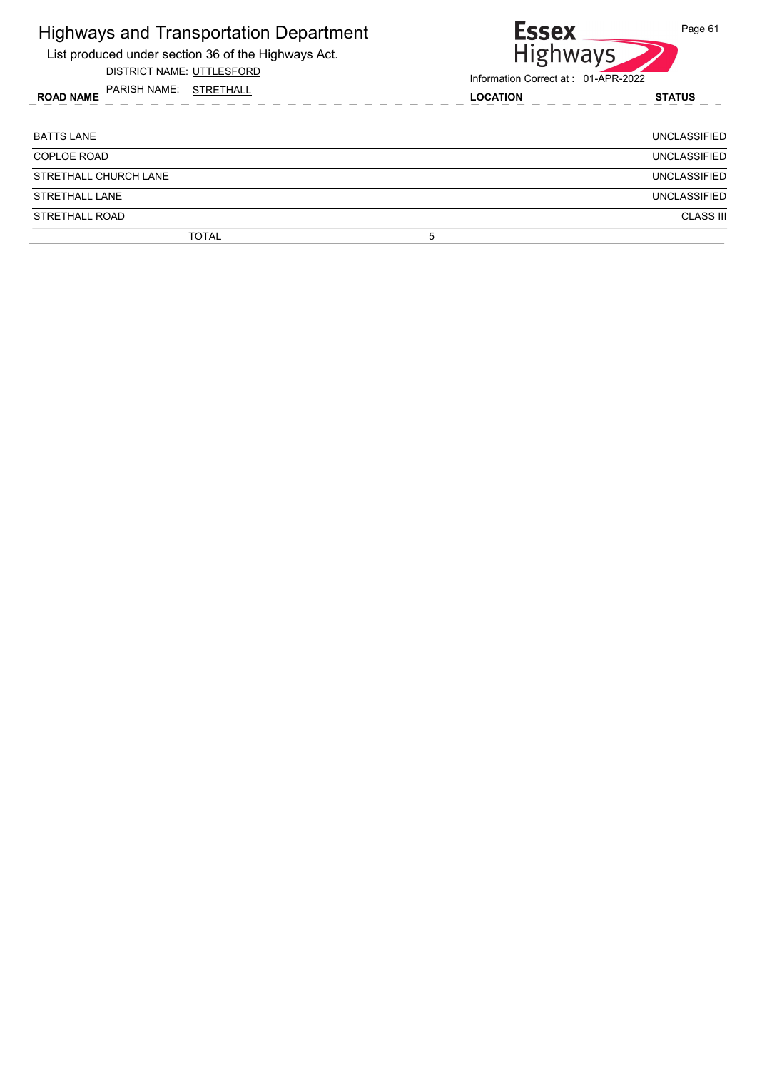# Highways and Transportation Department

List produced under section 36 of the Highways Act.

DISTRICT NAME: UTTLESFORD

PARISH NAME: STRETHALL

Information Correct at : 01-APR-2022

| ROAD NAME | LOCATION | STATUS |
|---|---|---|
| BATTS LANE | | UNCLASSIFIED |
| COPLOE ROAD | | UNCLASSIFIED |
| STRETHALL CHURCH LANE | | UNCLASSIFIED |
| STRETHALL LANE | | UNCLASSIFIED |
| STRETHALL ROAD | | CLASS III |
| TOTAL | 5 | |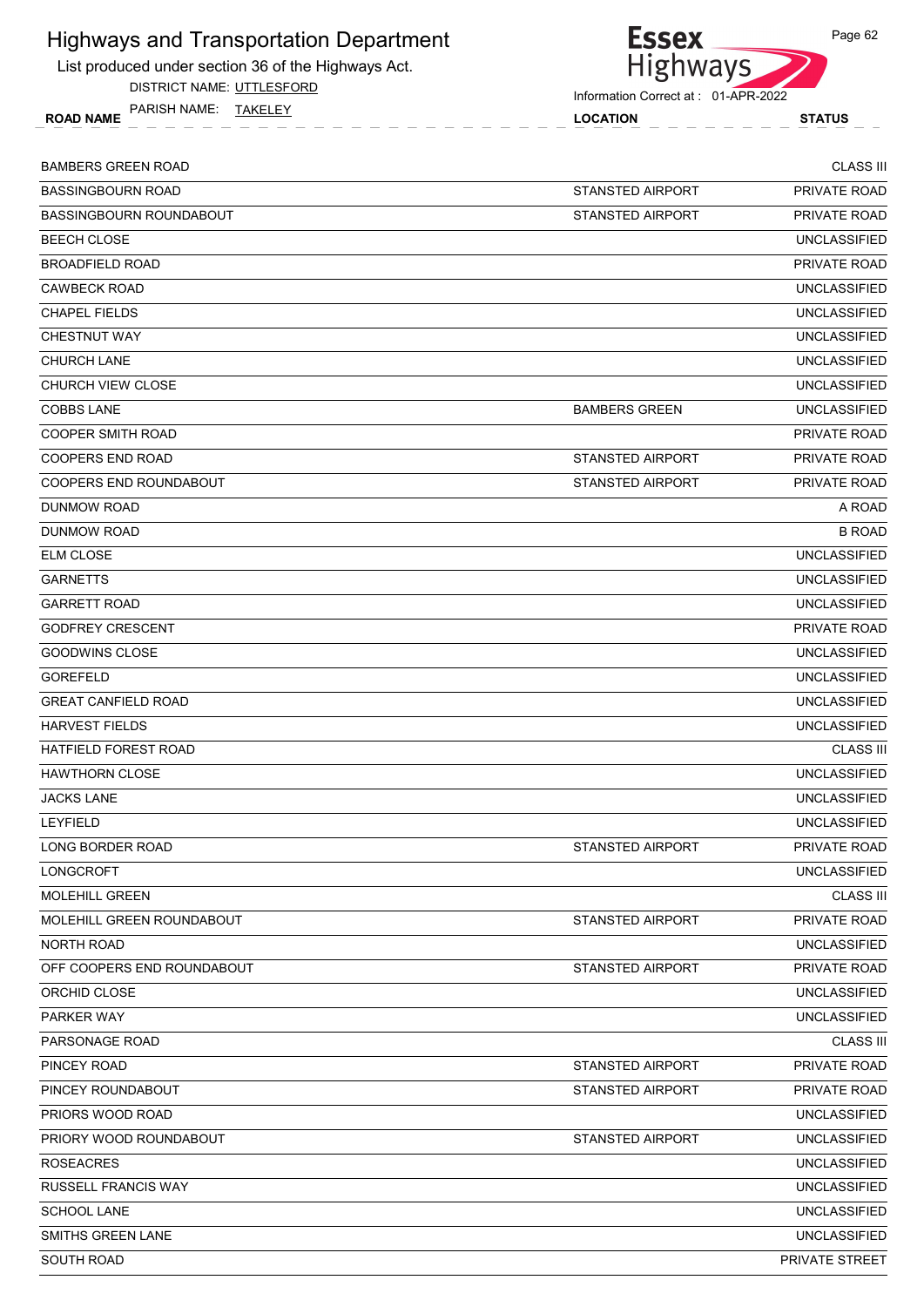# Highways and Transportation Department

List produced under section 36 of the Highways Act.

DISTRICT NAME: UTTLESFORD

PARISH NAME: TAKELEY

Information Correct at : 01-APR-2022

| ROAD NAME | LOCATION | STATUS |
|---|---|---|
| BAMBERS GREEN ROAD | | CLASS III |
| BASSINGBOURN ROAD | STANSTED AIRPORT | PRIVATE ROAD |
| BASSINGBOURN ROUNDABOUT | STANSTED AIRPORT | PRIVATE ROAD |
| BEECH CLOSE | | UNCLASSIFIED |
| BROADFIELD ROAD | | PRIVATE ROAD |
| CAWBECK ROAD | | UNCLASSIFIED |
| CHAPEL FIELDS | | UNCLASSIFIED |
| CHESTNUT WAY | | UNCLASSIFIED |
| CHURCH LANE | | UNCLASSIFIED |
| CHURCH VIEW CLOSE | | UNCLASSIFIED |
| COBBS LANE | BAMBERS GREEN | UNCLASSIFIED |
| COOPER SMITH ROAD | | PRIVATE ROAD |
| COOPERS END ROAD | STANSTED AIRPORT | PRIVATE ROAD |
| COOPERS END ROUNDABOUT | STANSTED AIRPORT | PRIVATE ROAD |
| DUNMOW ROAD | | A ROAD |
| DUNMOW ROAD | | B ROAD |
| ELM CLOSE | | UNCLASSIFIED |
| GARNETTS | | UNCLASSIFIED |
| GARRETT ROAD | | UNCLASSIFIED |
| GODFREY CRESCENT | | PRIVATE ROAD |
| GOODWINS CLOSE | | UNCLASSIFIED |
| GOREFELD | | UNCLASSIFIED |
| GREAT CANFIELD ROAD | | UNCLASSIFIED |
| HARVEST FIELDS | | UNCLASSIFIED |
| HATFIELD FOREST ROAD | | CLASS III |
| HAWTHORN CLOSE | | UNCLASSIFIED |
| JACKS LANE | | UNCLASSIFIED |
| LEYFIELD | | UNCLASSIFIED |
| LONG BORDER ROAD | STANSTED AIRPORT | PRIVATE ROAD |
| LONGCROFT | | UNCLASSIFIED |
| MOLEHILL GREEN | | CLASS III |
| MOLEHILL GREEN ROUNDABOUT | STANSTED AIRPORT | PRIVATE ROAD |
| NORTH ROAD | | UNCLASSIFIED |
| OFF COOPERS END ROUNDABOUT | STANSTED AIRPORT | PRIVATE ROAD |
| ORCHID CLOSE | | UNCLASSIFIED |
| PARKER WAY | | UNCLASSIFIED |
| PARSONAGE ROAD | | CLASS III |
| PINCEY ROAD | STANSTED AIRPORT | PRIVATE ROAD |
| PINCEY ROUNDABOUT | STANSTED AIRPORT | PRIVATE ROAD |
| PRIORS WOOD ROAD | | UNCLASSIFIED |
| PRIORY WOOD ROUNDABOUT | STANSTED AIRPORT | UNCLASSIFIED |
| ROSEACRES | | UNCLASSIFIED |
| RUSSELL FRANCIS WAY | | UNCLASSIFIED |
| SCHOOL LANE | | UNCLASSIFIED |
| SMITHS GREEN LANE | | UNCLASSIFIED |
| SOUTH ROAD | | PRIVATE STREET |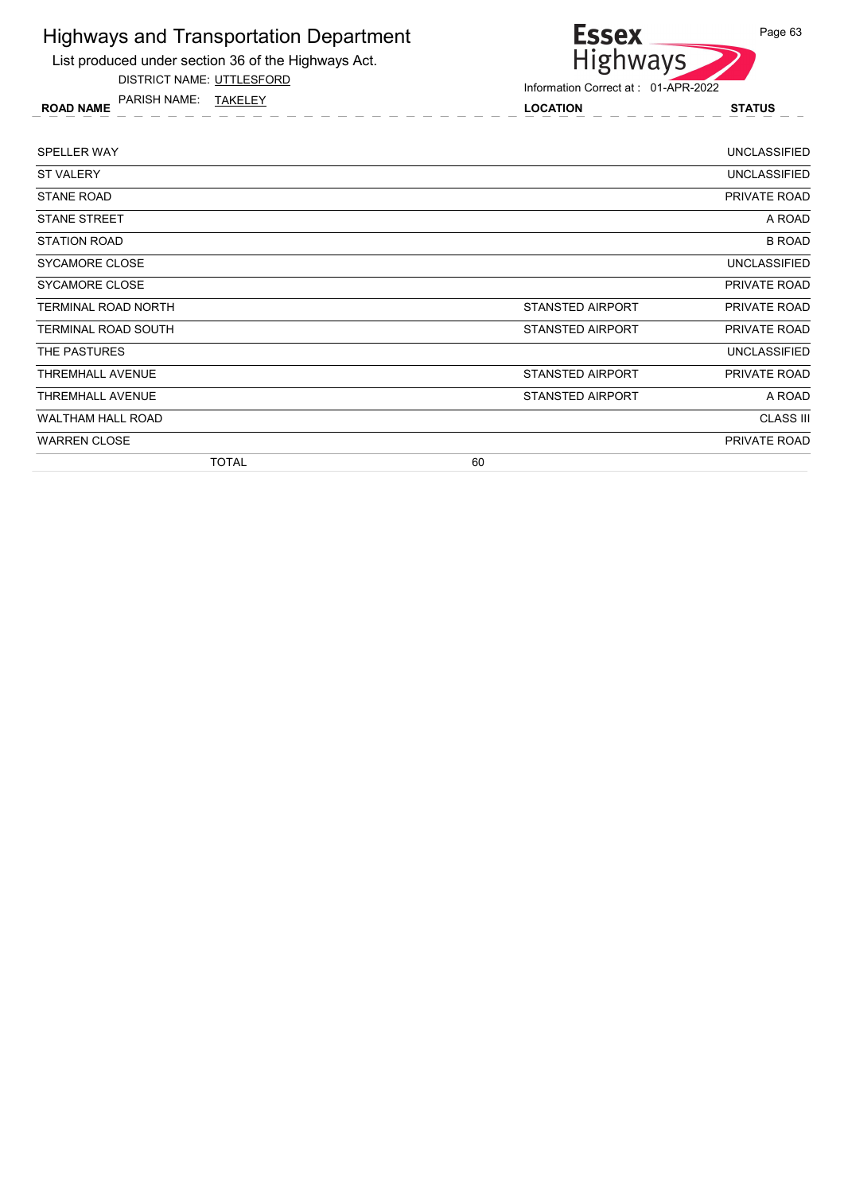# Highways and Transportation Department

List produced under section 36 of the Highways Act.

DISTRICT NAME: UTTLESFORD

PARISH NAME: TAKELEY

Information Correct at : 01-APR-2022

| ROAD NAME | LOCATION | STATUS |
|---|---|---|
| SPELLER WAY | | UNCLASSIFIED |
| ST VALERY | | UNCLASSIFIED |
| STANE ROAD | | PRIVATE ROAD |
| STANE STREET | | A ROAD |
| STATION ROAD | | B ROAD |
| SYCAMORE CLOSE | | UNCLASSIFIED |
| SYCAMORE CLOSE | | PRIVATE ROAD |
| TERMINAL ROAD NORTH | STANSTED AIRPORT | PRIVATE ROAD |
| TERMINAL ROAD SOUTH | STANSTED AIRPORT | PRIVATE ROAD |
| THE PASTURES | | UNCLASSIFIED |
| THREMHALL AVENUE | STANSTED AIRPORT | PRIVATE ROAD |
| THREMHALL AVENUE | STANSTED AIRPORT | A ROAD |
| WALTHAM HALL ROAD | | CLASS III |
| WARREN CLOSE | | PRIVATE ROAD |
| TOTAL 60 | | |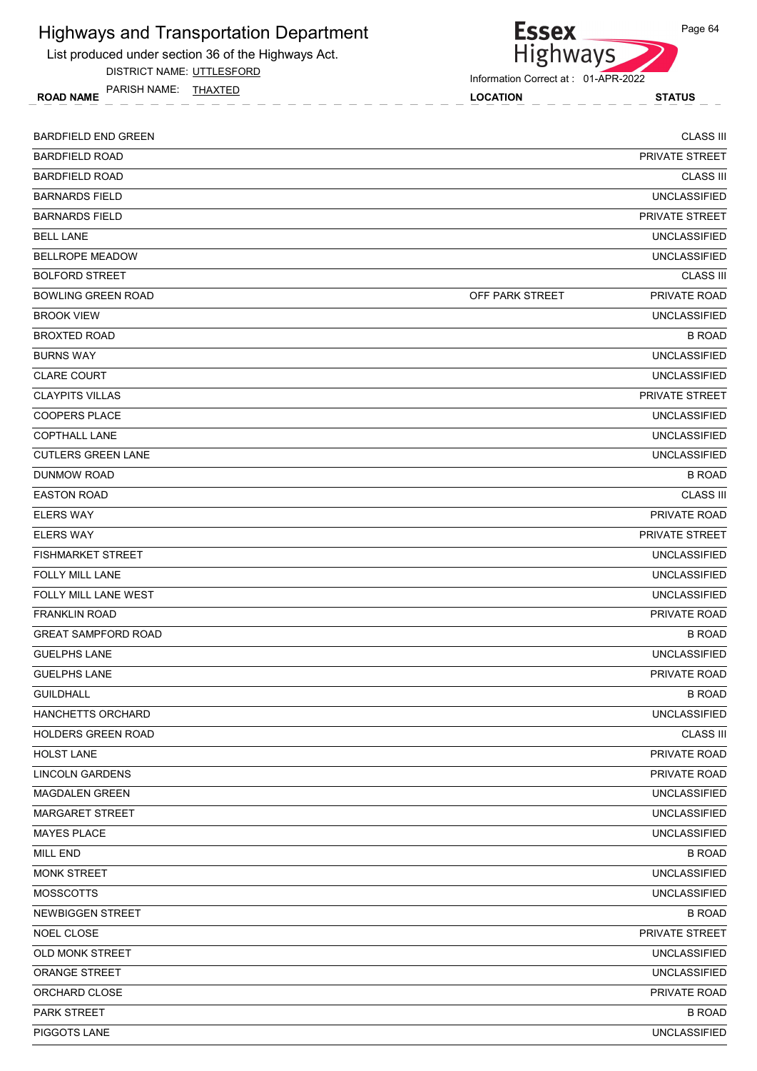# Highways and Transportation Department

List produced under section 36 of the Highways Act.

DISTRICT NAME: UTTLESFORD

PARISH NAME: THAXTED

Information Correct at : 01-APR-2022

| ROAD NAME | LOCATION | STATUS |
|---|---|---|
| BARDFIELD END GREEN | | CLASS III |
| BARDFIELD ROAD | | PRIVATE STREET |
| BARDFIELD ROAD | | CLASS III |
| BARNARDS FIELD | | UNCLASSIFIED |
| BARNARDS FIELD | | PRIVATE STREET |
| BELL LANE | | UNCLASSIFIED |
| BELLROPE MEADOW | | UNCLASSIFIED |
| BOLFORD STREET | | CLASS III |
| BOWLING GREEN ROAD | OFF PARK STREET | PRIVATE ROAD |
| BROOK VIEW | | UNCLASSIFIED |
| BROXTED ROAD | | B ROAD |
| BURNS WAY | | UNCLASSIFIED |
| CLARE COURT | | UNCLASSIFIED |
| CLAYPITS VILLAS | | PRIVATE STREET |
| COOPERS PLACE | | UNCLASSIFIED |
| COPTHALL LANE | | UNCLASSIFIED |
| CUTLERS GREEN LANE | | UNCLASSIFIED |
| DUNMOW ROAD | | B ROAD |
| EASTON ROAD | | CLASS III |
| ELERS WAY | | PRIVATE ROAD |
| ELERS WAY | | PRIVATE STREET |
| FISHMARKET STREET | | UNCLASSIFIED |
| FOLLY MILL LANE | | UNCLASSIFIED |
| FOLLY MILL LANE WEST | | UNCLASSIFIED |
| FRANKLIN ROAD | | PRIVATE ROAD |
| GREAT SAMPFORD ROAD | | B ROAD |
| GUELPHS LANE | | UNCLASSIFIED |
| GUELPHS LANE | | PRIVATE ROAD |
| GUILDHALL | | B ROAD |
| HANCHETTS ORCHARD | | UNCLASSIFIED |
| HOLDERS GREEN ROAD | | CLASS III |
| HOLST LANE | | PRIVATE ROAD |
| LINCOLN GARDENS | | PRIVATE ROAD |
| MAGDALEN GREEN | | UNCLASSIFIED |
| MARGARET STREET | | UNCLASSIFIED |
| MAYES PLACE | | UNCLASSIFIED |
| MILL END | | B ROAD |
| MONK STREET | | UNCLASSIFIED |
| MOSSCOTTS | | UNCLASSIFIED |
| NEWBIGGEN STREET | | B ROAD |
| NOEL CLOSE | | PRIVATE STREET |
| OLD MONK STREET | | UNCLASSIFIED |
| ORANGE STREET | | UNCLASSIFIED |
| ORCHARD CLOSE | | PRIVATE ROAD |
| PARK STREET | | B ROAD |
| PIGGOTS LANE | | UNCLASSIFIED |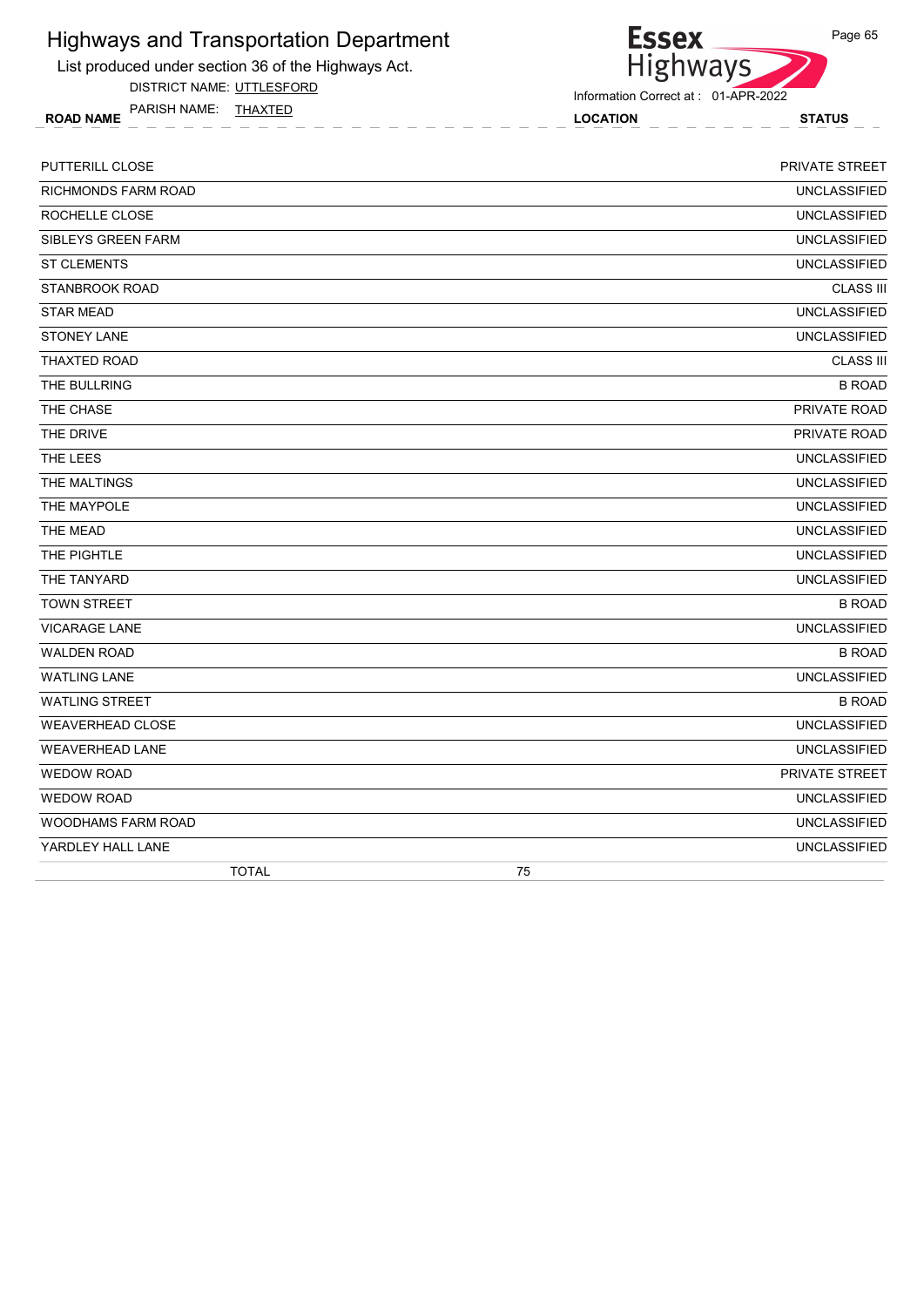# Highways and Transportation Department

List produced under section 36 of the Highways Act.

DISTRICT NAME: UTTLESFORD

PARISH NAME: THAXTED

Information Correct at : 01-APR-2022

| ROAD NAME | LOCATION | STATUS |
|---|---|---|
| PUTTERILL CLOSE | | PRIVATE STREET |
| RICHMONDS FARM ROAD | | UNCLASSIFIED |
| ROCHELLE CLOSE | | UNCLASSIFIED |
| SIBLEYS GREEN FARM | | UNCLASSIFIED |
| ST CLEMENTS | | UNCLASSIFIED |
| STANBROOK ROAD | | CLASS III |
| STAR MEAD | | UNCLASSIFIED |
| STONEY LANE | | UNCLASSIFIED |
| THAXTED ROAD | | CLASS III |
| THE BULLRING | | B ROAD |
| THE CHASE | | PRIVATE ROAD |
| THE DRIVE | | PRIVATE ROAD |
| THE LEES | | UNCLASSIFIED |
| THE MALTINGS | | UNCLASSIFIED |
| THE MAYPOLE | | UNCLASSIFIED |
| THE MEAD | | UNCLASSIFIED |
| THE PIGHTLE | | UNCLASSIFIED |
| THE TANYARD | | UNCLASSIFIED |
| TOWN STREET | | B ROAD |
| VICARAGE LANE | | UNCLASSIFIED |
| WALDEN ROAD | | B ROAD |
| WATLING LANE | | UNCLASSIFIED |
| WATLING STREET | | B ROAD |
| WEAVERHEAD CLOSE | | UNCLASSIFIED |
| WEAVERHEAD LANE | | UNCLASSIFIED |
| WEDOW ROAD | | PRIVATE STREET |
| WEDOW ROAD | | UNCLASSIFIED |
| WOODHAMS FARM ROAD | | UNCLASSIFIED |
| YARDLEY HALL LANE | | UNCLASSIFIED |
| TOTAL | 75 | |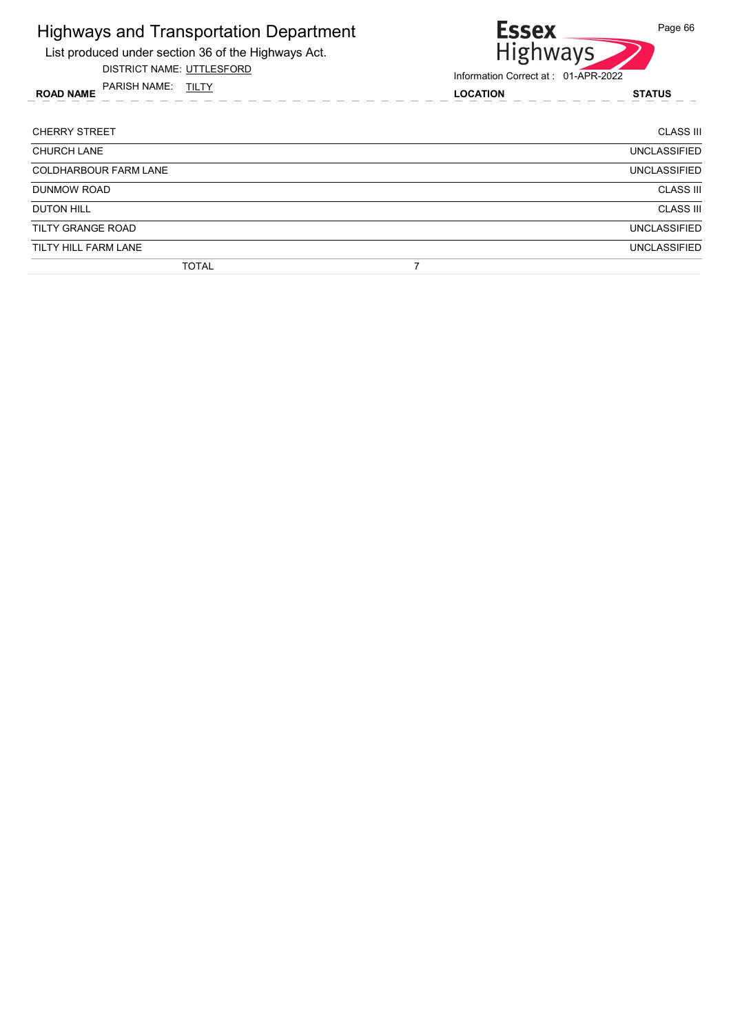# Highways and Transportation Department

List produced under section 36 of the Highways Act.

DISTRICT NAME: UTTLESFORD

PARISH NAME: TILTY

Information Correct at : 01-APR-2022

| ROAD NAME | LOCATION | STATUS |
|---|---|---|
| CHERRY STREET | | CLASS III |
| CHURCH LANE | | UNCLASSIFIED |
| COLDHARBOUR FARM LANE | | UNCLASSIFIED |
| DUNMOW ROAD | | CLASS III |
| DUTON HILL | | CLASS III |
| TILTY GRANGE ROAD | | UNCLASSIFIED |
| TILTY HILL FARM LANE | | UNCLASSIFIED |
| TOTAL | 7 | |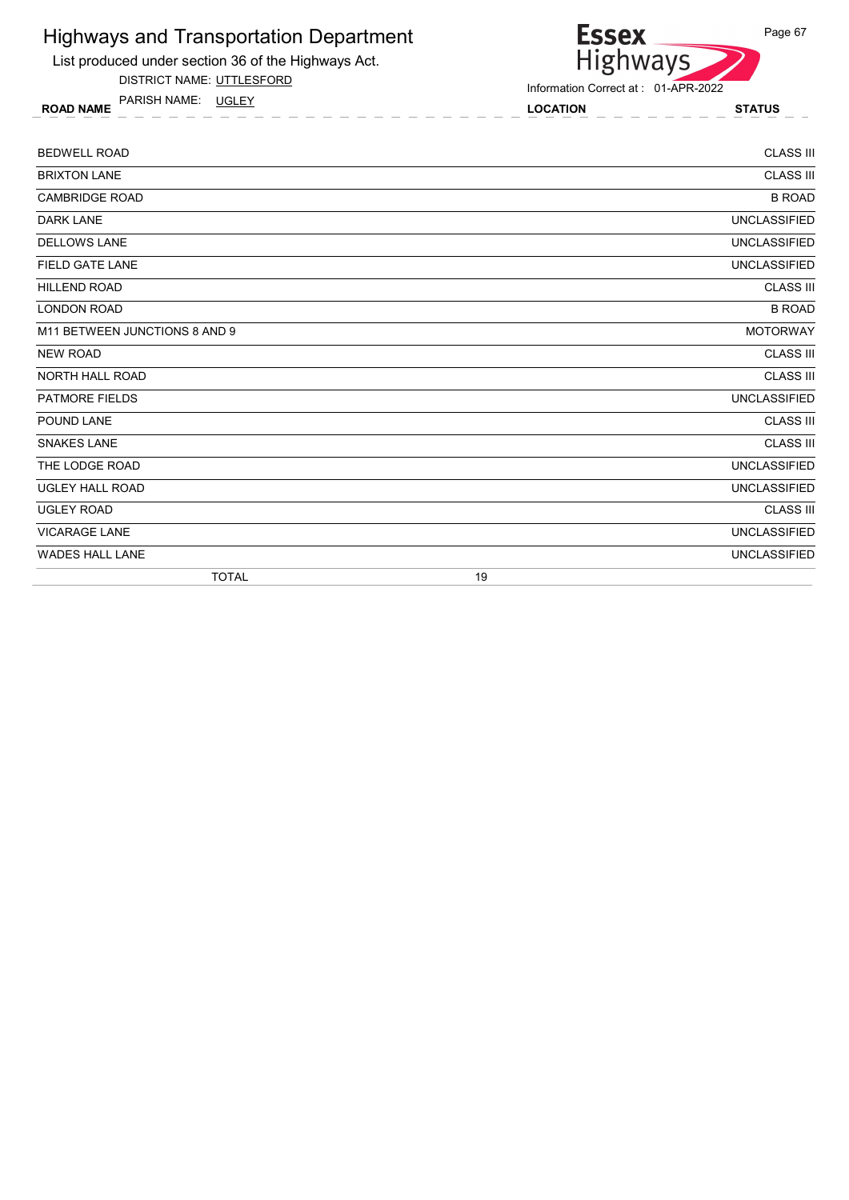# Highways and Transportation Department

List produced under section 36 of the Highways Act.

DISTRICT NAME: UTTLESFORD

PARISH NAME: UGLEY

Information Correct at : 01-APR-2022

| ROAD NAME | LOCATION | STATUS |
|---|---|---|
| BEDWELL ROAD | | CLASS III |
| BRIXTON LANE | | CLASS III |
| CAMBRIDGE ROAD | | B ROAD |
| DARK LANE | | UNCLASSIFIED |
| DELLOWS LANE | | UNCLASSIFIED |
| FIELD GATE LANE | | UNCLASSIFIED |
| HILLEND ROAD | | CLASS III |
| LONDON ROAD | | B ROAD |
| M11 BETWEEN JUNCTIONS 8 AND 9 | | MOTORWAY |
| NEW ROAD | | CLASS III |
| NORTH HALL ROAD | | CLASS III |
| PATMORE FIELDS | | UNCLASSIFIED |
| POUND LANE | | CLASS III |
| SNAKES LANE | | CLASS III |
| THE LODGE ROAD | | UNCLASSIFIED |
| UGLEY HALL ROAD | | UNCLASSIFIED |
| UGLEY ROAD | | CLASS III |
| VICARAGE LANE | | UNCLASSIFIED |
| WADES HALL LANE | | UNCLASSIFIED |
| TOTAL | 19 | |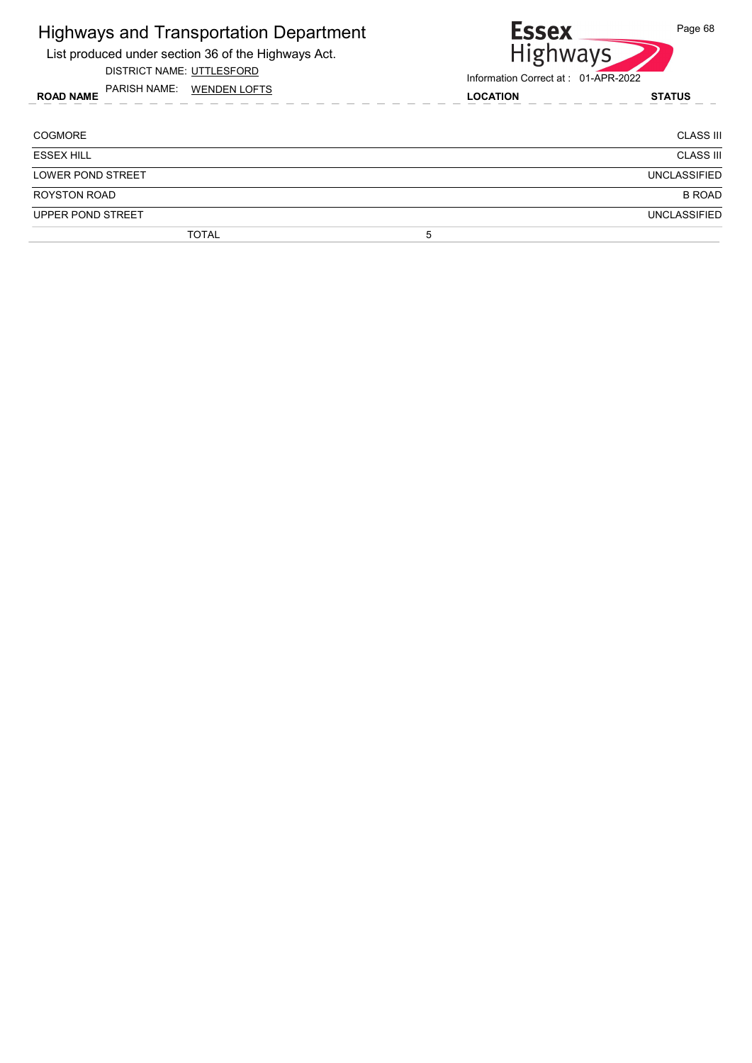# Highways and Transportation Department

List produced under section 36 of the Highways Act.

DISTRICT NAME: UTTLESFORD

PARISH NAME: WENDEN LOFTS

Information Correct at : 01-APR-2022

| ROAD NAME | LOCATION | STATUS |
|---|---|---|
| COGMORE | | CLASS III |
| ESSEX HILL | | CLASS III |
| LOWER POND STREET | | UNCLASSIFIED |
| ROYSTON ROAD | | B ROAD |
| UPPER POND STREET | | UNCLASSIFIED |
| TOTAL | 5 | |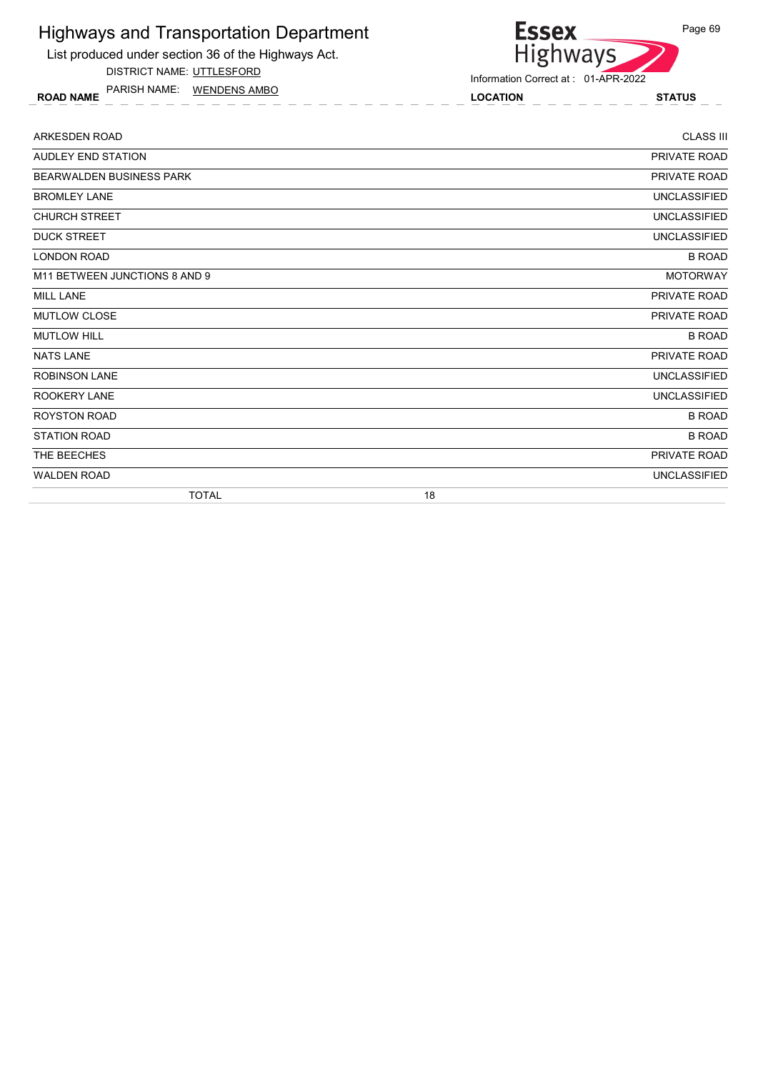# Highways and Transportation Department

List produced under section 36 of the Highways Act.

DISTRICT NAME: UTTLESFORD

PARISH NAME: WENDENS AMBO

Information Correct at : 01-APR-2022

| ROAD NAME | LOCATION | STATUS |
|---|---|---|
| ARKESDEN ROAD | | CLASS III |
| AUDLEY END STATION | | PRIVATE ROAD |
| BEARWALDEN BUSINESS PARK | | PRIVATE ROAD |
| BROMLEY LANE | | UNCLASSIFIED |
| CHURCH STREET | | UNCLASSIFIED |
| DUCK STREET | | UNCLASSIFIED |
| LONDON ROAD | | B ROAD |
| M11 BETWEEN JUNCTIONS 8 AND 9 | | MOTORWAY |
| MILL LANE | | PRIVATE ROAD |
| MUTLOW CLOSE | | PRIVATE ROAD |
| MUTLOW HILL | | B ROAD |
| NATS LANE | | PRIVATE ROAD |
| ROBINSON LANE | | UNCLASSIFIED |
| ROOKERY LANE | | UNCLASSIFIED |
| ROYSTON ROAD | | B ROAD |
| STATION ROAD | | B ROAD |
| THE BEECHES | | PRIVATE ROAD |
| WALDEN ROAD | | UNCLASSIFIED |
| TOTAL | 18 | |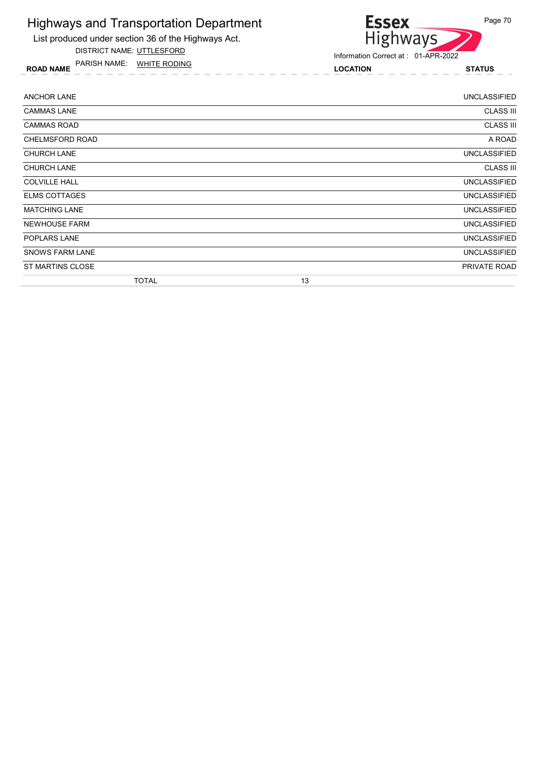# Highways and Transportation Department

List produced under section 36 of the Highways Act.

DISTRICT NAME: UTTLESFORD

PARISH NAME: WHITE RODING

Information Correct at : 01-APR-2022

| ROAD NAME | LOCATION | STATUS |
|---|---|---|
| ANCHOR LANE | | UNCLASSIFIED |
| CAMMAS LANE | | CLASS III |
| CAMMAS ROAD | | CLASS III |
| CHELMSFORD ROAD | | A ROAD |
| CHURCH LANE | | UNCLASSIFIED |
| CHURCH LANE | | CLASS III |
| COLVILLE HALL | | UNCLASSIFIED |
| ELMS COTTAGES | | UNCLASSIFIED |
| MATCHING LANE | | UNCLASSIFIED |
| NEWHOUSE FARM | | UNCLASSIFIED |
| POPLARS LANE | | UNCLASSIFIED |
| SNOWS FARM LANE | | UNCLASSIFIED |
| ST MARTINS CLOSE | | PRIVATE ROAD |
| TOTAL | 13 | |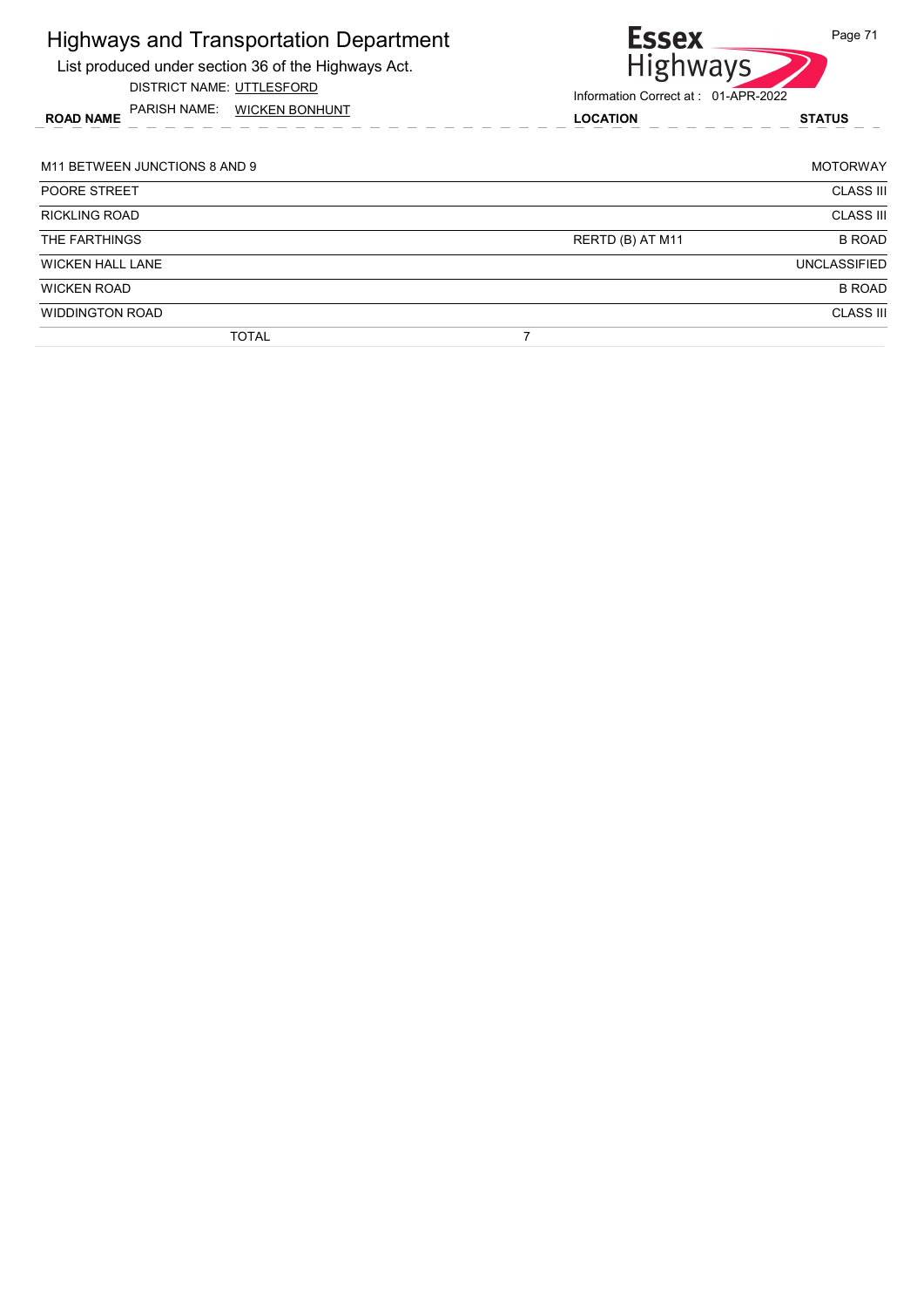# Highways and Transportation Department

List produced under section 36 of the Highways Act.

DISTRICT NAME: UTTLESFORD

PARISH NAME: WICKEN BONHUNT

Information Correct at : 01-APR-2022

| ROAD NAME | LOCATION | STATUS |
|---|---|---|
| M11 BETWEEN JUNCTIONS 8 AND 9 | | MOTORWAY |
| POORE STREET | | CLASS III |
| RICKLING ROAD | | CLASS III |
| THE FARTHINGS | RERTD (B) AT M11 | B ROAD |
| WICKEN HALL LANE | | UNCLASSIFIED |
| WICKEN ROAD | | B ROAD |
| WIDDINGTON ROAD | | CLASS III |
| TOTAL | 7 | |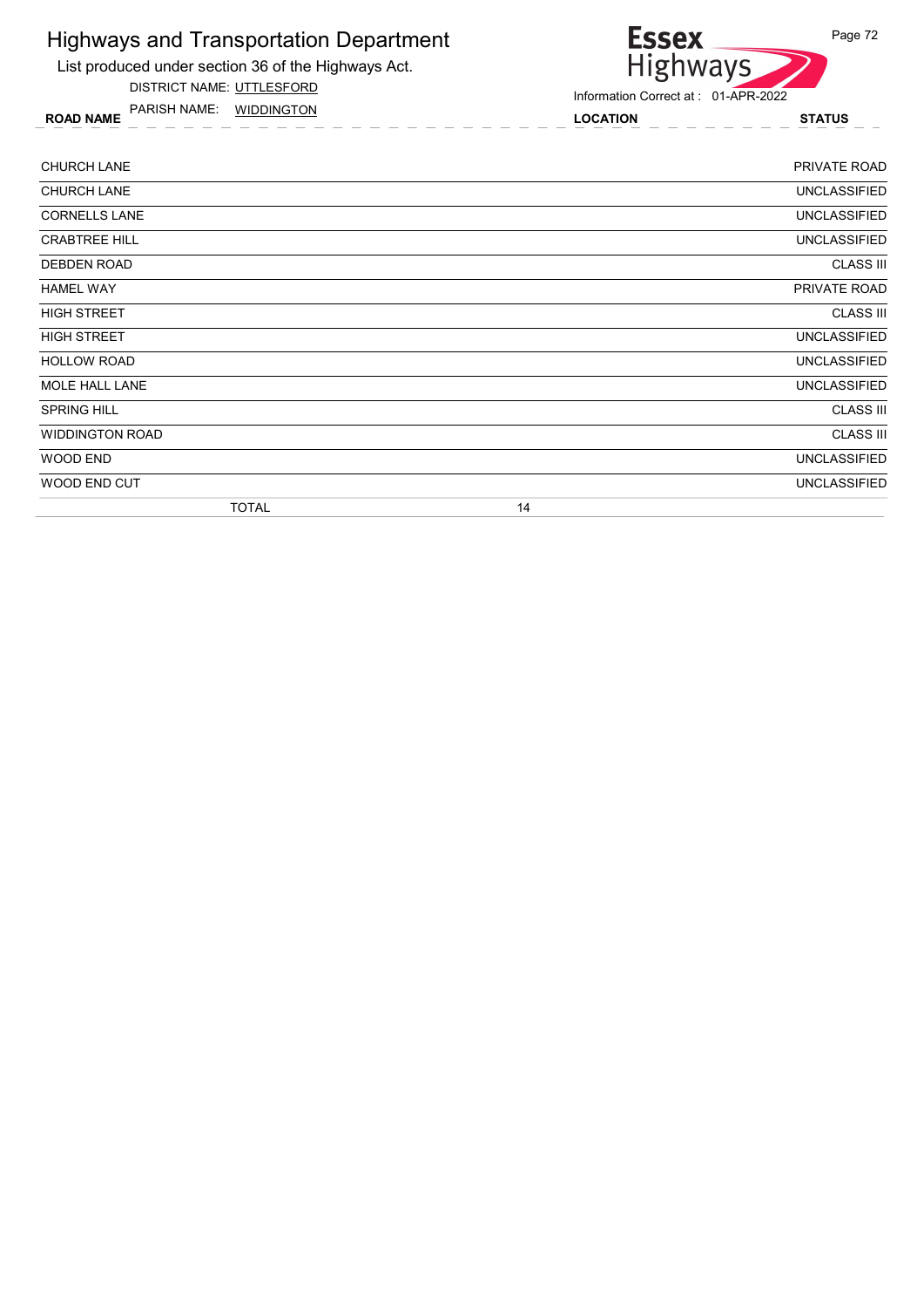# Highways and Transportation Department

List produced under section 36 of the Highways Act.

DISTRICT NAME: UTTLESFORD

PARISH NAME: WIDDINGTON

Information Correct at : 01-APR-2022

| ROAD NAME | LOCATION | STATUS |
|---|---|---|
| CHURCH LANE | | PRIVATE ROAD |
| CHURCH LANE | | UNCLASSIFIED |
| CORNELLS LANE | | UNCLASSIFIED |
| CRABTREE HILL | | UNCLASSIFIED |
| DEBDEN ROAD | | CLASS III |
| HAMEL WAY | | PRIVATE ROAD |
| HIGH STREET | | CLASS III |
| HIGH STREET | | UNCLASSIFIED |
| HOLLOW ROAD | | UNCLASSIFIED |
| MOLE HALL LANE | | UNCLASSIFIED |
| SPRING HILL | | CLASS III |
| WIDDINGTON ROAD | | CLASS III |
| WOOD END | | UNCLASSIFIED |
| WOOD END CUT | | UNCLASSIFIED |
| TOTAL | 14 | |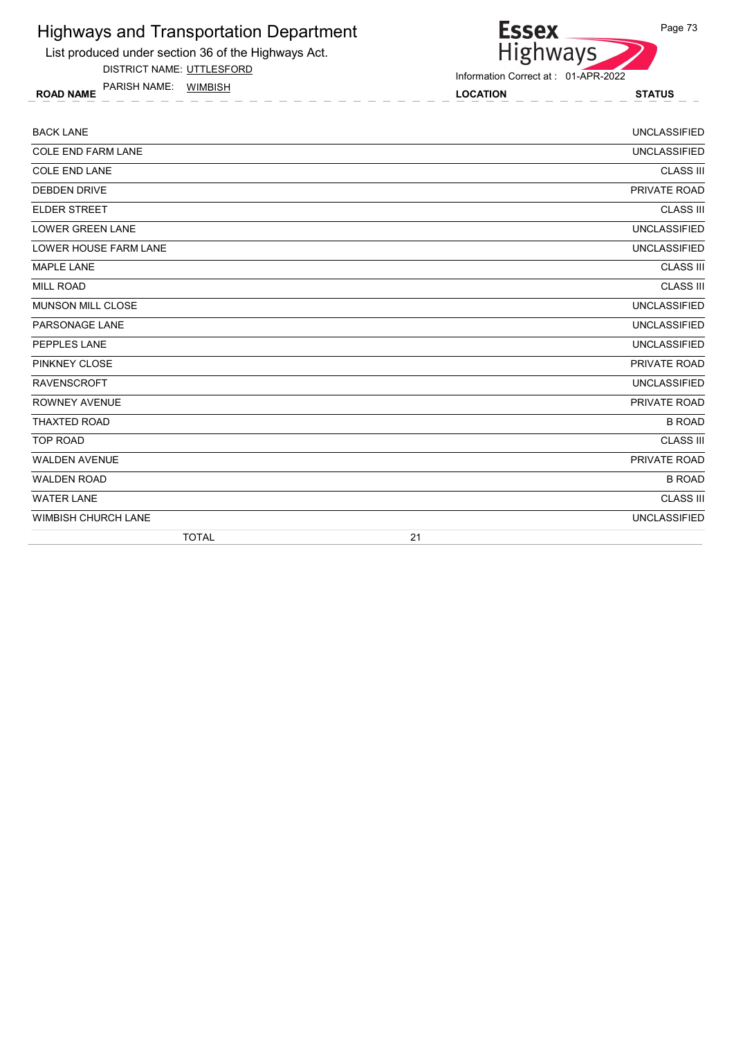# Highways and Transportation Department

List produced under section 36 of the Highways Act.

DISTRICT NAME: UTTLESFORD

PARISH NAME: WIMBISH

Information Correct at : 01-APR-2022

| ROAD NAME | LOCATION | STATUS |
|---|---|---|
| BACK LANE | | UNCLASSIFIED |
| COLE END FARM LANE | | UNCLASSIFIED |
| COLE END LANE | | CLASS III |
| DEBDEN DRIVE | | PRIVATE ROAD |
| ELDER STREET | | CLASS III |
| LOWER GREEN LANE | | UNCLASSIFIED |
| LOWER HOUSE FARM LANE | | UNCLASSIFIED |
| MAPLE LANE | | CLASS III |
| MILL ROAD | | CLASS III |
| MUNSON MILL CLOSE | | UNCLASSIFIED |
| PARSONAGE LANE | | UNCLASSIFIED |
| PEPPLES LANE | | UNCLASSIFIED |
| PINKNEY CLOSE | | PRIVATE ROAD |
| RAVENSCROFT | | UNCLASSIFIED |
| ROWNEY AVENUE | | PRIVATE ROAD |
| THAXTED ROAD | | B ROAD |
| TOP ROAD | | CLASS III |
| WALDEN AVENUE | | PRIVATE ROAD |
| WALDEN ROAD | | B ROAD |
| WATER LANE | | CLASS III |
| WIMBISH CHURCH LANE | | UNCLASSIFIED |
| TOTAL | 21 | |